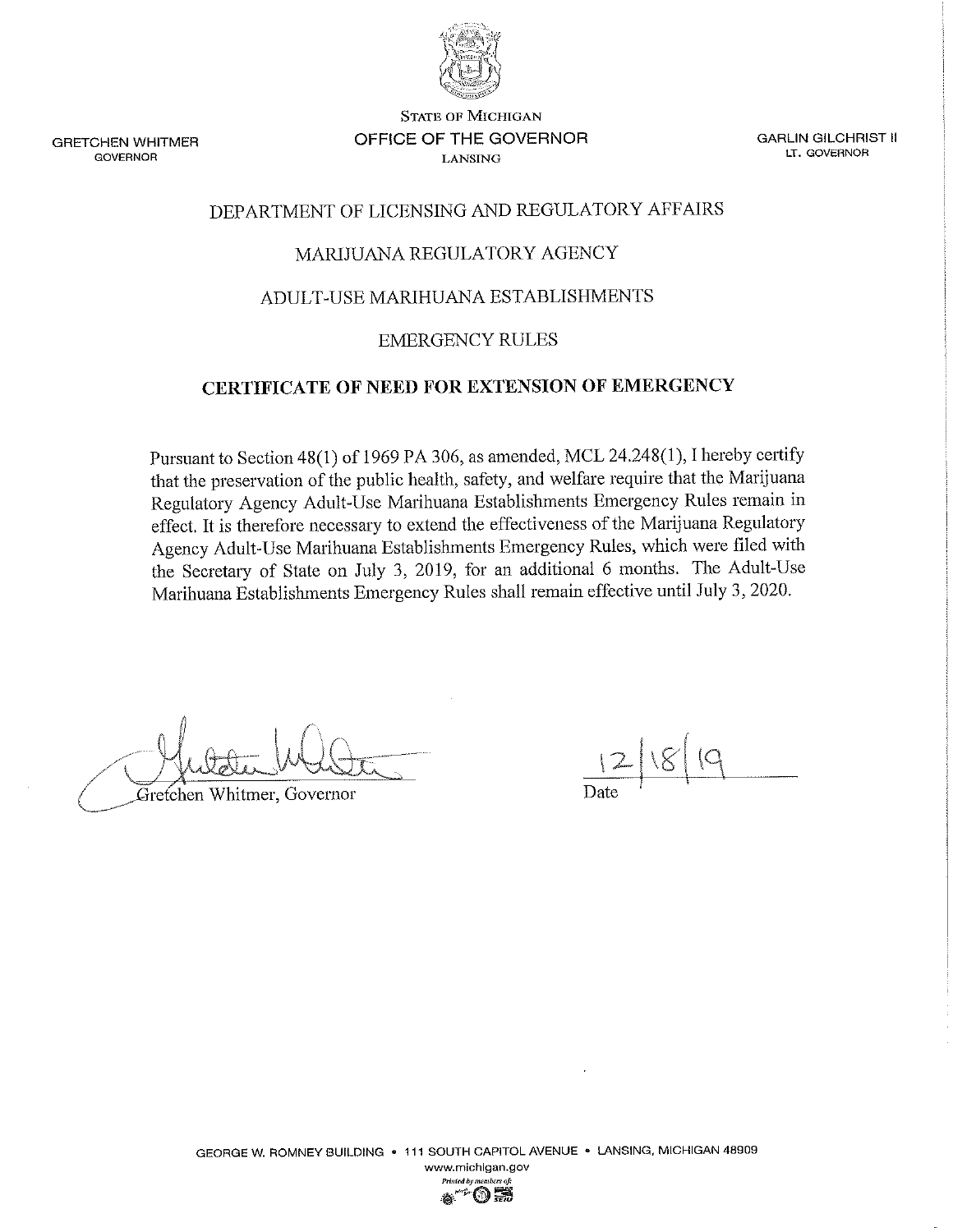STATE OF MICHIGAN
OFFICE OF THE GOVERNOR
LANSING

GRETCHEN WHITMER
GOVERNOR

GARLIN GILCHRIST II
LT. GOVERNOR

DEPARTMENT OF LICENSING AND REGULATORY AFFAIRS

MARIJUANA REGULATORY AGENCY

ADULT-USE MARIHUANA ESTABLISHMENTS

EMERGENCY RULES

**CERTIFICATE OF NEED FOR EXTENSION OF EMERGENCY**

Pursuant to Section 48(1) of 1969 PA 306, as amended, MCL 24.248(1), I hereby certify that the preservation of the public health, safety, and welfare require that the Marijuana Regulatory Agency Adult-Use Marihuana Establishments Emergency Rules remain in effect. It is therefore necessary to extend the effectiveness of the Marijuana Regulatory Agency Adult-Use Marihuana Establishments Emergency Rules, which were filed with the Secretary of State on July 3, 2019, for an additional 6 months. The Adult-Use Marihuana Establishments Emergency Rules shall remain effective until July 3, 2020.

Gretchen Whitmer, Governor

12/18/19
Date

GEORGE W. ROMNEY BUILDING • 111 SOUTH CAPITOL AVENUE • LANSING, MICHIGAN 48909
www.michigan.gov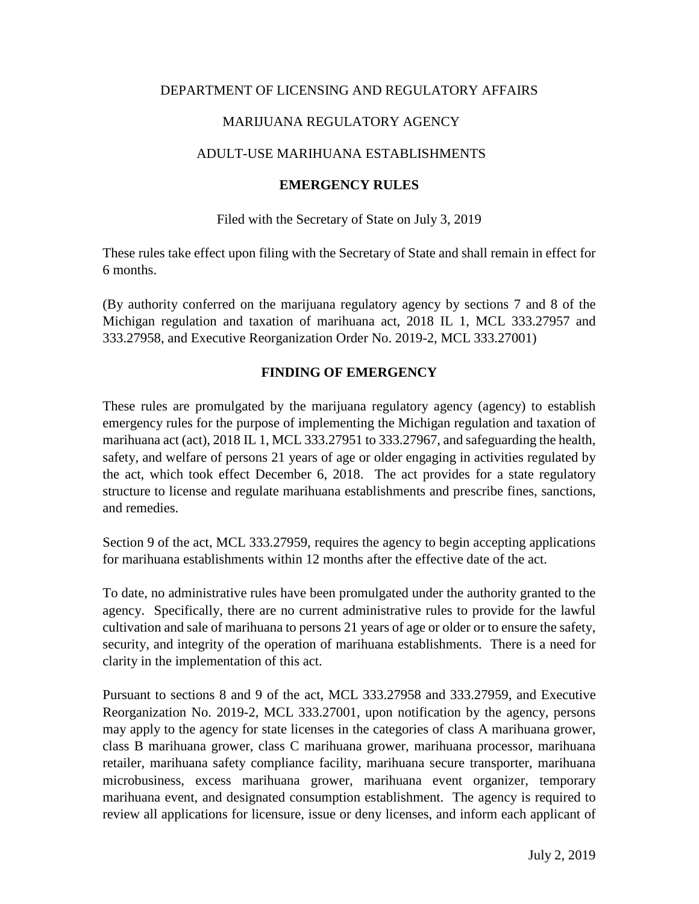DEPARTMENT OF LICENSING AND REGULATORY AFFAIRS

MARIJUANA REGULATORY AGENCY

ADULT-USE MARIHUANA ESTABLISHMENTS

**EMERGENCY RULES**

Filed with the Secretary of State on July 3, 2019

These rules take effect upon filing with the Secretary of State and shall remain in effect for 6 months.

(By authority conferred on the marijuana regulatory agency by sections 7 and 8 of the Michigan regulation and taxation of marihuana act, 2018 IL 1, MCL 333.27957 and 333.27958, and Executive Reorganization Order No. 2019-2, MCL 333.27001)

**FINDING OF EMERGENCY**

These rules are promulgated by the marijuana regulatory agency (agency) to establish emergency rules for the purpose of implementing the Michigan regulation and taxation of marihuana act (act), 2018 IL 1, MCL 333.27951 to 333.27967, and safeguarding the health, safety, and welfare of persons 21 years of age or older engaging in activities regulated by the act, which took effect December 6, 2018. The act provides for a state regulatory structure to license and regulate marihuana establishments and prescribe fines, sanctions, and remedies.

Section 9 of the act, MCL 333.27959, requires the agency to begin accepting applications for marihuana establishments within 12 months after the effective date of the act.

To date, no administrative rules have been promulgated under the authority granted to the agency. Specifically, there are no current administrative rules to provide for the lawful cultivation and sale of marihuana to persons 21 years of age or older or to ensure the safety, security, and integrity of the operation of marihuana establishments. There is a need for clarity in the implementation of this act.

Pursuant to sections 8 and 9 of the act, MCL 333.27958 and 333.27959, and Executive Reorganization No. 2019-2, MCL 333.27001, upon notification by the agency, persons may apply to the agency for state licenses in the categories of class A marihuana grower, class B marihuana grower, class C marihuana grower, marihuana processor, marihuana retailer, marihuana safety compliance facility, marihuana secure transporter, marihuana microbusiness, excess marihuana grower, marihuana event organizer, temporary marihuana event, and designated consumption establishment. The agency is required to review all applications for licensure, issue or deny licenses, and inform each applicant of

July 2, 2019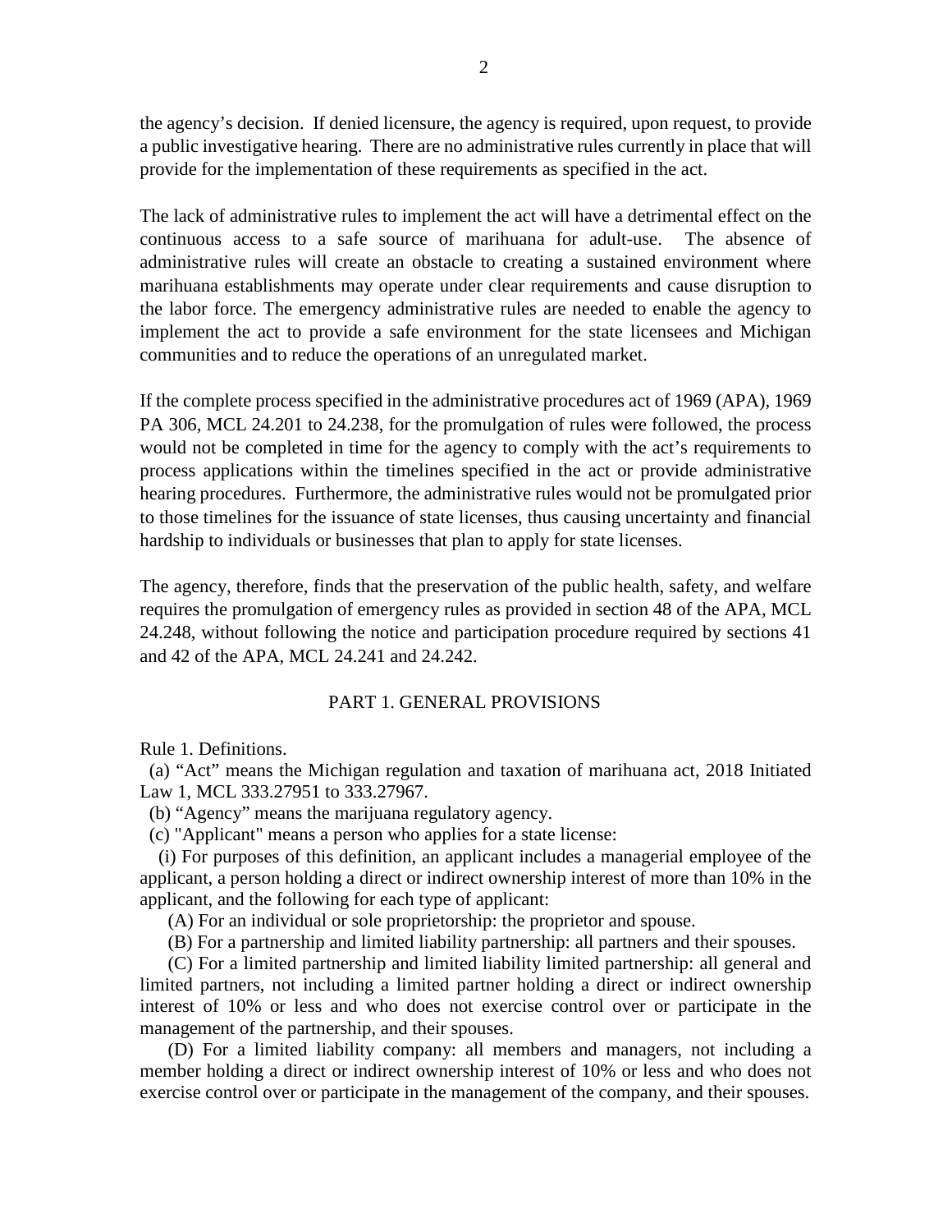the agency's decision. If denied licensure, the agency is required, upon request, to provide a public investigative hearing. There are no administrative rules currently in place that will provide for the implementation of these requirements as specified in the act.

The lack of administrative rules to implement the act will have a detrimental effect on the continuous access to a safe source of marihuana for adult-use. The absence of administrative rules will create an obstacle to creating a sustained environment where marihuana establishments may operate under clear requirements and cause disruption to the labor force. The emergency administrative rules are needed to enable the agency to implement the act to provide a safe environment for the state licensees and Michigan communities and to reduce the operations of an unregulated market.

If the complete process specified in the administrative procedures act of 1969 (APA), 1969 PA 306, MCL 24.201 to 24.238, for the promulgation of rules were followed, the process would not be completed in time for the agency to comply with the act's requirements to process applications within the timelines specified in the act or provide administrative hearing procedures. Furthermore, the administrative rules would not be promulgated prior to those timelines for the issuance of state licenses, thus causing uncertainty and financial hardship to individuals or businesses that plan to apply for state licenses.

The agency, therefore, finds that the preservation of the public health, safety, and welfare requires the promulgation of emergency rules as provided in section 48 of the APA, MCL 24.248, without following the notice and participation procedure required by sections 41 and 42 of the APA, MCL 24.241 and 24.242.

## PART 1. GENERAL PROVISIONS

Rule 1. Definitions.

(a) "Act" means the Michigan regulation and taxation of marihuana act, 2018 Initiated Law 1, MCL 333.27951 to 333.27967.

(b) "Agency" means the marijuana regulatory agency.

(c) "Applicant" means a person who applies for a state license:

(i) For purposes of this definition, an applicant includes a managerial employee of the applicant, a person holding a direct or indirect ownership interest of more than 10% in the applicant, and the following for each type of applicant:

(A) For an individual or sole proprietorship: the proprietor and spouse.

(B) For a partnership and limited liability partnership: all partners and their spouses.

(C) For a limited partnership and limited liability limited partnership: all general and limited partners, not including a limited partner holding a direct or indirect ownership interest of 10% or less and who does not exercise control over or participate in the management of the partnership, and their spouses.

(D) For a limited liability company: all members and managers, not including a member holding a direct or indirect ownership interest of 10% or less and who does not exercise control over or participate in the management of the company, and their spouses.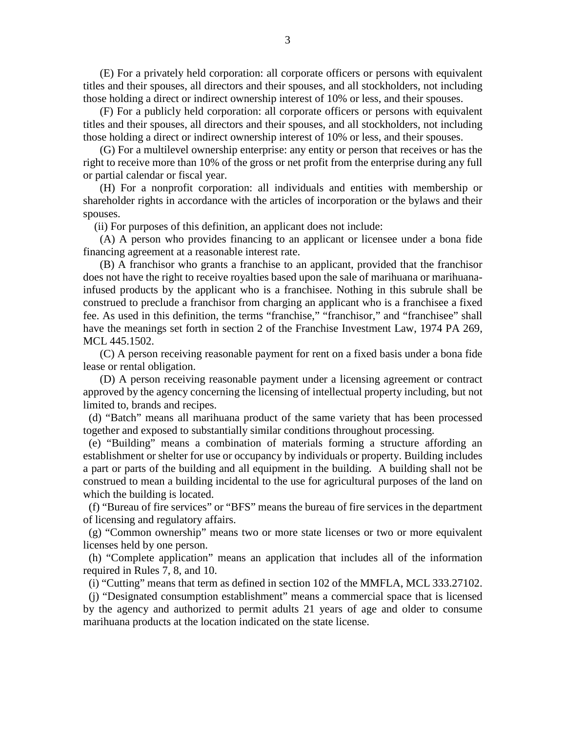(E) For a privately held corporation: all corporate officers or persons with equivalent titles and their spouses, all directors and their spouses, and all stockholders, not including those holding a direct or indirect ownership interest of 10% or less, and their spouses.

(F) For a publicly held corporation: all corporate officers or persons with equivalent titles and their spouses, all directors and their spouses, and all stockholders, not including those holding a direct or indirect ownership interest of 10% or less, and their spouses.

(G) For a multilevel ownership enterprise: any entity or person that receives or has the right to receive more than 10% of the gross or net profit from the enterprise during any full or partial calendar or fiscal year.

(H) For a nonprofit corporation: all individuals and entities with membership or shareholder rights in accordance with the articles of incorporation or the bylaws and their spouses.

(ii) For purposes of this definition, an applicant does not include:

(A) A person who provides financing to an applicant or licensee under a bona fide financing agreement at a reasonable interest rate.

(B) A franchisor who grants a franchise to an applicant, provided that the franchisor does not have the right to receive royalties based upon the sale of marihuana or marihuana-infused products by the applicant who is a franchisee. Nothing in this subrule shall be construed to preclude a franchisor from charging an applicant who is a franchisee a fixed fee. As used in this definition, the terms "franchise," "franchisor," and "franchisee" shall have the meanings set forth in section 2 of the Franchise Investment Law, 1974 PA 269, MCL 445.1502.

(C) A person receiving reasonable payment for rent on a fixed basis under a bona fide lease or rental obligation.

(D) A person receiving reasonable payment under a licensing agreement or contract approved by the agency concerning the licensing of intellectual property including, but not limited to, brands and recipes.

(d) "Batch" means all marihuana product of the same variety that has been processed together and exposed to substantially similar conditions throughout processing.

(e) "Building" means a combination of materials forming a structure affording an establishment or shelter for use or occupancy by individuals or property. Building includes a part or parts of the building and all equipment in the building. A building shall not be construed to mean a building incidental to the use for agricultural purposes of the land on which the building is located.

(f) "Bureau of fire services" or "BFS" means the bureau of fire services in the department of licensing and regulatory affairs.

(g) "Common ownership" means two or more state licenses or two or more equivalent licenses held by one person.

(h) "Complete application" means an application that includes all of the information required in Rules 7, 8, and 10.

(i) "Cutting" means that term as defined in section 102 of the MMFLA, MCL 333.27102.

(j) "Designated consumption establishment" means a commercial space that is licensed by the agency and authorized to permit adults 21 years of age and older to consume marihuana products at the location indicated on the state license.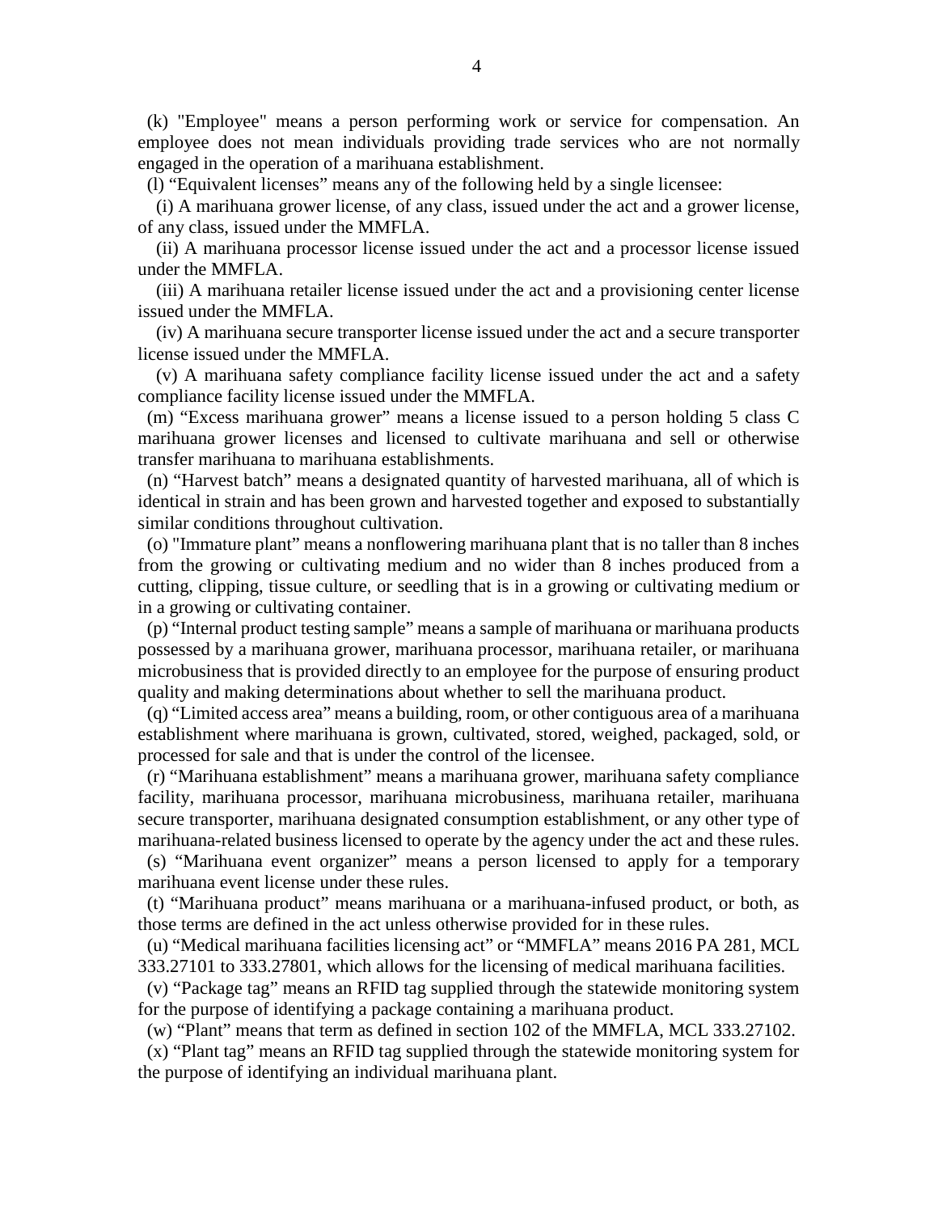(k) "Employee" means a person performing work or service for compensation. An employee does not mean individuals providing trade services who are not normally engaged in the operation of a marihuana establishment.

(l) "Equivalent licenses" means any of the following held by a single licensee:

(i) A marihuana grower license, of any class, issued under the act and a grower license, of any class, issued under the MMFLA.

(ii) A marihuana processor license issued under the act and a processor license issued under the MMFLA.

(iii) A marihuana retailer license issued under the act and a provisioning center license issued under the MMFLA.

(iv) A marihuana secure transporter license issued under the act and a secure transporter license issued under the MMFLA.

(v) A marihuana safety compliance facility license issued under the act and a safety compliance facility license issued under the MMFLA.

(m) "Excess marihuana grower" means a license issued to a person holding 5 class C marihuana grower licenses and licensed to cultivate marihuana and sell or otherwise transfer marihuana to marihuana establishments.

(n) "Harvest batch" means a designated quantity of harvested marihuana, all of which is identical in strain and has been grown and harvested together and exposed to substantially similar conditions throughout cultivation.

(o) "Immature plant" means a nonflowering marihuana plant that is no taller than 8 inches from the growing or cultivating medium and no wider than 8 inches produced from a cutting, clipping, tissue culture, or seedling that is in a growing or cultivating medium or in a growing or cultivating container.

(p) "Internal product testing sample" means a sample of marihuana or marihuana products possessed by a marihuana grower, marihuana processor, marihuana retailer, or marihuana microbusiness that is provided directly to an employee for the purpose of ensuring product quality and making determinations about whether to sell the marihuana product.

(q) "Limited access area" means a building, room, or other contiguous area of a marihuana establishment where marihuana is grown, cultivated, stored, weighed, packaged, sold, or processed for sale and that is under the control of the licensee.

(r) "Marihuana establishment" means a marihuana grower, marihuana safety compliance facility, marihuana processor, marihuana microbusiness, marihuana retailer, marihuana secure transporter, marihuana designated consumption establishment, or any other type of marihuana-related business licensed to operate by the agency under the act and these rules.

(s) "Marihuana event organizer" means a person licensed to apply for a temporary marihuana event license under these rules.

(t) "Marihuana product" means marihuana or a marihuana-infused product, or both, as those terms are defined in the act unless otherwise provided for in these rules.

(u) "Medical marihuana facilities licensing act" or "MMFLA" means 2016 PA 281, MCL 333.27101 to 333.27801, which allows for the licensing of medical marihuana facilities.

(v) "Package tag" means an RFID tag supplied through the statewide monitoring system for the purpose of identifying a package containing a marihuana product.

(w) "Plant" means that term as defined in section 102 of the MMFLA, MCL 333.27102.

(x) "Plant tag" means an RFID tag supplied through the statewide monitoring system for the purpose of identifying an individual marihuana plant.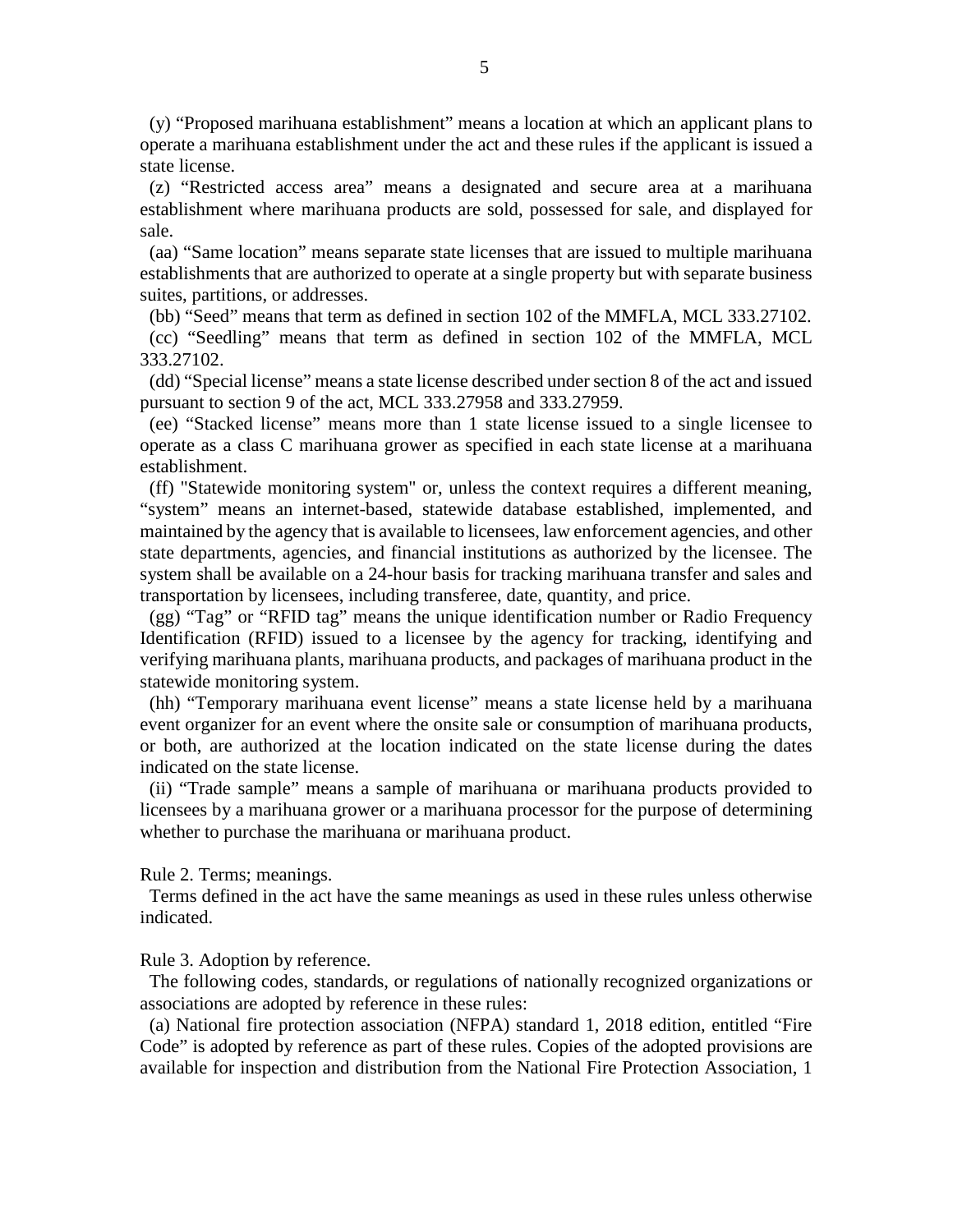(y) "Proposed marihuana establishment" means a location at which an applicant plans to operate a marihuana establishment under the act and these rules if the applicant is issued a state license.

(z) "Restricted access area" means a designated and secure area at a marihuana establishment where marihuana products are sold, possessed for sale, and displayed for sale.

(aa) "Same location" means separate state licenses that are issued to multiple marihuana establishments that are authorized to operate at a single property but with separate business suites, partitions, or addresses.

(bb) "Seed" means that term as defined in section 102 of the MMFLA, MCL 333.27102.

(cc) "Seedling" means that term as defined in section 102 of the MMFLA, MCL 333.27102.

(dd) "Special license" means a state license described under section 8 of the act and issued pursuant to section 9 of the act, MCL 333.27958 and 333.27959.

(ee) "Stacked license" means more than 1 state license issued to a single licensee to operate as a class C marihuana grower as specified in each state license at a marihuana establishment.

(ff) "Statewide monitoring system" or, unless the context requires a different meaning, "system" means an internet-based, statewide database established, implemented, and maintained by the agency that is available to licensees, law enforcement agencies, and other state departments, agencies, and financial institutions as authorized by the licensee. The system shall be available on a 24-hour basis for tracking marihuana transfer and sales and transportation by licensees, including transferee, date, quantity, and price.

(gg) "Tag" or "RFID tag" means the unique identification number or Radio Frequency Identification (RFID) issued to a licensee by the agency for tracking, identifying and verifying marihuana plants, marihuana products, and packages of marihuana product in the statewide monitoring system.

(hh) "Temporary marihuana event license" means a state license held by a marihuana event organizer for an event where the onsite sale or consumption of marihuana products, or both, are authorized at the location indicated on the state license during the dates indicated on the state license.

(ii) "Trade sample" means a sample of marihuana or marihuana products provided to licensees by a marihuana grower or a marihuana processor for the purpose of determining whether to purchase the marihuana or marihuana product.

Rule 2. Terms; meanings.

Terms defined in the act have the same meanings as used in these rules unless otherwise indicated.

Rule 3. Adoption by reference.

The following codes, standards, or regulations of nationally recognized organizations or associations are adopted by reference in these rules:

(a) National fire protection association (NFPA) standard 1, 2018 edition, entitled "Fire Code" is adopted by reference as part of these rules. Copies of the adopted provisions are available for inspection and distribution from the National Fire Protection Association, 1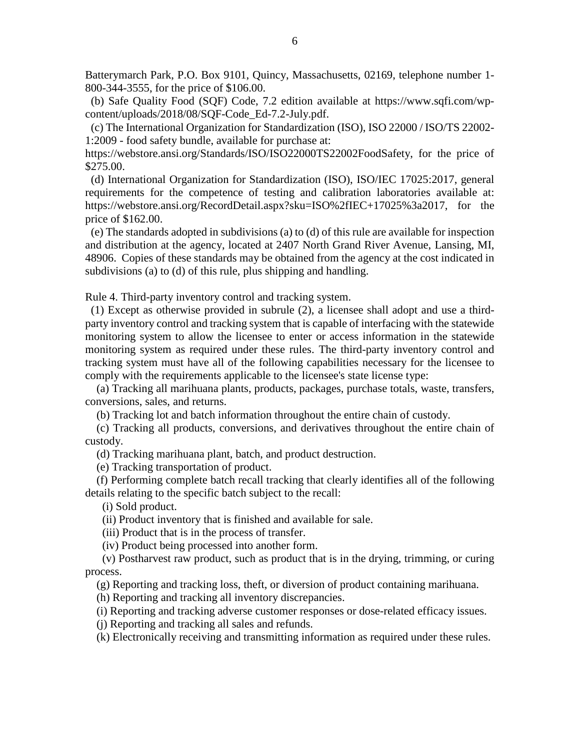Batterymarch Park, P.O. Box 9101, Quincy, Massachusetts, 02169, telephone number 1-800-344-3555, for the price of $106.00.

(b) Safe Quality Food (SQF) Code, 7.2 edition available at https://www.sqfi.com/wp-content/uploads/2018/08/SQF-Code_Ed-7.2-July.pdf.

(c) The International Organization for Standardization (ISO), ISO 22000 / ISO/TS 22002-1:2009 - food safety bundle, available for purchase at: https://webstore.ansi.org/Standards/ISO/ISO22000TS22002FoodSafety, for the price of $275.00.

(d) International Organization for Standardization (ISO), ISO/IEC 17025:2017, general requirements for the competence of testing and calibration laboratories available at: https://webstore.ansi.org/RecordDetail.aspx?sku=ISO%2fIEC+17025%3a2017, for the price of $162.00.

(e) The standards adopted in subdivisions (a) to (d) of this rule are available for inspection and distribution at the agency, located at 2407 North Grand River Avenue, Lansing, MI, 48906. Copies of these standards may be obtained from the agency at the cost indicated in subdivisions (a) to (d) of this rule, plus shipping and handling.

Rule 4. Third-party inventory control and tracking system.

(1) Except as otherwise provided in subrule (2), a licensee shall adopt and use a third-party inventory control and tracking system that is capable of interfacing with the statewide monitoring system to allow the licensee to enter or access information in the statewide monitoring system as required under these rules. The third-party inventory control and tracking system must have all of the following capabilities necessary for the licensee to comply with the requirements applicable to the licensee's state license type:

(a) Tracking all marihuana plants, products, packages, purchase totals, waste, transfers, conversions, sales, and returns.

(b) Tracking lot and batch information throughout the entire chain of custody.

(c) Tracking all products, conversions, and derivatives throughout the entire chain of custody.

(d) Tracking marihuana plant, batch, and product destruction.

(e) Tracking transportation of product.

(f) Performing complete batch recall tracking that clearly identifies all of the following details relating to the specific batch subject to the recall:

(i) Sold product.

(ii) Product inventory that is finished and available for sale.

(iii) Product that is in the process of transfer.

(iv) Product being processed into another form.

(v) Postharvest raw product, such as product that is in the drying, trimming, or curing process.

(g) Reporting and tracking loss, theft, or diversion of product containing marihuana.

(h) Reporting and tracking all inventory discrepancies.

(i) Reporting and tracking adverse customer responses or dose-related efficacy issues.

(j) Reporting and tracking all sales and refunds.

(k) Electronically receiving and transmitting information as required under these rules.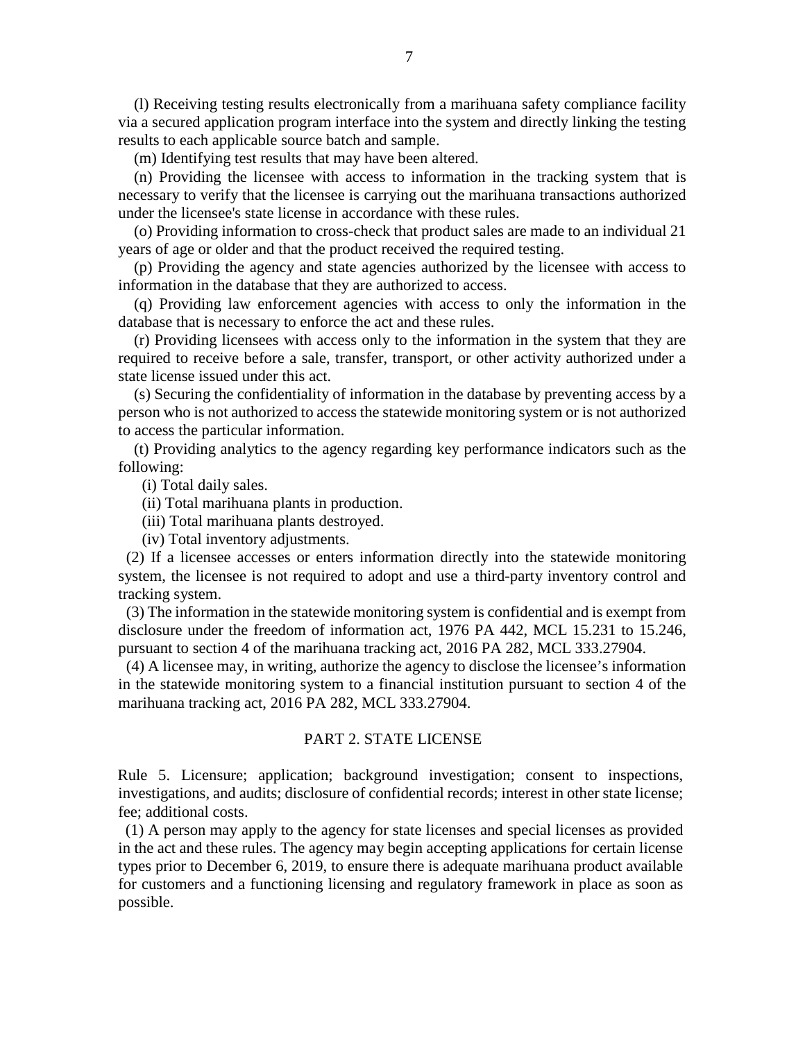(l) Receiving testing results electronically from a marihuana safety compliance facility via a secured application program interface into the system and directly linking the testing results to each applicable source batch and sample.

(m) Identifying test results that may have been altered.

(n) Providing the licensee with access to information in the tracking system that is necessary to verify that the licensee is carrying out the marihuana transactions authorized under the licensee's state license in accordance with these rules.

(o) Providing information to cross-check that product sales are made to an individual 21 years of age or older and that the product received the required testing.

(p) Providing the agency and state agencies authorized by the licensee with access to information in the database that they are authorized to access.

(q) Providing law enforcement agencies with access to only the information in the database that is necessary to enforce the act and these rules.

(r) Providing licensees with access only to the information in the system that they are required to receive before a sale, transfer, transport, or other activity authorized under a state license issued under this act.

(s) Securing the confidentiality of information in the database by preventing access by a person who is not authorized to access the statewide monitoring system or is not authorized to access the particular information.

(t) Providing analytics to the agency regarding key performance indicators such as the following:

(i) Total daily sales.

(ii) Total marihuana plants in production.

(iii) Total marihuana plants destroyed.

(iv) Total inventory adjustments.

(2) If a licensee accesses or enters information directly into the statewide monitoring system, the licensee is not required to adopt and use a third-party inventory control and tracking system.

(3) The information in the statewide monitoring system is confidential and is exempt from disclosure under the freedom of information act, 1976 PA 442, MCL 15.231 to 15.246, pursuant to section 4 of the marihuana tracking act, 2016 PA 282, MCL 333.27904.

(4) A licensee may, in writing, authorize the agency to disclose the licensee's information in the statewide monitoring system to a financial institution pursuant to section 4 of the marihuana tracking act, 2016 PA 282, MCL 333.27904.

## PART 2. STATE LICENSE

Rule 5. Licensure; application; background investigation; consent to inspections, investigations, and audits; disclosure of confidential records; interest in other state license; fee; additional costs.

(1) A person may apply to the agency for state licenses and special licenses as provided in the act and these rules. The agency may begin accepting applications for certain license types prior to December 6, 2019, to ensure there is adequate marihuana product available for customers and a functioning licensing and regulatory framework in place as soon as possible.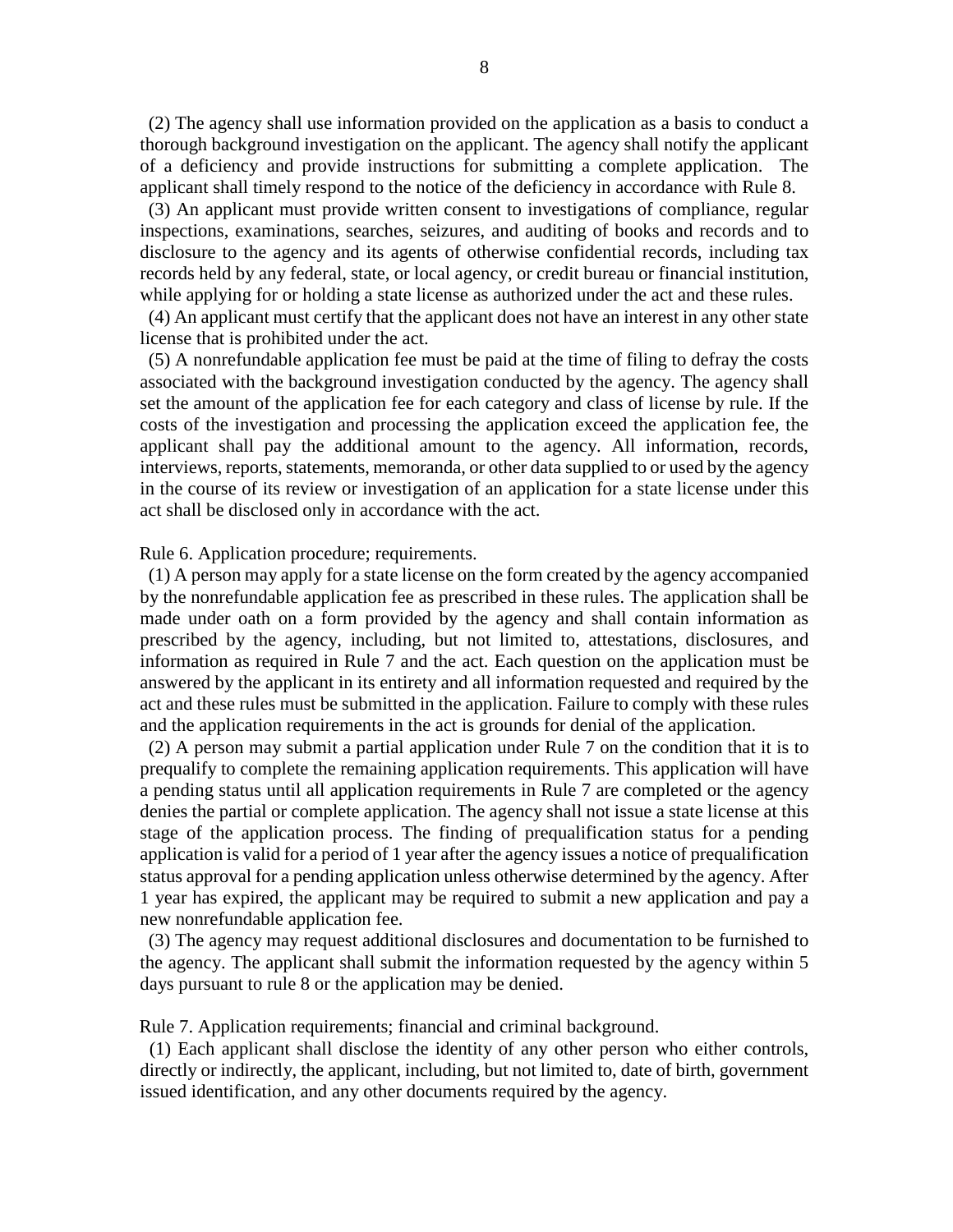(2) The agency shall use information provided on the application as a basis to conduct a thorough background investigation on the applicant. The agency shall notify the applicant of a deficiency and provide instructions for submitting a complete application. The applicant shall timely respond to the notice of the deficiency in accordance with Rule 8.

(3) An applicant must provide written consent to investigations of compliance, regular inspections, examinations, searches, seizures, and auditing of books and records and to disclosure to the agency and its agents of otherwise confidential records, including tax records held by any federal, state, or local agency, or credit bureau or financial institution, while applying for or holding a state license as authorized under the act and these rules.

(4) An applicant must certify that the applicant does not have an interest in any other state license that is prohibited under the act.

(5) A nonrefundable application fee must be paid at the time of filing to defray the costs associated with the background investigation conducted by the agency. The agency shall set the amount of the application fee for each category and class of license by rule. If the costs of the investigation and processing the application exceed the application fee, the applicant shall pay the additional amount to the agency. All information, records, interviews, reports, statements, memoranda, or other data supplied to or used by the agency in the course of its review or investigation of an application for a state license under this act shall be disclosed only in accordance with the act.

Rule 6. Application procedure; requirements.

(1) A person may apply for a state license on the form created by the agency accompanied by the nonrefundable application fee as prescribed in these rules. The application shall be made under oath on a form provided by the agency and shall contain information as prescribed by the agency, including, but not limited to, attestations, disclosures, and information as required in Rule 7 and the act. Each question on the application must be answered by the applicant in its entirety and all information requested and required by the act and these rules must be submitted in the application. Failure to comply with these rules and the application requirements in the act is grounds for denial of the application.

(2) A person may submit a partial application under Rule 7 on the condition that it is to prequalify to complete the remaining application requirements. This application will have a pending status until all application requirements in Rule 7 are completed or the agency denies the partial or complete application. The agency shall not issue a state license at this stage of the application process. The finding of prequalification status for a pending application is valid for a period of 1 year after the agency issues a notice of prequalification status approval for a pending application unless otherwise determined by the agency. After 1 year has expired, the applicant may be required to submit a new application and pay a new nonrefundable application fee.

(3) The agency may request additional disclosures and documentation to be furnished to the agency. The applicant shall submit the information requested by the agency within 5 days pursuant to rule 8 or the application may be denied.

Rule 7. Application requirements; financial and criminal background.

(1) Each applicant shall disclose the identity of any other person who either controls, directly or indirectly, the applicant, including, but not limited to, date of birth, government issued identification, and any other documents required by the agency.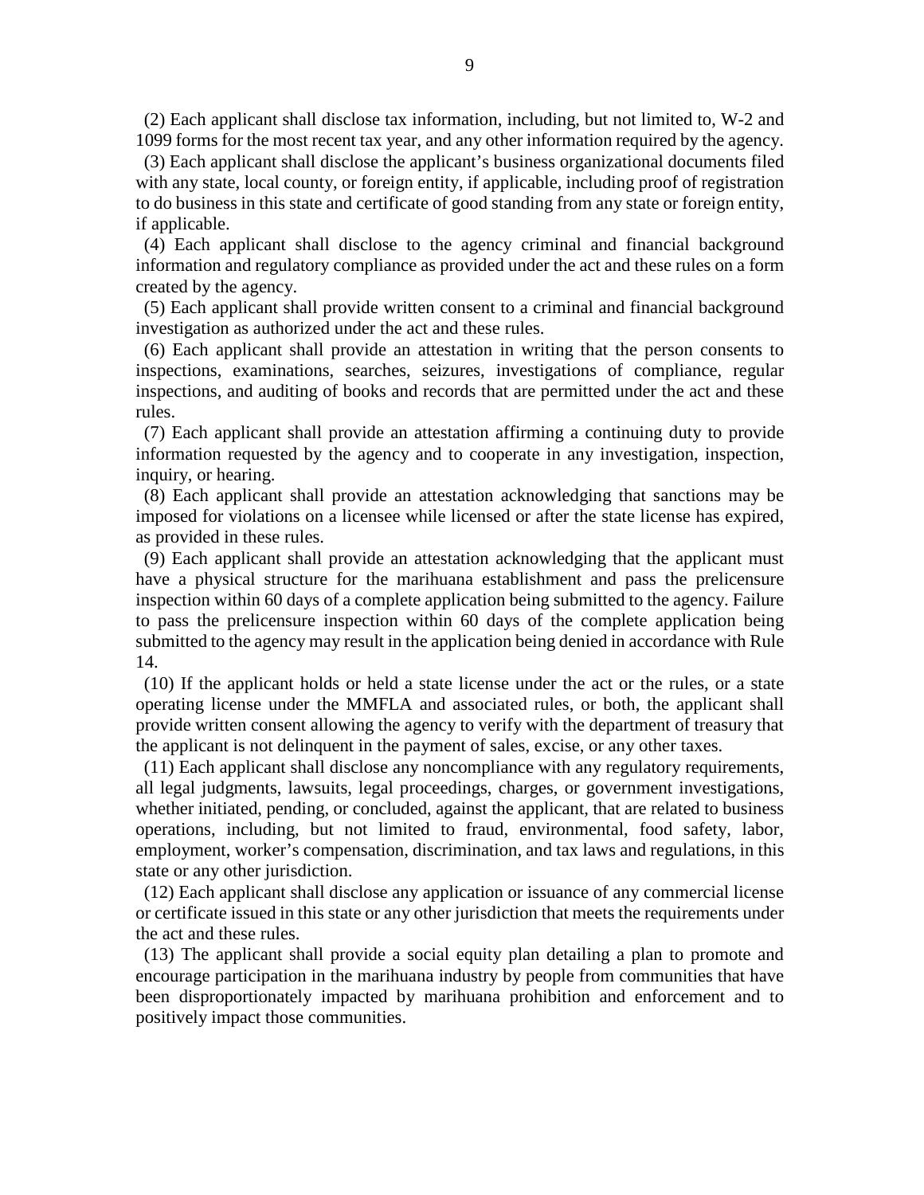(2) Each applicant shall disclose tax information, including, but not limited to, W-2 and 1099 forms for the most recent tax year, and any other information required by the agency.

(3) Each applicant shall disclose the applicant's business organizational documents filed with any state, local county, or foreign entity, if applicable, including proof of registration to do business in this state and certificate of good standing from any state or foreign entity, if applicable.

(4) Each applicant shall disclose to the agency criminal and financial background information and regulatory compliance as provided under the act and these rules on a form created by the agency.

(5) Each applicant shall provide written consent to a criminal and financial background investigation as authorized under the act and these rules.

(6) Each applicant shall provide an attestation in writing that the person consents to inspections, examinations, searches, seizures, investigations of compliance, regular inspections, and auditing of books and records that are permitted under the act and these rules.

(7) Each applicant shall provide an attestation affirming a continuing duty to provide information requested by the agency and to cooperate in any investigation, inspection, inquiry, or hearing.

(8) Each applicant shall provide an attestation acknowledging that sanctions may be imposed for violations on a licensee while licensed or after the state license has expired, as provided in these rules.

(9) Each applicant shall provide an attestation acknowledging that the applicant must have a physical structure for the marihuana establishment and pass the prelicensure inspection within 60 days of a complete application being submitted to the agency. Failure to pass the prelicensure inspection within 60 days of the complete application being submitted to the agency may result in the application being denied in accordance with Rule 14.

(10) If the applicant holds or held a state license under the act or the rules, or a state operating license under the MMFLA and associated rules, or both, the applicant shall provide written consent allowing the agency to verify with the department of treasury that the applicant is not delinquent in the payment of sales, excise, or any other taxes.

(11) Each applicant shall disclose any noncompliance with any regulatory requirements, all legal judgments, lawsuits, legal proceedings, charges, or government investigations, whether initiated, pending, or concluded, against the applicant, that are related to business operations, including, but not limited to fraud, environmental, food safety, labor, employment, worker's compensation, discrimination, and tax laws and regulations, in this state or any other jurisdiction.

(12) Each applicant shall disclose any application or issuance of any commercial license or certificate issued in this state or any other jurisdiction that meets the requirements under the act and these rules.

(13) The applicant shall provide a social equity plan detailing a plan to promote and encourage participation in the marihuana industry by people from communities that have been disproportionately impacted by marihuana prohibition and enforcement and to positively impact those communities.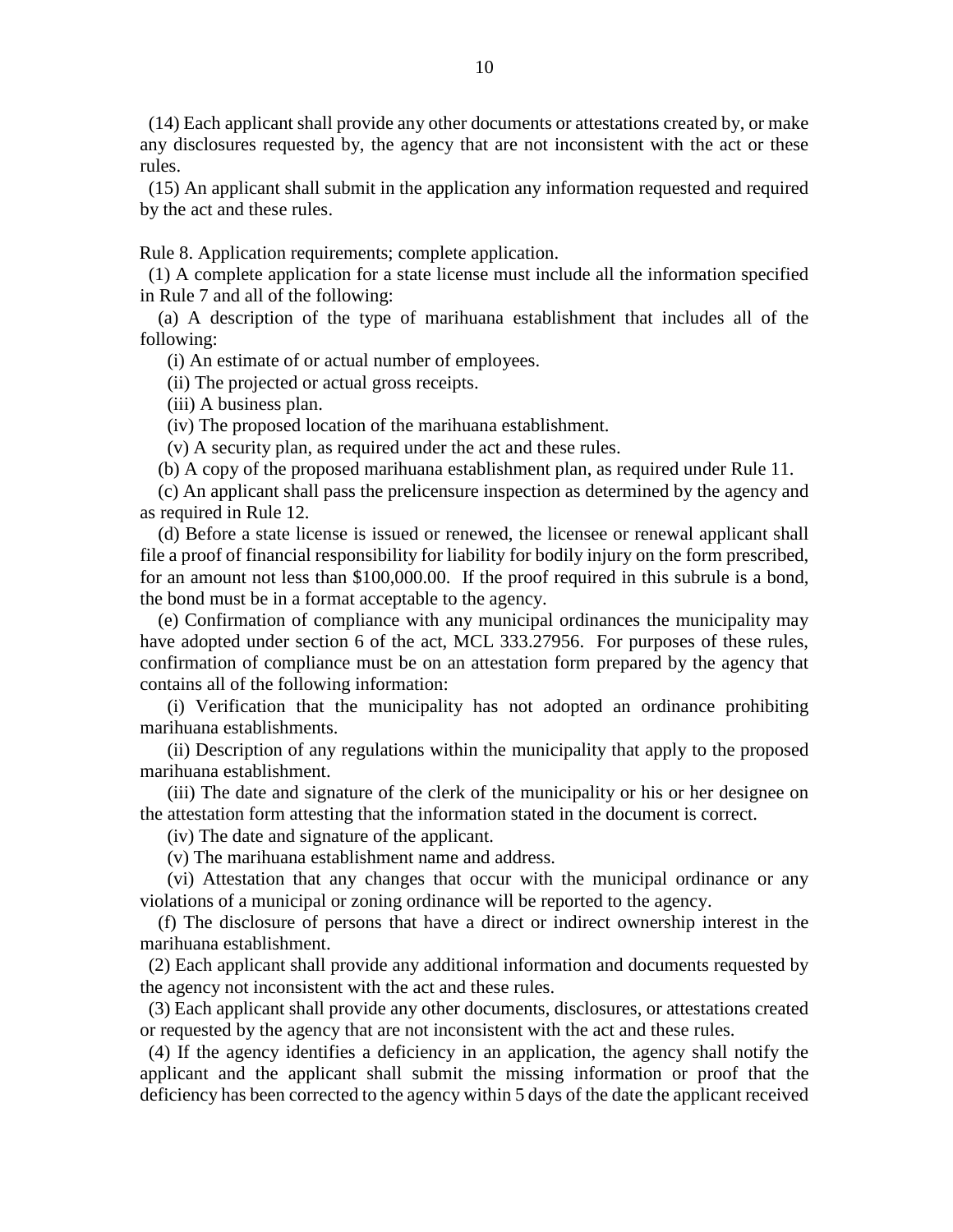(14) Each applicant shall provide any other documents or attestations created by, or make any disclosures requested by, the agency that are not inconsistent with the act or these rules.

(15) An applicant shall submit in the application any information requested and required by the act and these rules.

Rule 8. Application requirements; complete application.

(1) A complete application for a state license must include all the information specified in Rule 7 and all of the following:

(a) A description of the type of marihuana establishment that includes all of the following:

(i) An estimate of or actual number of employees.

(ii) The projected or actual gross receipts.

(iii) A business plan.

(iv) The proposed location of the marihuana establishment.

(v) A security plan, as required under the act and these rules.

(b) A copy of the proposed marihuana establishment plan, as required under Rule 11.

(c) An applicant shall pass the prelicensure inspection as determined by the agency and as required in Rule 12.

(d) Before a state license is issued or renewed, the licensee or renewal applicant shall file a proof of financial responsibility for liability for bodily injury on the form prescribed, for an amount not less than $100,000.00. If the proof required in this subrule is a bond, the bond must be in a format acceptable to the agency.

(e) Confirmation of compliance with any municipal ordinances the municipality may have adopted under section 6 of the act, MCL 333.27956. For purposes of these rules, confirmation of compliance must be on an attestation form prepared by the agency that contains all of the following information:

(i) Verification that the municipality has not adopted an ordinance prohibiting marihuana establishments.

(ii) Description of any regulations within the municipality that apply to the proposed marihuana establishment.

(iii) The date and signature of the clerk of the municipality or his or her designee on the attestation form attesting that the information stated in the document is correct.

(iv) The date and signature of the applicant.

(v) The marihuana establishment name and address.

(vi) Attestation that any changes that occur with the municipal ordinance or any violations of a municipal or zoning ordinance will be reported to the agency.

(f) The disclosure of persons that have a direct or indirect ownership interest in the marihuana establishment.

(2) Each applicant shall provide any additional information and documents requested by the agency not inconsistent with the act and these rules.

(3) Each applicant shall provide any other documents, disclosures, or attestations created or requested by the agency that are not inconsistent with the act and these rules.

(4) If the agency identifies a deficiency in an application, the agency shall notify the applicant and the applicant shall submit the missing information or proof that the deficiency has been corrected to the agency within 5 days of the date the applicant received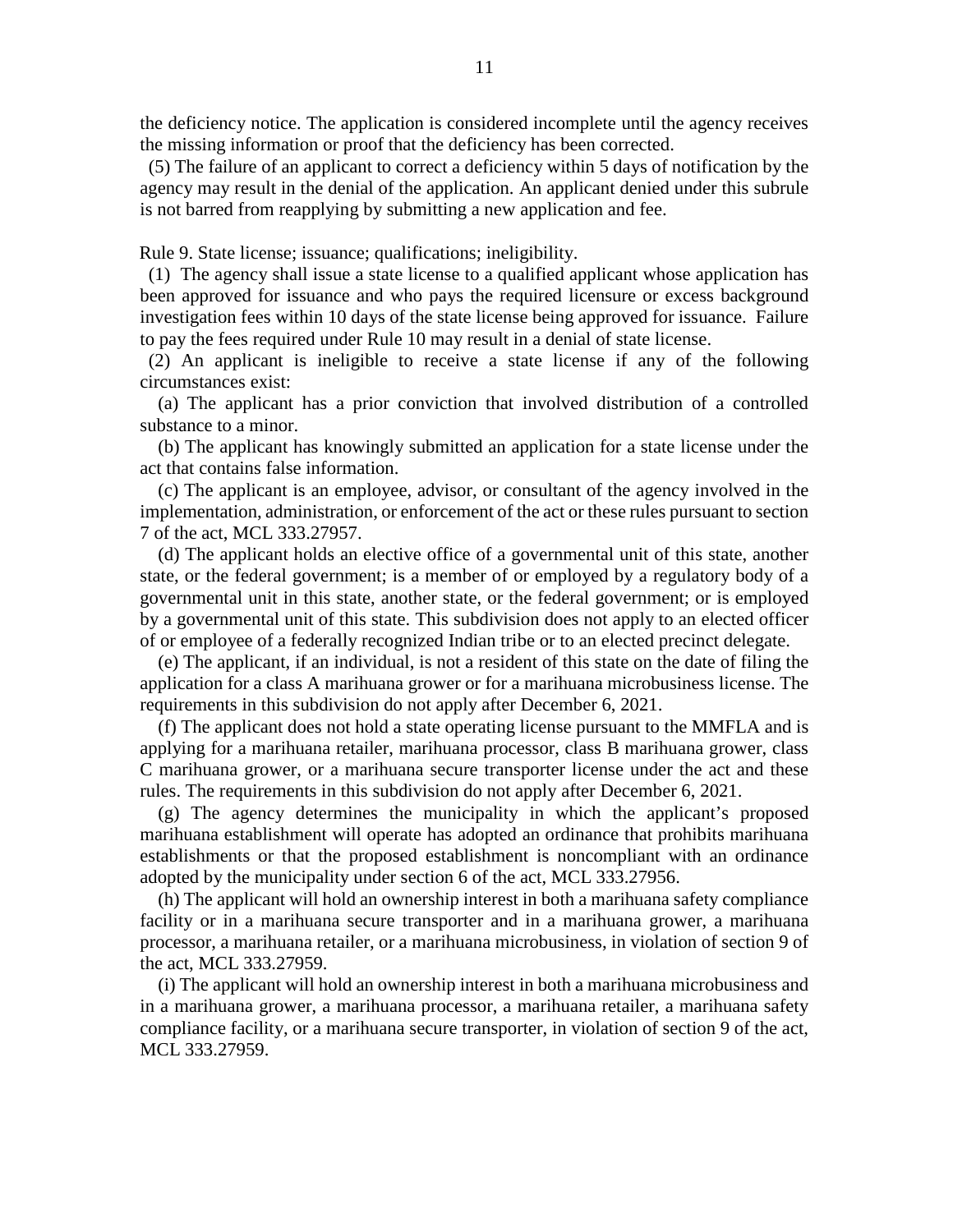the deficiency notice. The application is considered incomplete until the agency receives the missing information or proof that the deficiency has been corrected.

(5) The failure of an applicant to correct a deficiency within 5 days of notification by the agency may result in the denial of the application. An applicant denied under this subrule is not barred from reapplying by submitting a new application and fee.

Rule 9. State license; issuance; qualifications; ineligibility.

(1) The agency shall issue a state license to a qualified applicant whose application has been approved for issuance and who pays the required licensure or excess background investigation fees within 10 days of the state license being approved for issuance. Failure to pay the fees required under Rule 10 may result in a denial of state license.

(2) An applicant is ineligible to receive a state license if any of the following circumstances exist:

(a) The applicant has a prior conviction that involved distribution of a controlled substance to a minor.

(b) The applicant has knowingly submitted an application for a state license under the act that contains false information.

(c) The applicant is an employee, advisor, or consultant of the agency involved in the implementation, administration, or enforcement of the act or these rules pursuant to section 7 of the act, MCL 333.27957.

(d) The applicant holds an elective office of a governmental unit of this state, another state, or the federal government; is a member of or employed by a regulatory body of a governmental unit in this state, another state, or the federal government; or is employed by a governmental unit of this state. This subdivision does not apply to an elected officer of or employee of a federally recognized Indian tribe or to an elected precinct delegate.

(e) The applicant, if an individual, is not a resident of this state on the date of filing the application for a class A marihuana grower or for a marihuana microbusiness license. The requirements in this subdivision do not apply after December 6, 2021.

(f) The applicant does not hold a state operating license pursuant to the MMFLA and is applying for a marihuana retailer, marihuana processor, class B marihuana grower, class C marihuana grower, or a marihuana secure transporter license under the act and these rules. The requirements in this subdivision do not apply after December 6, 2021.

(g) The agency determines the municipality in which the applicant's proposed marihuana establishment will operate has adopted an ordinance that prohibits marihuana establishments or that the proposed establishment is noncompliant with an ordinance adopted by the municipality under section 6 of the act, MCL 333.27956.

(h) The applicant will hold an ownership interest in both a marihuana safety compliance facility or in a marihuana secure transporter and in a marihuana grower, a marihuana processor, a marihuana retailer, or a marihuana microbusiness, in violation of section 9 of the act, MCL 333.27959.

(i) The applicant will hold an ownership interest in both a marihuana microbusiness and in a marihuana grower, a marihuana processor, a marihuana retailer, a marihuana safety compliance facility, or a marihuana secure transporter, in violation of section 9 of the act, MCL 333.27959.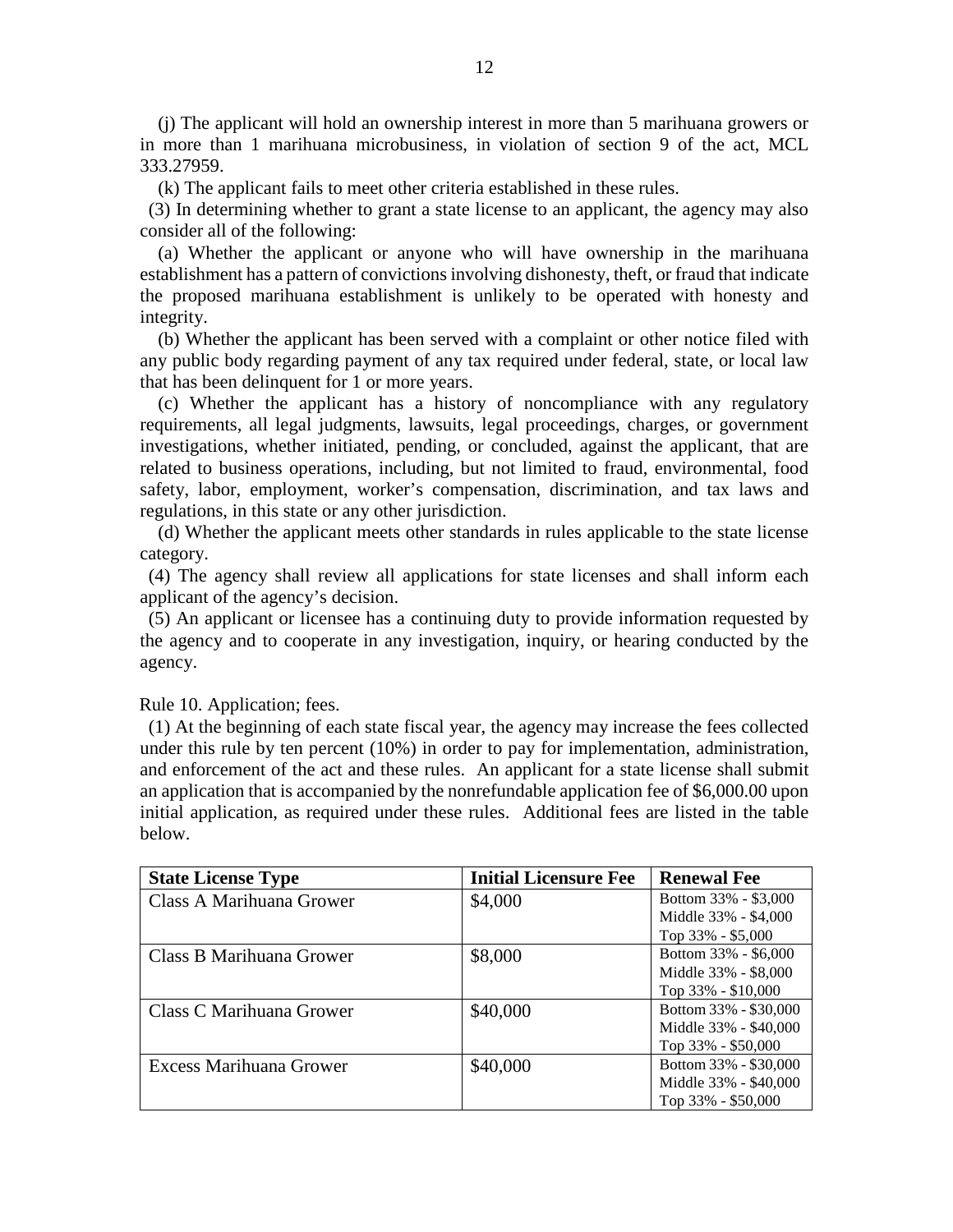(j) The applicant will hold an ownership interest in more than 5 marihuana growers or in more than 1 marihuana microbusiness, in violation of section 9 of the act, MCL 333.27959.

(k) The applicant fails to meet other criteria established in these rules.

(3) In determining whether to grant a state license to an applicant, the agency may also consider all of the following:

(a) Whether the applicant or anyone who will have ownership in the marihuana establishment has a pattern of convictions involving dishonesty, theft, or fraud that indicate the proposed marihuana establishment is unlikely to be operated with honesty and integrity.

(b) Whether the applicant has been served with a complaint or other notice filed with any public body regarding payment of any tax required under federal, state, or local law that has been delinquent for 1 or more years.

(c) Whether the applicant has a history of noncompliance with any regulatory requirements, all legal judgments, lawsuits, legal proceedings, charges, or government investigations, whether initiated, pending, or concluded, against the applicant, that are related to business operations, including, but not limited to fraud, environmental, food safety, labor, employment, worker's compensation, discrimination, and tax laws and regulations, in this state or any other jurisdiction.

(d) Whether the applicant meets other standards in rules applicable to the state license category.

(4) The agency shall review all applications for state licenses and shall inform each applicant of the agency's decision.

(5) An applicant or licensee has a continuing duty to provide information requested by the agency and to cooperate in any investigation, inquiry, or hearing conducted by the agency.

Rule 10. Application; fees.

(1) At the beginning of each state fiscal year, the agency may increase the fees collected under this rule by ten percent (10%) in order to pay for implementation, administration, and enforcement of the act and these rules. An applicant for a state license shall submit an application that is accompanied by the nonrefundable application fee of $6,000.00 upon initial application, as required under these rules. Additional fees are listed in the table below.

| State License Type | Initial Licensure Fee | Renewal Fee |
|---|---|---|
| Class A Marihuana Grower | $4,000 | Bottom 33% - $3,000<br>Middle 33% - $4,000<br>Top 33% - $5,000 |
| Class B Marihuana Grower | $8,000 | Bottom 33% - $6,000<br>Middle 33% - $8,000<br>Top 33% - $10,000 |
| Class C Marihuana Grower | $40,000 | Bottom 33% - $30,000<br>Middle 33% - $40,000<br>Top 33% - $50,000 |
| Excess Marihuana Grower | $40,000 | Bottom 33% - $30,000<br>Middle 33% - $40,000<br>Top 33% - $50,000 |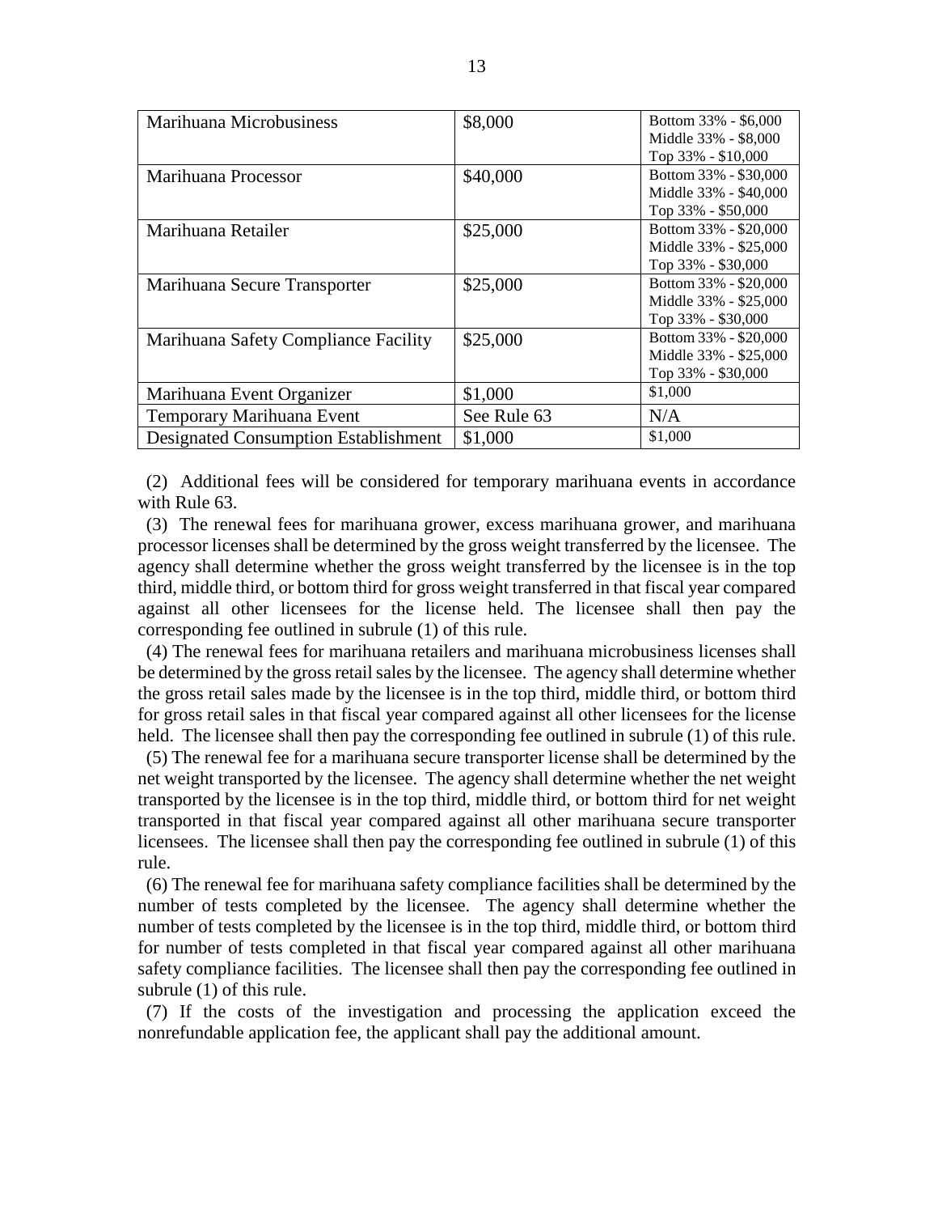| | | |
|---|---|---|
| Marihuana Microbusiness | \$8,000 | Bottom 33% - \$6,000<br>Middle 33% - \$8,000<br>Top 33% - \$10,000 |
| Marihuana Processor | \$40,000 | Bottom 33% - \$30,000<br>Middle 33% - \$40,000<br>Top 33% - \$50,000 |
| Marihuana Retailer | \$25,000 | Bottom 33% - \$20,000<br>Middle 33% - \$25,000<br>Top 33% - \$30,000 |
| Marihuana Secure Transporter | \$25,000 | Bottom 33% - \$20,000<br>Middle 33% - \$25,000<br>Top 33% - \$30,000 |
| Marihuana Safety Compliance Facility | \$25,000 | Bottom 33% - \$20,000<br>Middle 33% - \$25,000<br>Top 33% - \$30,000 |
| Marihuana Event Organizer | \$1,000 | \$1,000 |
| Temporary Marihuana Event | See Rule 63 | N/A |
| Designated Consumption Establishment | \$1,000 | \$1,000 |

(2) Additional fees will be considered for temporary marihuana events in accordance with Rule 63.

(3) The renewal fees for marihuana grower, excess marihuana grower, and marihuana processor licenses shall be determined by the gross weight transferred by the licensee. The agency shall determine whether the gross weight transferred by the licensee is in the top third, middle third, or bottom third for gross weight transferred in that fiscal year compared against all other licensees for the license held. The licensee shall then pay the corresponding fee outlined in subrule (1) of this rule.

(4) The renewal fees for marihuana retailers and marihuana microbusiness licenses shall be determined by the gross retail sales by the licensee. The agency shall determine whether the gross retail sales made by the licensee is in the top third, middle third, or bottom third for gross retail sales in that fiscal year compared against all other licensees for the license held. The licensee shall then pay the corresponding fee outlined in subrule (1) of this rule.

(5) The renewal fee for a marihuana secure transporter license shall be determined by the net weight transported by the licensee. The agency shall determine whether the net weight transported by the licensee is in the top third, middle third, or bottom third for net weight transported in that fiscal year compared against all other marihuana secure transporter licensees. The licensee shall then pay the corresponding fee outlined in subrule (1) of this rule.

(6) The renewal fee for marihuana safety compliance facilities shall be determined by the number of tests completed by the licensee. The agency shall determine whether the number of tests completed by the licensee is in the top third, middle third, or bottom third for number of tests completed in that fiscal year compared against all other marihuana safety compliance facilities. The licensee shall then pay the corresponding fee outlined in subrule (1) of this rule.

(7) If the costs of the investigation and processing the application exceed the nonrefundable application fee, the applicant shall pay the additional amount.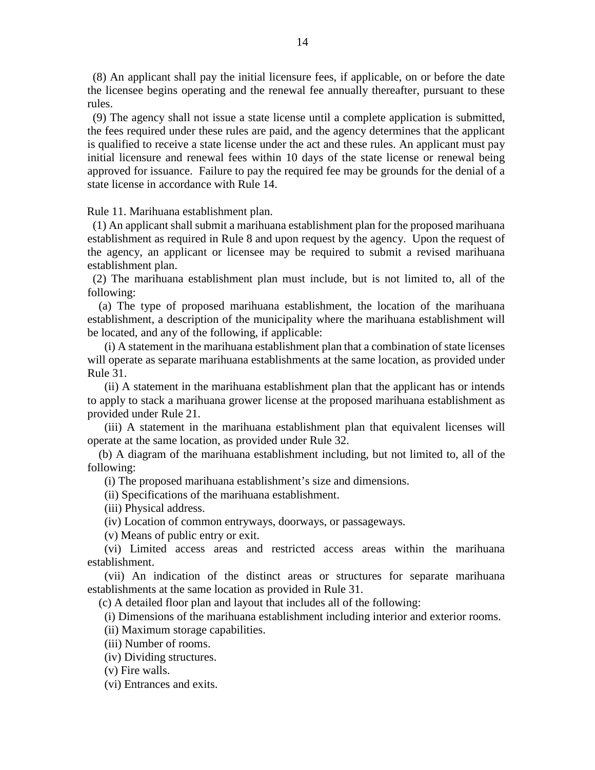(8) An applicant shall pay the initial licensure fees, if applicable, on or before the date the licensee begins operating and the renewal fee annually thereafter, pursuant to these rules.

(9) The agency shall not issue a state license until a complete application is submitted, the fees required under these rules are paid, and the agency determines that the applicant is qualified to receive a state license under the act and these rules. An applicant must pay initial licensure and renewal fees within 10 days of the state license or renewal being approved for issuance. Failure to pay the required fee may be grounds for the denial of a state license in accordance with Rule 14.

Rule 11. Marihuana establishment plan.

(1) An applicant shall submit a marihuana establishment plan for the proposed marihuana establishment as required in Rule 8 and upon request by the agency. Upon the request of the agency, an applicant or licensee may be required to submit a revised marihuana establishment plan.

(2) The marihuana establishment plan must include, but is not limited to, all of the following:

(a) The type of proposed marihuana establishment, the location of the marihuana establishment, a description of the municipality where the marihuana establishment will be located, and any of the following, if applicable:

(i) A statement in the marihuana establishment plan that a combination of state licenses will operate as separate marihuana establishments at the same location, as provided under Rule 31.

(ii) A statement in the marihuana establishment plan that the applicant has or intends to apply to stack a marihuana grower license at the proposed marihuana establishment as provided under Rule 21.

(iii) A statement in the marihuana establishment plan that equivalent licenses will operate at the same location, as provided under Rule 32.

(b) A diagram of the marihuana establishment including, but not limited to, all of the following:

(i) The proposed marihuana establishment's size and dimensions.

(ii) Specifications of the marihuana establishment.

(iii) Physical address.

(iv) Location of common entryways, doorways, or passageways.

(v) Means of public entry or exit.

(vi) Limited access areas and restricted access areas within the marihuana establishment.

(vii) An indication of the distinct areas or structures for separate marihuana establishments at the same location as provided in Rule 31.

(c) A detailed floor plan and layout that includes all of the following:

(i) Dimensions of the marihuana establishment including interior and exterior rooms.

(ii) Maximum storage capabilities.

(iii) Number of rooms.

(iv) Dividing structures.

(v) Fire walls.

(vi) Entrances and exits.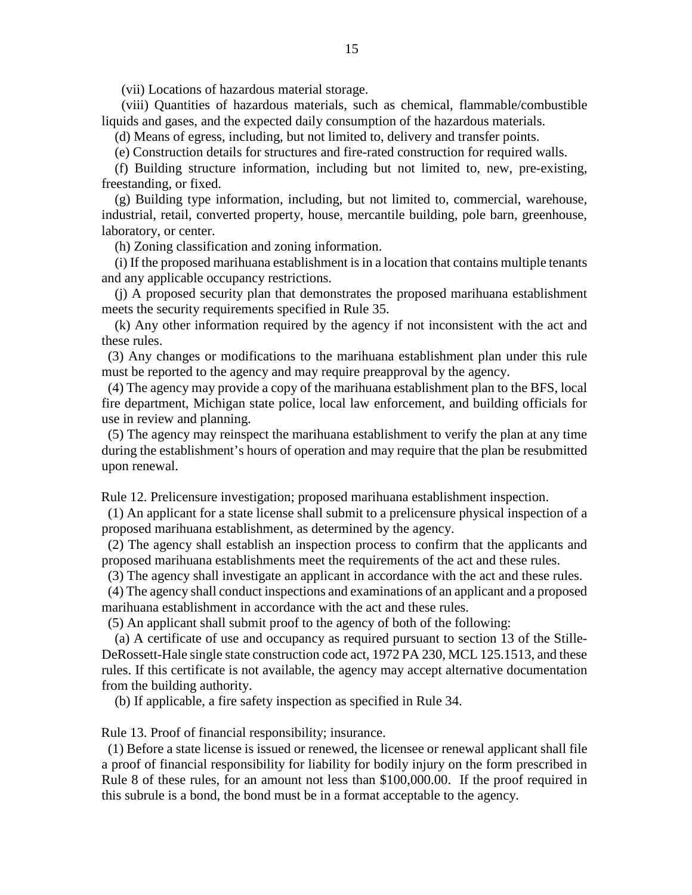(vii) Locations of hazardous material storage.

(viii) Quantities of hazardous materials, such as chemical, flammable/combustible liquids and gases, and the expected daily consumption of the hazardous materials.

(d) Means of egress, including, but not limited to, delivery and transfer points.

(e) Construction details for structures and fire-rated construction for required walls.

(f) Building structure information, including but not limited to, new, pre-existing, freestanding, or fixed.

(g) Building type information, including, but not limited to, commercial, warehouse, industrial, retail, converted property, house, mercantile building, pole barn, greenhouse, laboratory, or center.

(h) Zoning classification and zoning information.

(i) If the proposed marihuana establishment is in a location that contains multiple tenants and any applicable occupancy restrictions.

(j) A proposed security plan that demonstrates the proposed marihuana establishment meets the security requirements specified in Rule 35.

(k) Any other information required by the agency if not inconsistent with the act and these rules.

(3) Any changes or modifications to the marihuana establishment plan under this rule must be reported to the agency and may require preapproval by the agency.

(4) The agency may provide a copy of the marihuana establishment plan to the BFS, local fire department, Michigan state police, local law enforcement, and building officials for use in review and planning.

(5) The agency may reinspect the marihuana establishment to verify the plan at any time during the establishment's hours of operation and may require that the plan be resubmitted upon renewal.

Rule 12. Prelicensure investigation; proposed marihuana establishment inspection.

(1) An applicant for a state license shall submit to a prelicensure physical inspection of a proposed marihuana establishment, as determined by the agency.

(2) The agency shall establish an inspection process to confirm that the applicants and proposed marihuana establishments meet the requirements of the act and these rules.

(3) The agency shall investigate an applicant in accordance with the act and these rules.

(4) The agency shall conduct inspections and examinations of an applicant and a proposed marihuana establishment in accordance with the act and these rules.

(5) An applicant shall submit proof to the agency of both of the following:

(a) A certificate of use and occupancy as required pursuant to section 13 of the Stille-DeRossett-Hale single state construction code act, 1972 PA 230, MCL 125.1513, and these rules. If this certificate is not available, the agency may accept alternative documentation from the building authority.

(b) If applicable, a fire safety inspection as specified in Rule 34.

Rule 13. Proof of financial responsibility; insurance.

(1) Before a state license is issued or renewed, the licensee or renewal applicant shall file a proof of financial responsibility for liability for bodily injury on the form prescribed in Rule 8 of these rules, for an amount not less than $100,000.00. If the proof required in this subrule is a bond, the bond must be in a format acceptable to the agency.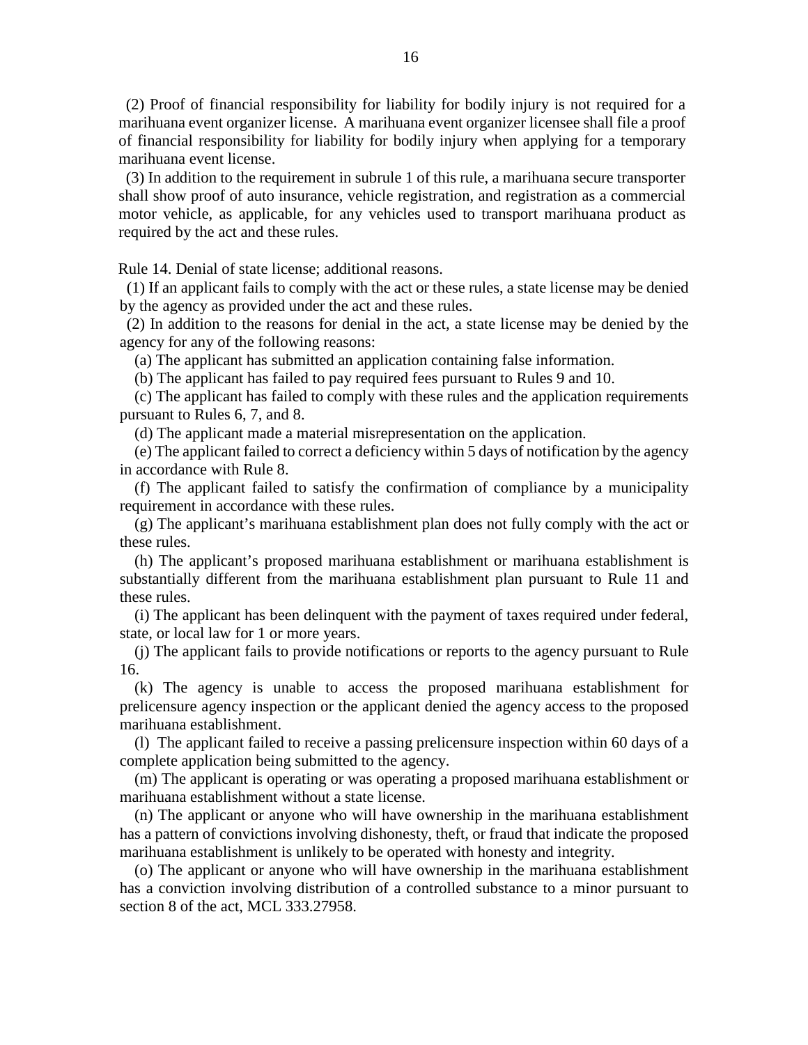(2) Proof of financial responsibility for liability for bodily injury is not required for a marihuana event organizer license. A marihuana event organizer licensee shall file a proof of financial responsibility for liability for bodily injury when applying for a temporary marihuana event license.

(3) In addition to the requirement in subrule 1 of this rule, a marihuana secure transporter shall show proof of auto insurance, vehicle registration, and registration as a commercial motor vehicle, as applicable, for any vehicles used to transport marihuana product as required by the act and these rules.

Rule 14. Denial of state license; additional reasons.

(1) If an applicant fails to comply with the act or these rules, a state license may be denied by the agency as provided under the act and these rules.

(2) In addition to the reasons for denial in the act, a state license may be denied by the agency for any of the following reasons:

(a) The applicant has submitted an application containing false information.

(b) The applicant has failed to pay required fees pursuant to Rules 9 and 10.

(c) The applicant has failed to comply with these rules and the application requirements pursuant to Rules 6, 7, and 8.

(d) The applicant made a material misrepresentation on the application.

(e) The applicant failed to correct a deficiency within 5 days of notification by the agency in accordance with Rule 8.

(f) The applicant failed to satisfy the confirmation of compliance by a municipality requirement in accordance with these rules.

(g) The applicant's marihuana establishment plan does not fully comply with the act or these rules.

(h) The applicant's proposed marihuana establishment or marihuana establishment is substantially different from the marihuana establishment plan pursuant to Rule 11 and these rules.

(i) The applicant has been delinquent with the payment of taxes required under federal, state, or local law for 1 or more years.

(j) The applicant fails to provide notifications or reports to the agency pursuant to Rule 16.

(k) The agency is unable to access the proposed marihuana establishment for prelicensure agency inspection or the applicant denied the agency access to the proposed marihuana establishment.

(l) The applicant failed to receive a passing prelicensure inspection within 60 days of a complete application being submitted to the agency.

(m) The applicant is operating or was operating a proposed marihuana establishment or marihuana establishment without a state license.

(n) The applicant or anyone who will have ownership in the marihuana establishment has a pattern of convictions involving dishonesty, theft, or fraud that indicate the proposed marihuana establishment is unlikely to be operated with honesty and integrity.

(o) The applicant or anyone who will have ownership in the marihuana establishment has a conviction involving distribution of a controlled substance to a minor pursuant to section 8 of the act, MCL 333.27958.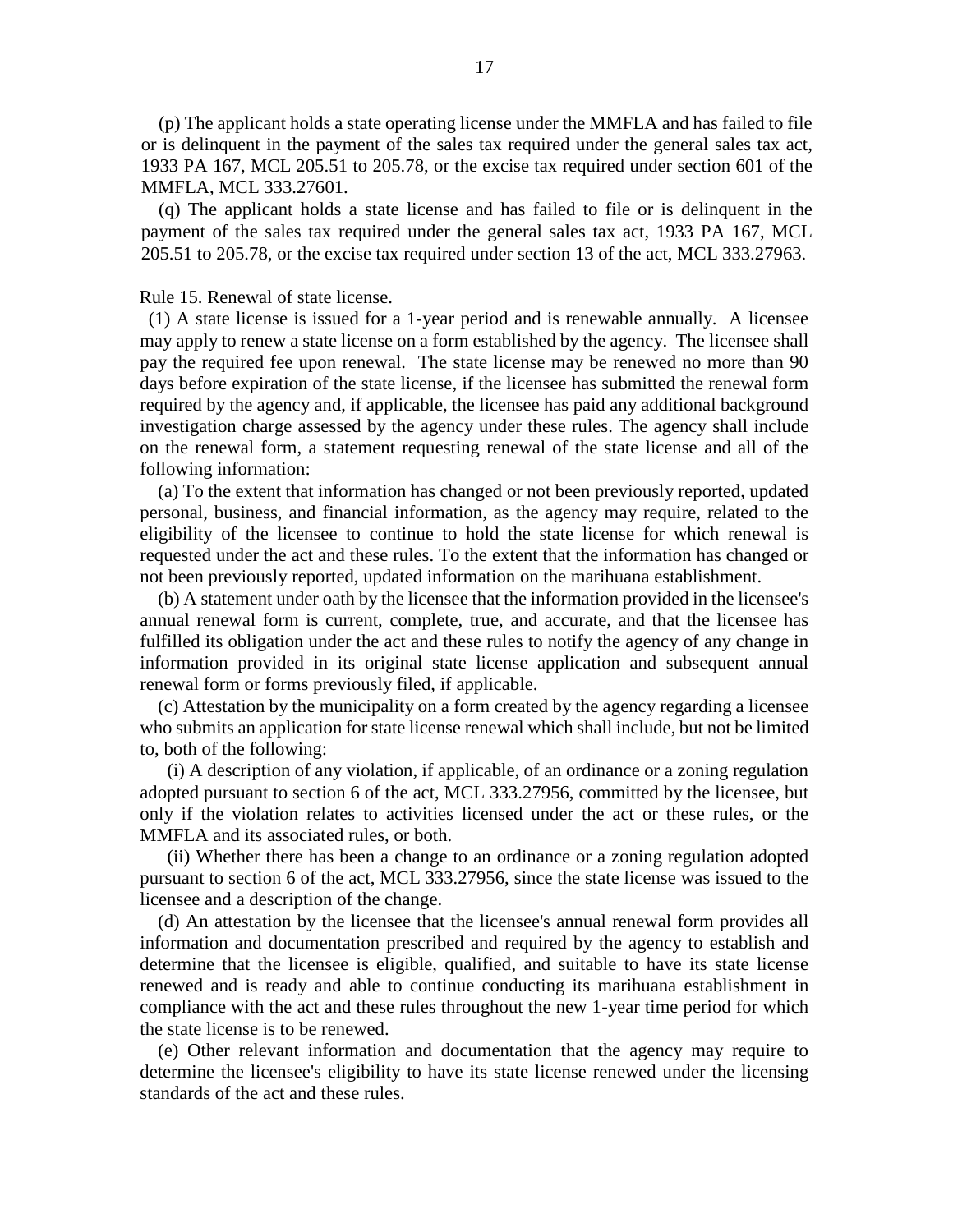(p) The applicant holds a state operating license under the MMFLA and has failed to file or is delinquent in the payment of the sales tax required under the general sales tax act, 1933 PA 167, MCL 205.51 to 205.78, or the excise tax required under section 601 of the MMFLA, MCL 333.27601.

(q) The applicant holds a state license and has failed to file or is delinquent in the payment of the sales tax required under the general sales tax act, 1933 PA 167, MCL 205.51 to 205.78, or the excise tax required under section 13 of the act, MCL 333.27963.

Rule 15. Renewal of state license.

(1) A state license is issued for a 1-year period and is renewable annually. A licensee may apply to renew a state license on a form established by the agency. The licensee shall pay the required fee upon renewal. The state license may be renewed no more than 90 days before expiration of the state license, if the licensee has submitted the renewal form required by the agency and, if applicable, the licensee has paid any additional background investigation charge assessed by the agency under these rules. The agency shall include on the renewal form, a statement requesting renewal of the state license and all of the following information:

(a) To the extent that information has changed or not been previously reported, updated personal, business, and financial information, as the agency may require, related to the eligibility of the licensee to continue to hold the state license for which renewal is requested under the act and these rules. To the extent that the information has changed or not been previously reported, updated information on the marihuana establishment.

(b) A statement under oath by the licensee that the information provided in the licensee's annual renewal form is current, complete, true, and accurate, and that the licensee has fulfilled its obligation under the act and these rules to notify the agency of any change in information provided in its original state license application and subsequent annual renewal form or forms previously filed, if applicable.

(c) Attestation by the municipality on a form created by the agency regarding a licensee who submits an application for state license renewal which shall include, but not be limited to, both of the following:

(i) A description of any violation, if applicable, of an ordinance or a zoning regulation adopted pursuant to section 6 of the act, MCL 333.27956, committed by the licensee, but only if the violation relates to activities licensed under the act or these rules, or the MMFLA and its associated rules, or both.

(ii) Whether there has been a change to an ordinance or a zoning regulation adopted pursuant to section 6 of the act, MCL 333.27956, since the state license was issued to the licensee and a description of the change.

(d) An attestation by the licensee that the licensee's annual renewal form provides all information and documentation prescribed and required by the agency to establish and determine that the licensee is eligible, qualified, and suitable to have its state license renewed and is ready and able to continue conducting its marihuana establishment in compliance with the act and these rules throughout the new 1-year time period for which the state license is to be renewed.

(e) Other relevant information and documentation that the agency may require to determine the licensee's eligibility to have its state license renewed under the licensing standards of the act and these rules.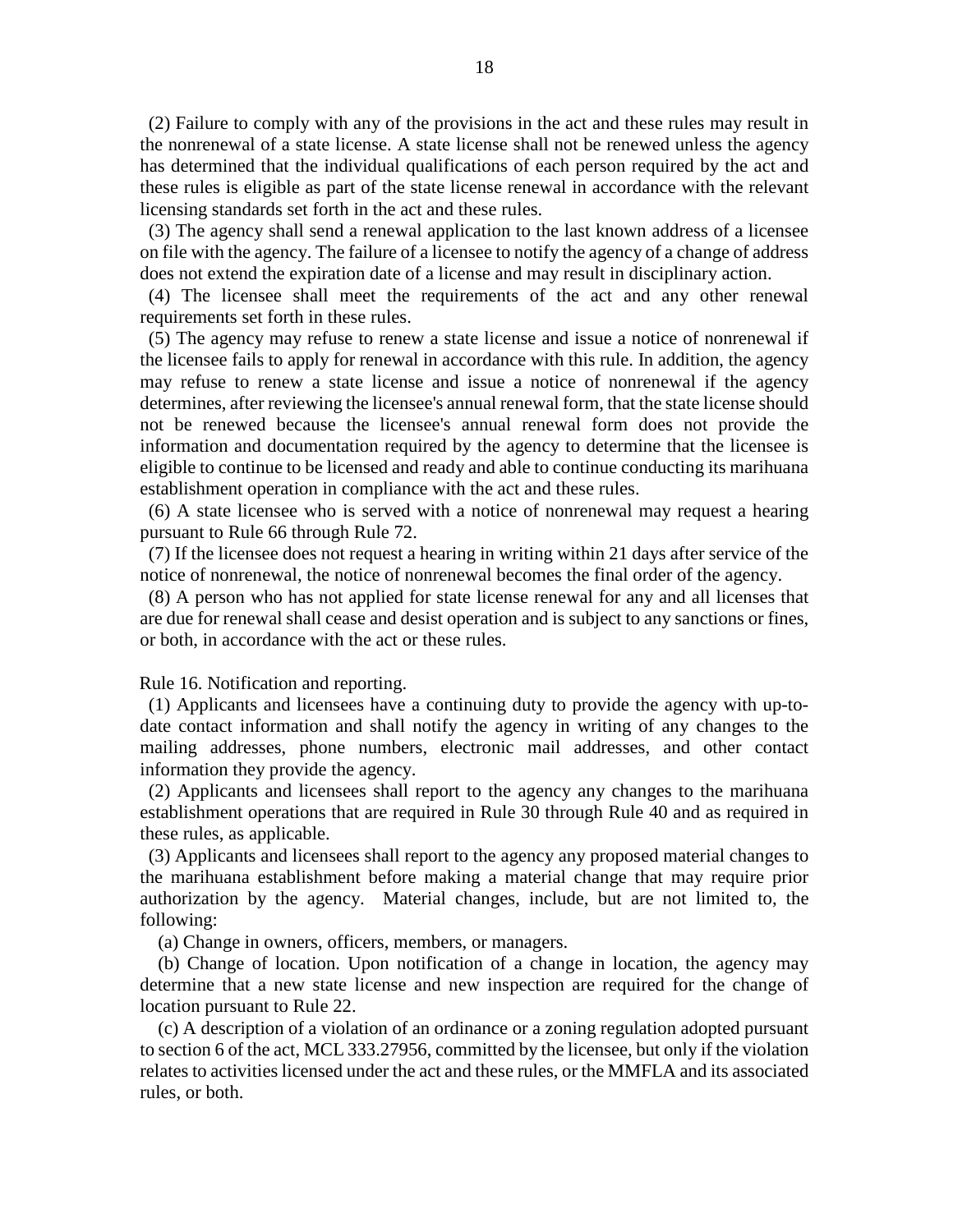(2) Failure to comply with any of the provisions in the act and these rules may result in the nonrenewal of a state license. A state license shall not be renewed unless the agency has determined that the individual qualifications of each person required by the act and these rules is eligible as part of the state license renewal in accordance with the relevant licensing standards set forth in the act and these rules.

(3) The agency shall send a renewal application to the last known address of a licensee on file with the agency. The failure of a licensee to notify the agency of a change of address does not extend the expiration date of a license and may result in disciplinary action.

(4) The licensee shall meet the requirements of the act and any other renewal requirements set forth in these rules.

(5) The agency may refuse to renew a state license and issue a notice of nonrenewal if the licensee fails to apply for renewal in accordance with this rule. In addition, the agency may refuse to renew a state license and issue a notice of nonrenewal if the agency determines, after reviewing the licensee's annual renewal form, that the state license should not be renewed because the licensee's annual renewal form does not provide the information and documentation required by the agency to determine that the licensee is eligible to continue to be licensed and ready and able to continue conducting its marihuana establishment operation in compliance with the act and these rules.

(6) A state licensee who is served with a notice of nonrenewal may request a hearing pursuant to Rule 66 through Rule 72.

(7) If the licensee does not request a hearing in writing within 21 days after service of the notice of nonrenewal, the notice of nonrenewal becomes the final order of the agency.

(8) A person who has not applied for state license renewal for any and all licenses that are due for renewal shall cease and desist operation and is subject to any sanctions or fines, or both, in accordance with the act or these rules.

Rule 16. Notification and reporting.

(1) Applicants and licensees have a continuing duty to provide the agency with up-to-date contact information and shall notify the agency in writing of any changes to the mailing addresses, phone numbers, electronic mail addresses, and other contact information they provide the agency.

(2) Applicants and licensees shall report to the agency any changes to the marihuana establishment operations that are required in Rule 30 through Rule 40 and as required in these rules, as applicable.

(3) Applicants and licensees shall report to the agency any proposed material changes to the marihuana establishment before making a material change that may require prior authorization by the agency. Material changes, include, but are not limited to, the following:

(a) Change in owners, officers, members, or managers.

(b) Change of location. Upon notification of a change in location, the agency may determine that a new state license and new inspection are required for the change of location pursuant to Rule 22.

(c) A description of a violation of an ordinance or a zoning regulation adopted pursuant to section 6 of the act, MCL 333.27956, committed by the licensee, but only if the violation relates to activities licensed under the act and these rules, or the MMFLA and its associated rules, or both.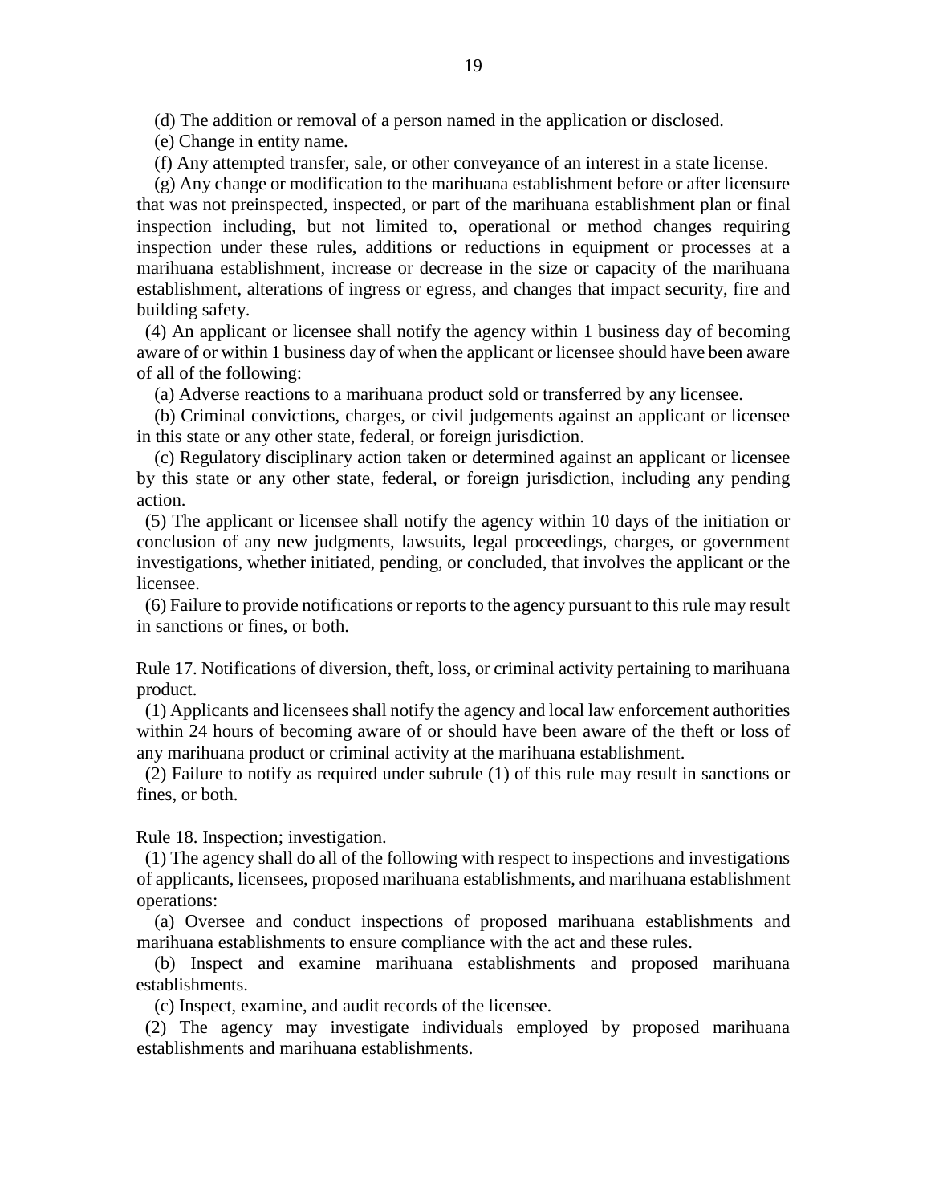(d) The addition or removal of a person named in the application or disclosed.

(e) Change in entity name.

(f) Any attempted transfer, sale, or other conveyance of an interest in a state license.

(g) Any change or modification to the marihuana establishment before or after licensure that was not preinspected, inspected, or part of the marihuana establishment plan or final inspection including, but not limited to, operational or method changes requiring inspection under these rules, additions or reductions in equipment or processes at a marihuana establishment, increase or decrease in the size or capacity of the marihuana establishment, alterations of ingress or egress, and changes that impact security, fire and building safety.

(4) An applicant or licensee shall notify the agency within 1 business day of becoming aware of or within 1 business day of when the applicant or licensee should have been aware of all of the following:

(a) Adverse reactions to a marihuana product sold or transferred by any licensee.

(b) Criminal convictions, charges, or civil judgements against an applicant or licensee in this state or any other state, federal, or foreign jurisdiction.

(c) Regulatory disciplinary action taken or determined against an applicant or licensee by this state or any other state, federal, or foreign jurisdiction, including any pending action.

(5) The applicant or licensee shall notify the agency within 10 days of the initiation or conclusion of any new judgments, lawsuits, legal proceedings, charges, or government investigations, whether initiated, pending, or concluded, that involves the applicant or the licensee.

(6) Failure to provide notifications or reports to the agency pursuant to this rule may result in sanctions or fines, or both.

Rule 17. Notifications of diversion, theft, loss, or criminal activity pertaining to marihuana product.

(1) Applicants and licensees shall notify the agency and local law enforcement authorities within 24 hours of becoming aware of or should have been aware of the theft or loss of any marihuana product or criminal activity at the marihuana establishment.

(2) Failure to notify as required under subrule (1) of this rule may result in sanctions or fines, or both.

Rule 18. Inspection; investigation.

(1) The agency shall do all of the following with respect to inspections and investigations of applicants, licensees, proposed marihuana establishments, and marihuana establishment operations:

(a) Oversee and conduct inspections of proposed marihuana establishments and marihuana establishments to ensure compliance with the act and these rules.

(b) Inspect and examine marihuana establishments and proposed marihuana establishments.

(c) Inspect, examine, and audit records of the licensee.

(2) The agency may investigate individuals employed by proposed marihuana establishments and marihuana establishments.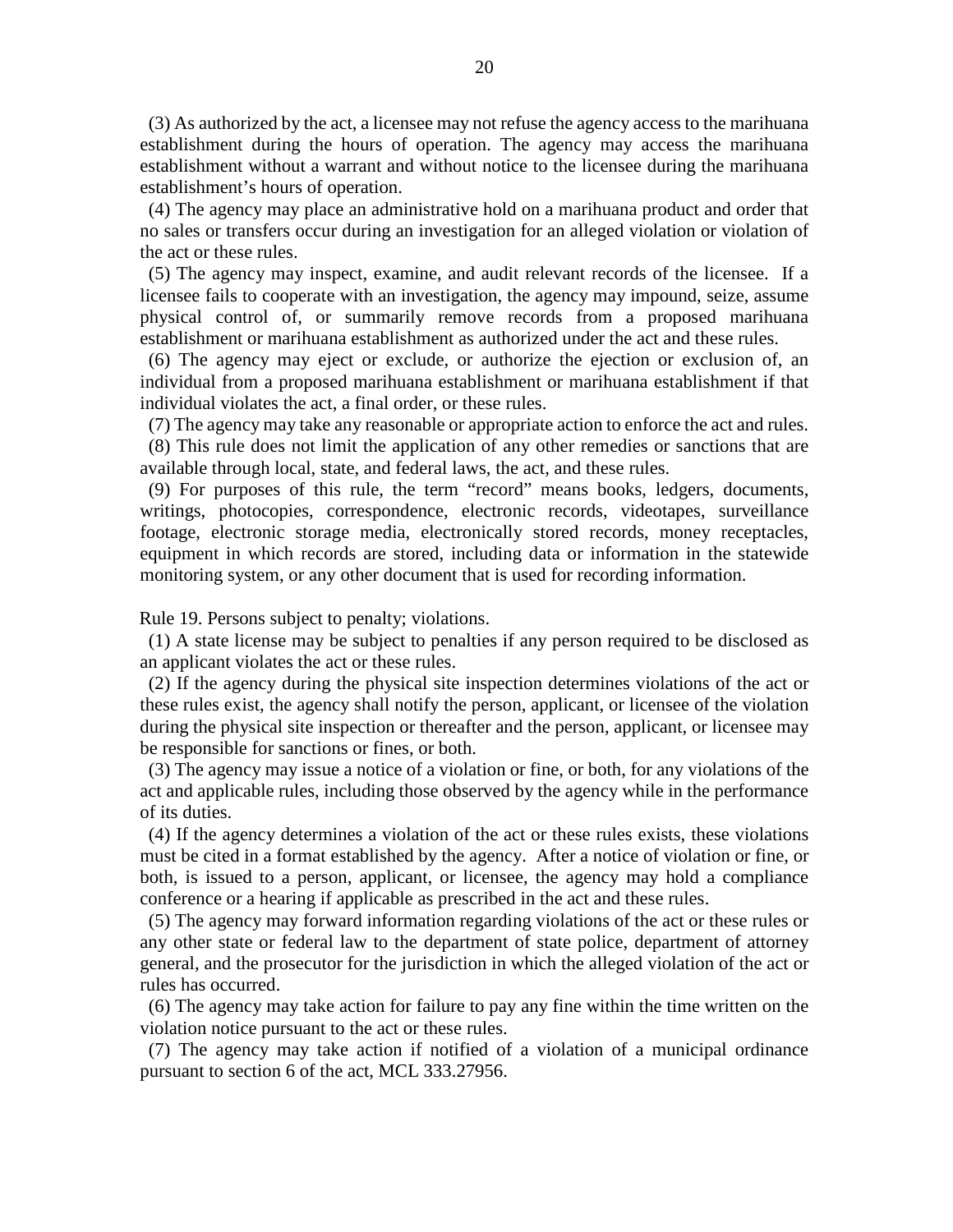(3) As authorized by the act, a licensee may not refuse the agency access to the marihuana establishment during the hours of operation. The agency may access the marihuana establishment without a warrant and without notice to the licensee during the marihuana establishment's hours of operation.

(4) The agency may place an administrative hold on a marihuana product and order that no sales or transfers occur during an investigation for an alleged violation or violation of the act or these rules.

(5) The agency may inspect, examine, and audit relevant records of the licensee. If a licensee fails to cooperate with an investigation, the agency may impound, seize, assume physical control of, or summarily remove records from a proposed marihuana establishment or marihuana establishment as authorized under the act and these rules.

(6) The agency may eject or exclude, or authorize the ejection or exclusion of, an individual from a proposed marihuana establishment or marihuana establishment if that individual violates the act, a final order, or these rules.

(7) The agency may take any reasonable or appropriate action to enforce the act and rules.

(8) This rule does not limit the application of any other remedies or sanctions that are available through local, state, and federal laws, the act, and these rules.

(9) For purposes of this rule, the term "record" means books, ledgers, documents, writings, photocopies, correspondence, electronic records, videotapes, surveillance footage, electronic storage media, electronically stored records, money receptacles, equipment in which records are stored, including data or information in the statewide monitoring system, or any other document that is used for recording information.

Rule 19. Persons subject to penalty; violations.

(1) A state license may be subject to penalties if any person required to be disclosed as an applicant violates the act or these rules.

(2) If the agency during the physical site inspection determines violations of the act or these rules exist, the agency shall notify the person, applicant, or licensee of the violation during the physical site inspection or thereafter and the person, applicant, or licensee may be responsible for sanctions or fines, or both.

(3) The agency may issue a notice of a violation or fine, or both, for any violations of the act and applicable rules, including those observed by the agency while in the performance of its duties.

(4) If the agency determines a violation of the act or these rules exists, these violations must be cited in a format established by the agency. After a notice of violation or fine, or both, is issued to a person, applicant, or licensee, the agency may hold a compliance conference or a hearing if applicable as prescribed in the act and these rules.

(5) The agency may forward information regarding violations of the act or these rules or any other state or federal law to the department of state police, department of attorney general, and the prosecutor for the jurisdiction in which the alleged violation of the act or rules has occurred.

(6) The agency may take action for failure to pay any fine within the time written on the violation notice pursuant to the act or these rules.

(7) The agency may take action if notified of a violation of a municipal ordinance pursuant to section 6 of the act, MCL 333.27956.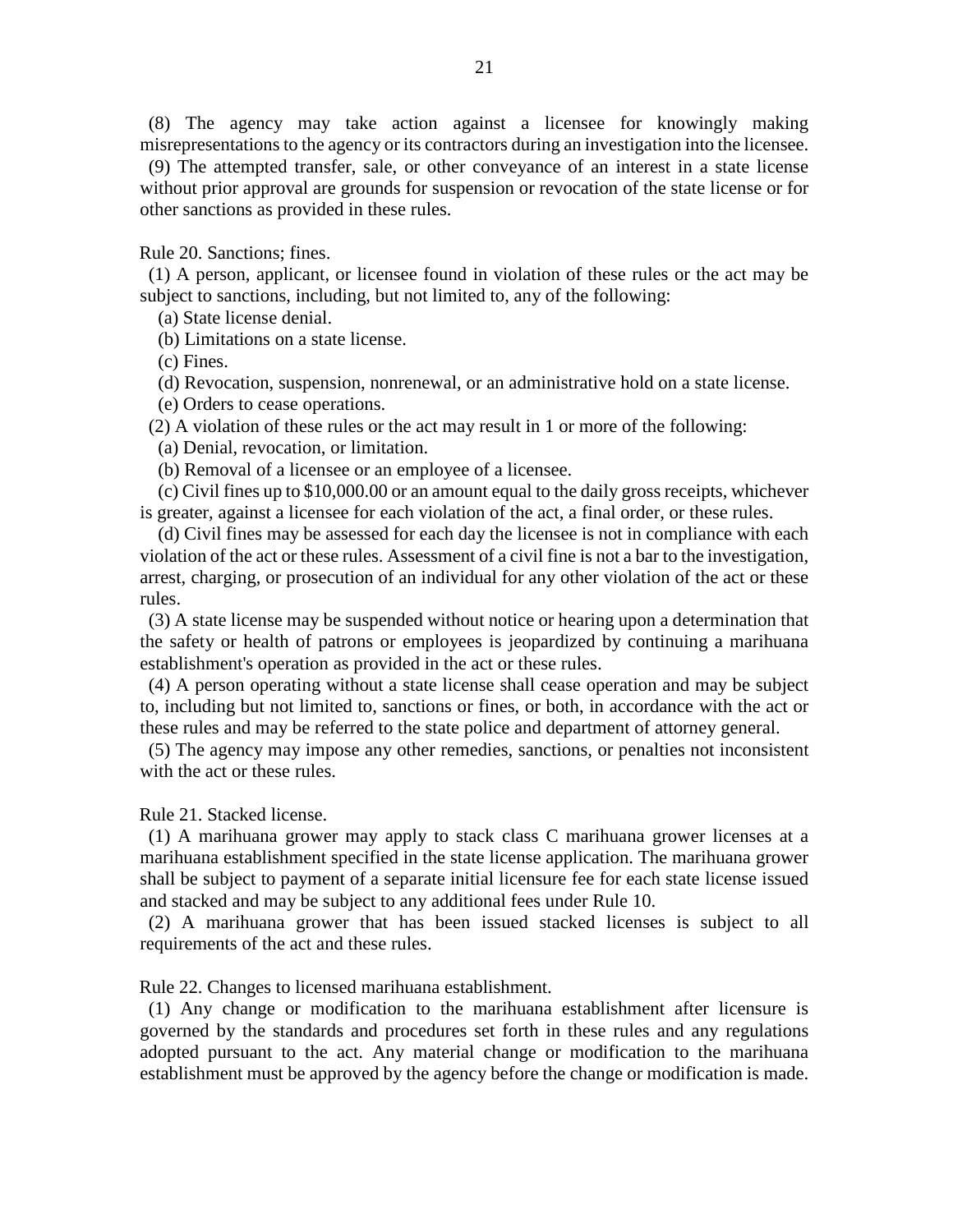(8) The agency may take action against a licensee for knowingly making misrepresentations to the agency or its contractors during an investigation into the licensee.

(9) The attempted transfer, sale, or other conveyance of an interest in a state license without prior approval are grounds for suspension or revocation of the state license or for other sanctions as provided in these rules.

Rule 20. Sanctions; fines.

(1) A person, applicant, or licensee found in violation of these rules or the act may be subject to sanctions, including, but not limited to, any of the following:

(a) State license denial.

(b) Limitations on a state license.

(c) Fines.

(d) Revocation, suspension, nonrenewal, or an administrative hold on a state license.

(e) Orders to cease operations.

(2) A violation of these rules or the act may result in 1 or more of the following:

(a) Denial, revocation, or limitation.

(b) Removal of a licensee or an employee of a licensee.

(c) Civil fines up to $10,000.00 or an amount equal to the daily gross receipts, whichever is greater, against a licensee for each violation of the act, a final order, or these rules.

(d) Civil fines may be assessed for each day the licensee is not in compliance with each violation of the act or these rules. Assessment of a civil fine is not a bar to the investigation, arrest, charging, or prosecution of an individual for any other violation of the act or these rules.

(3) A state license may be suspended without notice or hearing upon a determination that the safety or health of patrons or employees is jeopardized by continuing a marihuana establishment's operation as provided in the act or these rules.

(4) A person operating without a state license shall cease operation and may be subject to, including but not limited to, sanctions or fines, or both, in accordance with the act or these rules and may be referred to the state police and department of attorney general.

(5) The agency may impose any other remedies, sanctions, or penalties not inconsistent with the act or these rules.

Rule 21. Stacked license.

(1) A marihuana grower may apply to stack class C marihuana grower licenses at a marihuana establishment specified in the state license application. The marihuana grower shall be subject to payment of a separate initial licensure fee for each state license issued and stacked and may be subject to any additional fees under Rule 10.

(2) A marihuana grower that has been issued stacked licenses is subject to all requirements of the act and these rules.

Rule 22. Changes to licensed marihuana establishment.

(1) Any change or modification to the marihuana establishment after licensure is governed by the standards and procedures set forth in these rules and any regulations adopted pursuant to the act. Any material change or modification to the marihuana establishment must be approved by the agency before the change or modification is made.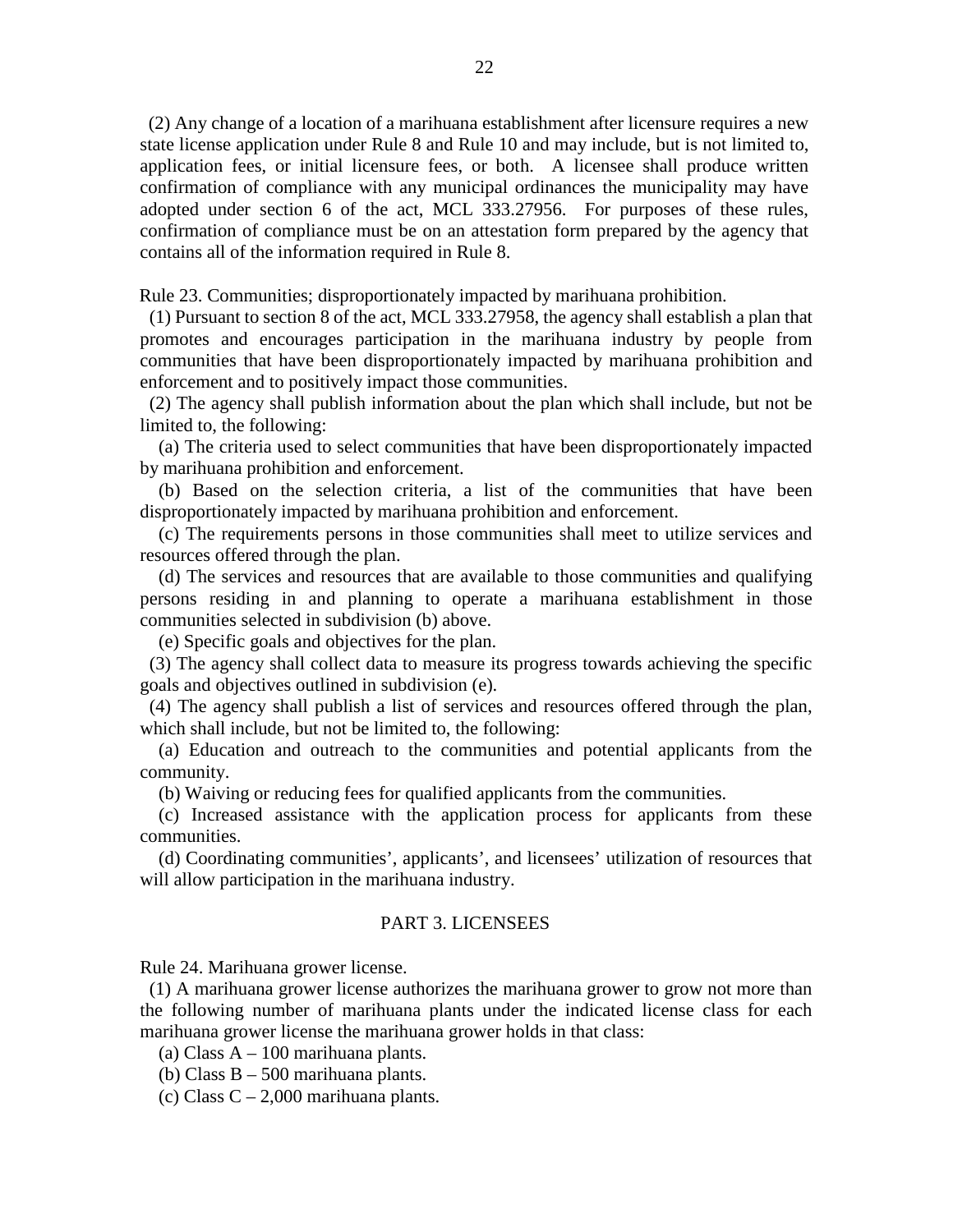(2) Any change of a location of a marihuana establishment after licensure requires a new state license application under Rule 8 and Rule 10 and may include, but is not limited to, application fees, or initial licensure fees, or both. A licensee shall produce written confirmation of compliance with any municipal ordinances the municipality may have adopted under section 6 of the act, MCL 333.27956. For purposes of these rules, confirmation of compliance must be on an attestation form prepared by the agency that contains all of the information required in Rule 8.

Rule 23. Communities; disproportionately impacted by marihuana prohibition.

(1) Pursuant to section 8 of the act, MCL 333.27958, the agency shall establish a plan that promotes and encourages participation in the marihuana industry by people from communities that have been disproportionately impacted by marihuana prohibition and enforcement and to positively impact those communities.

(2) The agency shall publish information about the plan which shall include, but not be limited to, the following:

(a) The criteria used to select communities that have been disproportionately impacted by marihuana prohibition and enforcement.

(b) Based on the selection criteria, a list of the communities that have been disproportionately impacted by marihuana prohibition and enforcement.

(c) The requirements persons in those communities shall meet to utilize services and resources offered through the plan.

(d) The services and resources that are available to those communities and qualifying persons residing in and planning to operate a marihuana establishment in those communities selected in subdivision (b) above.

(e) Specific goals and objectives for the plan.

(3) The agency shall collect data to measure its progress towards achieving the specific goals and objectives outlined in subdivision (e).

(4) The agency shall publish a list of services and resources offered through the plan, which shall include, but not be limited to, the following:

(a) Education and outreach to the communities and potential applicants from the community.

(b) Waiving or reducing fees for qualified applicants from the communities.

(c) Increased assistance with the application process for applicants from these communities.

(d) Coordinating communities', applicants', and licensees' utilization of resources that will allow participation in the marihuana industry.

## PART 3. LICENSEES

Rule 24. Marihuana grower license.

(1) A marihuana grower license authorizes the marihuana grower to grow not more than the following number of marihuana plants under the indicated license class for each marihuana grower license the marihuana grower holds in that class:

(a) Class A – 100 marihuana plants.

(b) Class B – 500 marihuana plants.

(c) Class C – 2,000 marihuana plants.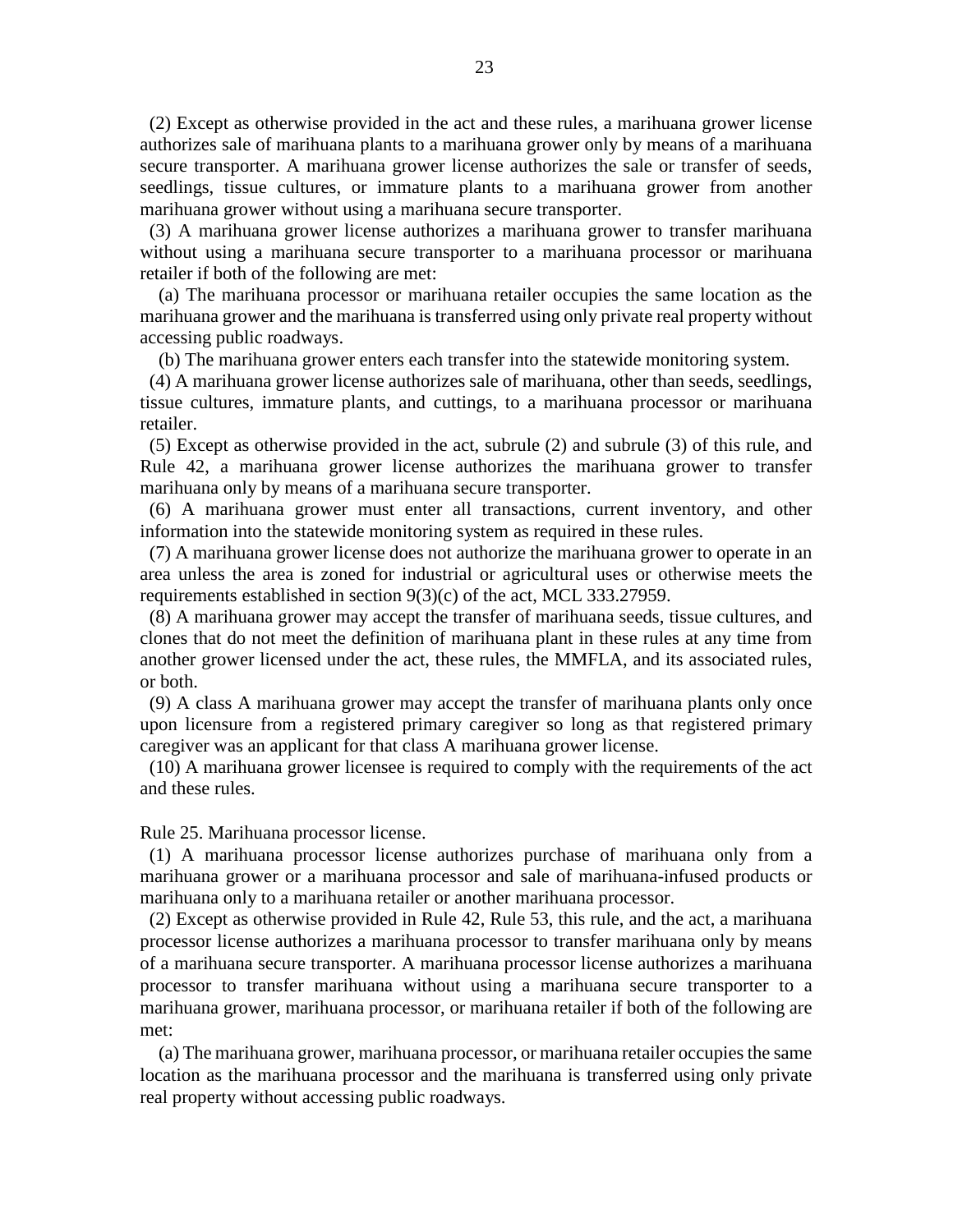(2) Except as otherwise provided in the act and these rules, a marihuana grower license authorizes sale of marihuana plants to a marihuana grower only by means of a marihuana secure transporter. A marihuana grower license authorizes the sale or transfer of seeds, seedlings, tissue cultures, or immature plants to a marihuana grower from another marihuana grower without using a marihuana secure transporter.

(3) A marihuana grower license authorizes a marihuana grower to transfer marihuana without using a marihuana secure transporter to a marihuana processor or marihuana retailer if both of the following are met:

(a) The marihuana processor or marihuana retailer occupies the same location as the marihuana grower and the marihuana is transferred using only private real property without accessing public roadways.

(b) The marihuana grower enters each transfer into the statewide monitoring system.

(4) A marihuana grower license authorizes sale of marihuana, other than seeds, seedlings, tissue cultures, immature plants, and cuttings, to a marihuana processor or marihuana retailer.

(5) Except as otherwise provided in the act, subrule (2) and subrule (3) of this rule, and Rule 42, a marihuana grower license authorizes the marihuana grower to transfer marihuana only by means of a marihuana secure transporter.

(6) A marihuana grower must enter all transactions, current inventory, and other information into the statewide monitoring system as required in these rules.

(7) A marihuana grower license does not authorize the marihuana grower to operate in an area unless the area is zoned for industrial or agricultural uses or otherwise meets the requirements established in section 9(3)(c) of the act, MCL 333.27959.

(8) A marihuana grower may accept the transfer of marihuana seeds, tissue cultures, and clones that do not meet the definition of marihuana plant in these rules at any time from another grower licensed under the act, these rules, the MMFLA, and its associated rules, or both.

(9) A class A marihuana grower may accept the transfer of marihuana plants only once upon licensure from a registered primary caregiver so long as that registered primary caregiver was an applicant for that class A marihuana grower license.

(10) A marihuana grower licensee is required to comply with the requirements of the act and these rules.

Rule 25. Marihuana processor license.

(1) A marihuana processor license authorizes purchase of marihuana only from a marihuana grower or a marihuana processor and sale of marihuana-infused products or marihuana only to a marihuana retailer or another marihuana processor.

(2) Except as otherwise provided in Rule 42, Rule 53, this rule, and the act, a marihuana processor license authorizes a marihuana processor to transfer marihuana only by means of a marihuana secure transporter. A marihuana processor license authorizes a marihuana processor to transfer marihuana without using a marihuana secure transporter to a marihuana grower, marihuana processor, or marihuana retailer if both of the following are met:

(a) The marihuana grower, marihuana processor, or marihuana retailer occupies the same location as the marihuana processor and the marihuana is transferred using only private real property without accessing public roadways.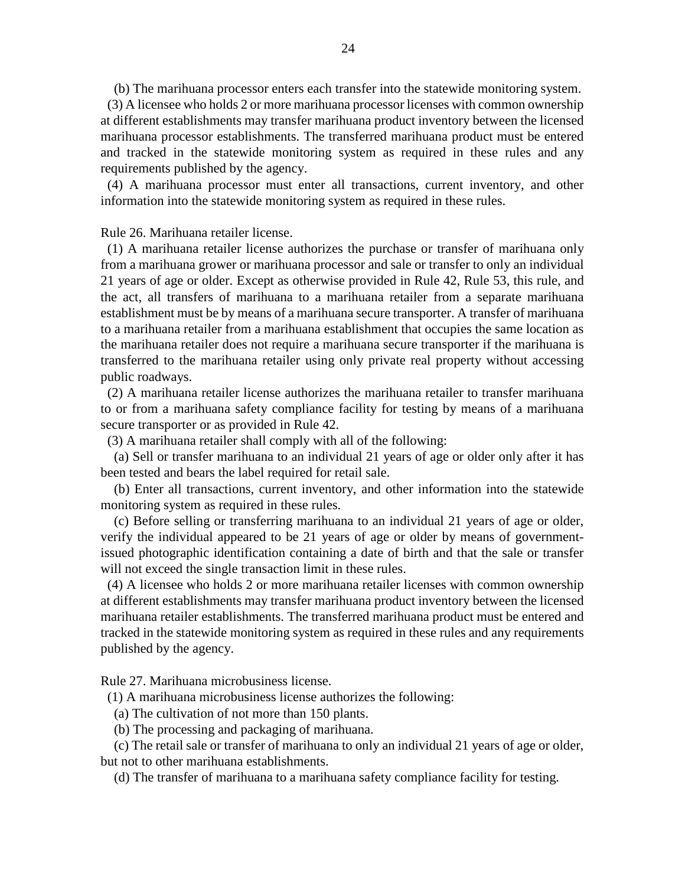(b) The marihuana processor enters each transfer into the statewide monitoring system.

(3) A licensee who holds 2 or more marihuana processor licenses with common ownership at different establishments may transfer marihuana product inventory between the licensed marihuana processor establishments. The transferred marihuana product must be entered and tracked in the statewide monitoring system as required in these rules and any requirements published by the agency.

(4) A marihuana processor must enter all transactions, current inventory, and other information into the statewide monitoring system as required in these rules.

Rule 26. Marihuana retailer license.

(1) A marihuana retailer license authorizes the purchase or transfer of marihuana only from a marihuana grower or marihuana processor and sale or transfer to only an individual 21 years of age or older. Except as otherwise provided in Rule 42, Rule 53, this rule, and the act, all transfers of marihuana to a marihuana retailer from a separate marihuana establishment must be by means of a marihuana secure transporter. A transfer of marihuana to a marihuana retailer from a marihuana establishment that occupies the same location as the marihuana retailer does not require a marihuana secure transporter if the marihuana is transferred to the marihuana retailer using only private real property without accessing public roadways.

(2) A marihuana retailer license authorizes the marihuana retailer to transfer marihuana to or from a marihuana safety compliance facility for testing by means of a marihuana secure transporter or as provided in Rule 42.

(3) A marihuana retailer shall comply with all of the following:

(a) Sell or transfer marihuana to an individual 21 years of age or older only after it has been tested and bears the label required for retail sale.

(b) Enter all transactions, current inventory, and other information into the statewide monitoring system as required in these rules.

(c) Before selling or transferring marihuana to an individual 21 years of age or older, verify the individual appeared to be 21 years of age or older by means of government-issued photographic identification containing a date of birth and that the sale or transfer will not exceed the single transaction limit in these rules.

(4) A licensee who holds 2 or more marihuana retailer licenses with common ownership at different establishments may transfer marihuana product inventory between the licensed marihuana retailer establishments. The transferred marihuana product must be entered and tracked in the statewide monitoring system as required in these rules and any requirements published by the agency.

Rule 27. Marihuana microbusiness license.

(1) A marihuana microbusiness license authorizes the following:

(a) The cultivation of not more than 150 plants.

(b) The processing and packaging of marihuana.

(c) The retail sale or transfer of marihuana to only an individual 21 years of age or older, but not to other marihuana establishments.

(d) The transfer of marihuana to a marihuana safety compliance facility for testing.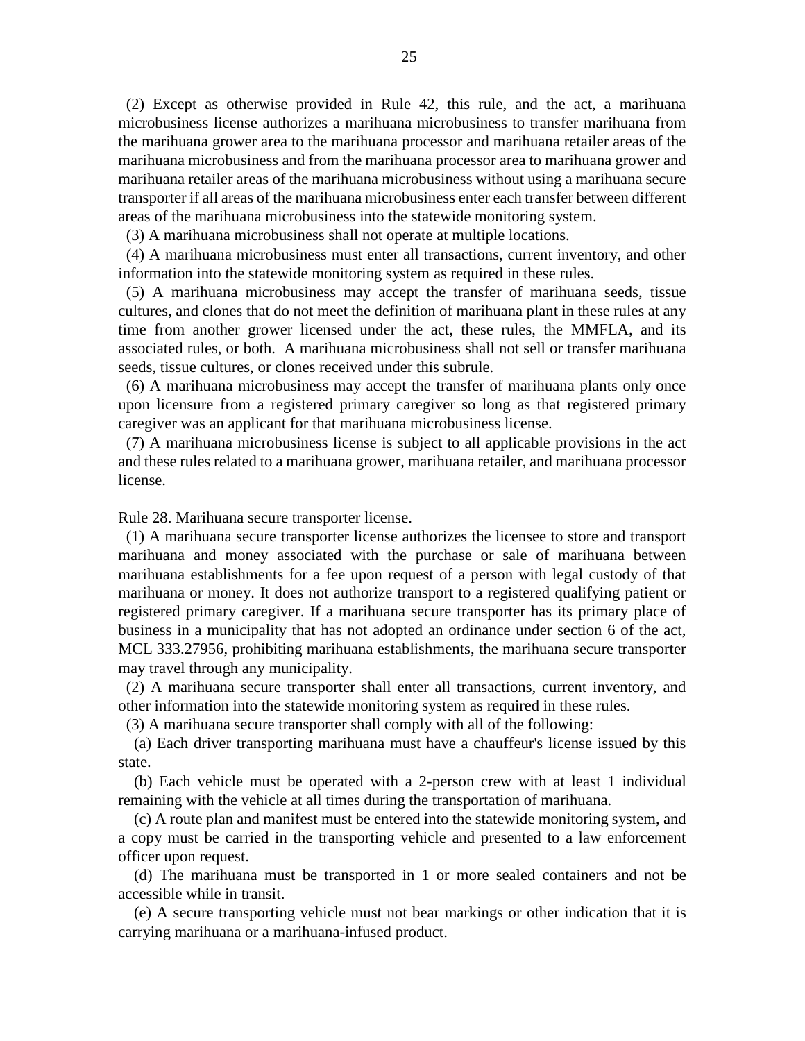(2) Except as otherwise provided in Rule 42, this rule, and the act, a marihuana microbusiness license authorizes a marihuana microbusiness to transfer marihuana from the marihuana grower area to the marihuana processor and marihuana retailer areas of the marihuana microbusiness and from the marihuana processor area to marihuana grower and marihuana retailer areas of the marihuana microbusiness without using a marihuana secure transporter if all areas of the marihuana microbusiness enter each transfer between different areas of the marihuana microbusiness into the statewide monitoring system.

(3) A marihuana microbusiness shall not operate at multiple locations.

(4) A marihuana microbusiness must enter all transactions, current inventory, and other information into the statewide monitoring system as required in these rules.

(5) A marihuana microbusiness may accept the transfer of marihuana seeds, tissue cultures, and clones that do not meet the definition of marihuana plant in these rules at any time from another grower licensed under the act, these rules, the MMFLA, and its associated rules, or both. A marihuana microbusiness shall not sell or transfer marihuana seeds, tissue cultures, or clones received under this subrule.

(6) A marihuana microbusiness may accept the transfer of marihuana plants only once upon licensure from a registered primary caregiver so long as that registered primary caregiver was an applicant for that marihuana microbusiness license.

(7) A marihuana microbusiness license is subject to all applicable provisions in the act and these rules related to a marihuana grower, marihuana retailer, and marihuana processor license.

Rule 28. Marihuana secure transporter license.

(1) A marihuana secure transporter license authorizes the licensee to store and transport marihuana and money associated with the purchase or sale of marihuana between marihuana establishments for a fee upon request of a person with legal custody of that marihuana or money. It does not authorize transport to a registered qualifying patient or registered primary caregiver. If a marihuana secure transporter has its primary place of business in a municipality that has not adopted an ordinance under section 6 of the act, MCL 333.27956, prohibiting marihuana establishments, the marihuana secure transporter may travel through any municipality.

(2) A marihuana secure transporter shall enter all transactions, current inventory, and other information into the statewide monitoring system as required in these rules.

(3) A marihuana secure transporter shall comply with all of the following:

(a) Each driver transporting marihuana must have a chauffeur's license issued by this state.

(b) Each vehicle must be operated with a 2-person crew with at least 1 individual remaining with the vehicle at all times during the transportation of marihuana.

(c) A route plan and manifest must be entered into the statewide monitoring system, and a copy must be carried in the transporting vehicle and presented to a law enforcement officer upon request.

(d) The marihuana must be transported in 1 or more sealed containers and not be accessible while in transit.

(e) A secure transporting vehicle must not bear markings or other indication that it is carrying marihuana or a marihuana-infused product.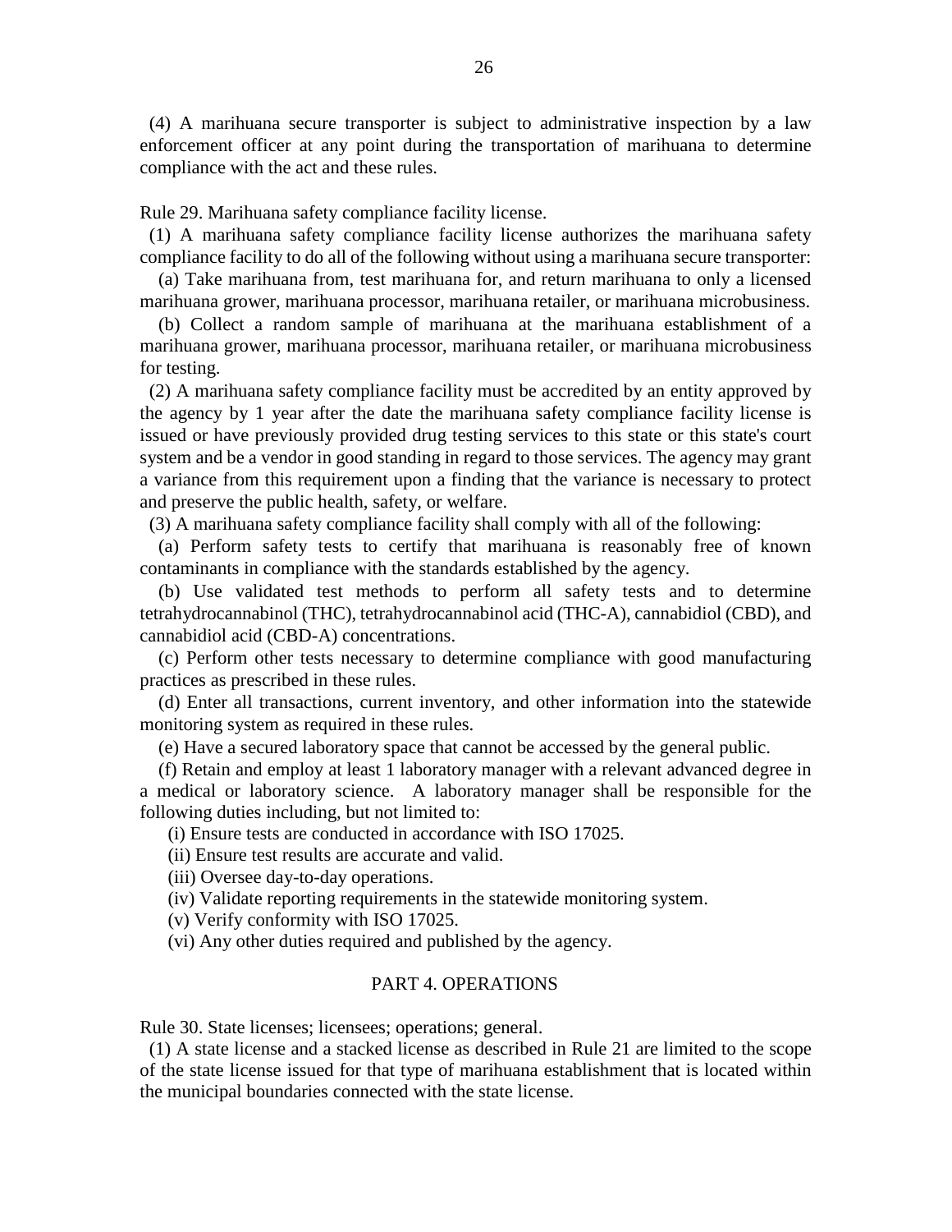(4) A marihuana secure transporter is subject to administrative inspection by a law enforcement officer at any point during the transportation of marihuana to determine compliance with the act and these rules.

Rule 29. Marihuana safety compliance facility license.

(1) A marihuana safety compliance facility license authorizes the marihuana safety compliance facility to do all of the following without using a marihuana secure transporter:

(a) Take marihuana from, test marihuana for, and return marihuana to only a licensed marihuana grower, marihuana processor, marihuana retailer, or marihuana microbusiness.

(b) Collect a random sample of marihuana at the marihuana establishment of a marihuana grower, marihuana processor, marihuana retailer, or marihuana microbusiness for testing.

(2) A marihuana safety compliance facility must be accredited by an entity approved by the agency by 1 year after the date the marihuana safety compliance facility license is issued or have previously provided drug testing services to this state or this state's court system and be a vendor in good standing in regard to those services. The agency may grant a variance from this requirement upon a finding that the variance is necessary to protect and preserve the public health, safety, or welfare.

(3) A marihuana safety compliance facility shall comply with all of the following:

(a) Perform safety tests to certify that marihuana is reasonably free of known contaminants in compliance with the standards established by the agency.

(b) Use validated test methods to perform all safety tests and to determine tetrahydrocannabinol (THC), tetrahydrocannabinol acid (THC-A), cannabidiol (CBD), and cannabidiol acid (CBD-A) concentrations.

(c) Perform other tests necessary to determine compliance with good manufacturing practices as prescribed in these rules.

(d) Enter all transactions, current inventory, and other information into the statewide monitoring system as required in these rules.

(e) Have a secured laboratory space that cannot be accessed by the general public.

(f) Retain and employ at least 1 laboratory manager with a relevant advanced degree in a medical or laboratory science. A laboratory manager shall be responsible for the following duties including, but not limited to:

(i) Ensure tests are conducted in accordance with ISO 17025.

(ii) Ensure test results are accurate and valid.

(iii) Oversee day-to-day operations.

(iv) Validate reporting requirements in the statewide monitoring system.

(v) Verify conformity with ISO 17025.

(vi) Any other duties required and published by the agency.

## PART 4. OPERATIONS

Rule 30. State licenses; licensees; operations; general.

(1) A state license and a stacked license as described in Rule 21 are limited to the scope of the state license issued for that type of marihuana establishment that is located within the municipal boundaries connected with the state license.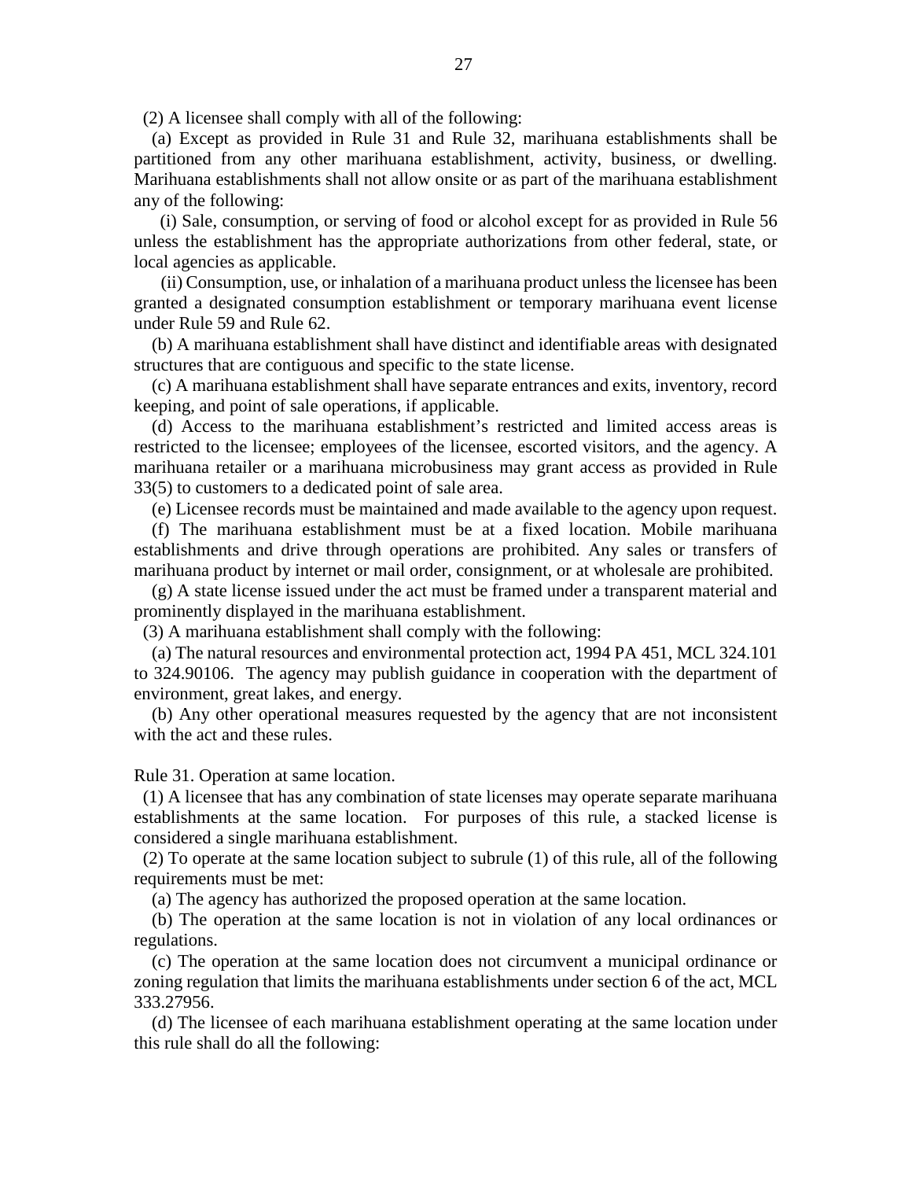(2) A licensee shall comply with all of the following:

(a) Except as provided in Rule 31 and Rule 32, marihuana establishments shall be partitioned from any other marihuana establishment, activity, business, or dwelling. Marihuana establishments shall not allow onsite or as part of the marihuana establishment any of the following:

(i) Sale, consumption, or serving of food or alcohol except for as provided in Rule 56 unless the establishment has the appropriate authorizations from other federal, state, or local agencies as applicable.

(ii) Consumption, use, or inhalation of a marihuana product unless the licensee has been granted a designated consumption establishment or temporary marihuana event license under Rule 59 and Rule 62.

(b) A marihuana establishment shall have distinct and identifiable areas with designated structures that are contiguous and specific to the state license.

(c) A marihuana establishment shall have separate entrances and exits, inventory, record keeping, and point of sale operations, if applicable.

(d) Access to the marihuana establishment's restricted and limited access areas is restricted to the licensee; employees of the licensee, escorted visitors, and the agency. A marihuana retailer or a marihuana microbusiness may grant access as provided in Rule 33(5) to customers to a dedicated point of sale area.

(e) Licensee records must be maintained and made available to the agency upon request.

(f) The marihuana establishment must be at a fixed location. Mobile marihuana establishments and drive through operations are prohibited. Any sales or transfers of marihuana product by internet or mail order, consignment, or at wholesale are prohibited.

(g) A state license issued under the act must be framed under a transparent material and prominently displayed in the marihuana establishment.

(3) A marihuana establishment shall comply with the following:

(a) The natural resources and environmental protection act, 1994 PA 451, MCL 324.101 to 324.90106. The agency may publish guidance in cooperation with the department of environment, great lakes, and energy.

(b) Any other operational measures requested by the agency that are not inconsistent with the act and these rules.

Rule 31. Operation at same location.

(1) A licensee that has any combination of state licenses may operate separate marihuana establishments at the same location. For purposes of this rule, a stacked license is considered a single marihuana establishment.

(2) To operate at the same location subject to subrule (1) of this rule, all of the following requirements must be met:

(a) The agency has authorized the proposed operation at the same location.

(b) The operation at the same location is not in violation of any local ordinances or regulations.

(c) The operation at the same location does not circumvent a municipal ordinance or zoning regulation that limits the marihuana establishments under section 6 of the act, MCL 333.27956.

(d) The licensee of each marihuana establishment operating at the same location under this rule shall do all the following: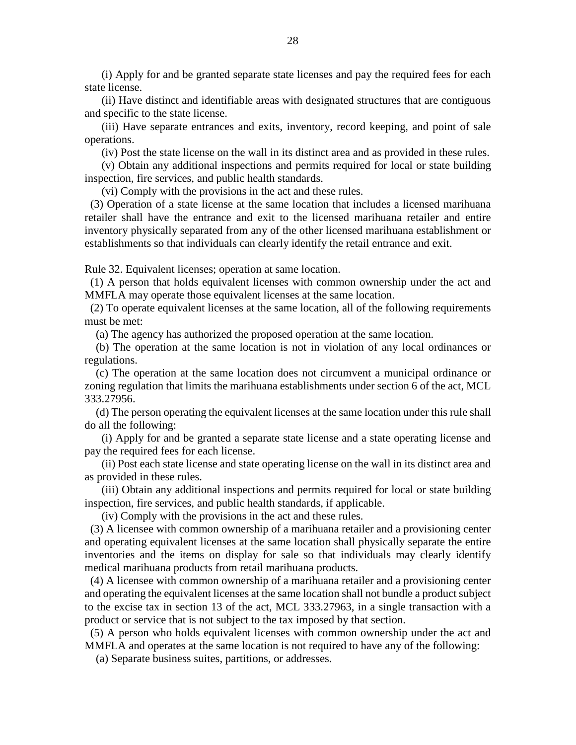(i) Apply for and be granted separate state licenses and pay the required fees for each state license.

(ii) Have distinct and identifiable areas with designated structures that are contiguous and specific to the state license.

(iii) Have separate entrances and exits, inventory, record keeping, and point of sale operations.

(iv) Post the state license on the wall in its distinct area and as provided in these rules.

(v) Obtain any additional inspections and permits required for local or state building inspection, fire services, and public health standards.

(vi) Comply with the provisions in the act and these rules.

(3) Operation of a state license at the same location that includes a licensed marihuana retailer shall have the entrance and exit to the licensed marihuana retailer and entire inventory physically separated from any of the other licensed marihuana establishment or establishments so that individuals can clearly identify the retail entrance and exit.

Rule 32. Equivalent licenses; operation at same location.

(1) A person that holds equivalent licenses with common ownership under the act and MMFLA may operate those equivalent licenses at the same location.

(2) To operate equivalent licenses at the same location, all of the following requirements must be met:

(a) The agency has authorized the proposed operation at the same location.

(b) The operation at the same location is not in violation of any local ordinances or regulations.

(c) The operation at the same location does not circumvent a municipal ordinance or zoning regulation that limits the marihuana establishments under section 6 of the act, MCL 333.27956.

(d) The person operating the equivalent licenses at the same location under this rule shall do all the following:

(i) Apply for and be granted a separate state license and a state operating license and pay the required fees for each license.

(ii) Post each state license and state operating license on the wall in its distinct area and as provided in these rules.

(iii) Obtain any additional inspections and permits required for local or state building inspection, fire services, and public health standards, if applicable.

(iv) Comply with the provisions in the act and these rules.

(3) A licensee with common ownership of a marihuana retailer and a provisioning center and operating equivalent licenses at the same location shall physically separate the entire inventories and the items on display for sale so that individuals may clearly identify medical marihuana products from retail marihuana products.

(4) A licensee with common ownership of a marihuana retailer and a provisioning center and operating the equivalent licenses at the same location shall not bundle a product subject to the excise tax in section 13 of the act, MCL 333.27963, in a single transaction with a product or service that is not subject to the tax imposed by that section.

(5) A person who holds equivalent licenses with common ownership under the act and MMFLA and operates at the same location is not required to have any of the following:

(a) Separate business suites, partitions, or addresses.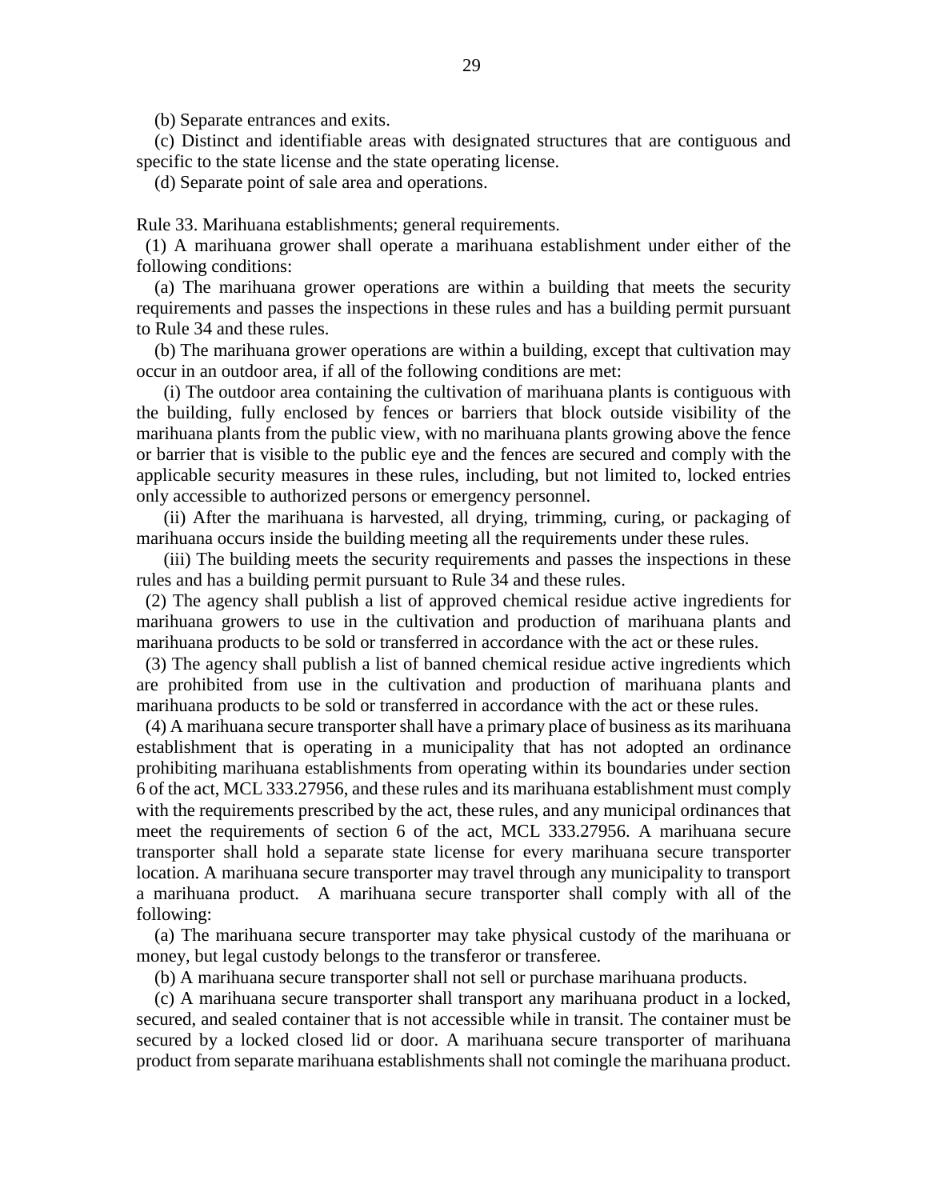(b) Separate entrances and exits.

(c) Distinct and identifiable areas with designated structures that are contiguous and specific to the state license and the state operating license.

(d) Separate point of sale area and operations.

Rule 33. Marihuana establishments; general requirements.

(1) A marihuana grower shall operate a marihuana establishment under either of the following conditions:

(a) The marihuana grower operations are within a building that meets the security requirements and passes the inspections in these rules and has a building permit pursuant to Rule 34 and these rules.

(b) The marihuana grower operations are within a building, except that cultivation may occur in an outdoor area, if all of the following conditions are met:

(i) The outdoor area containing the cultivation of marihuana plants is contiguous with the building, fully enclosed by fences or barriers that block outside visibility of the marihuana plants from the public view, with no marihuana plants growing above the fence or barrier that is visible to the public eye and the fences are secured and comply with the applicable security measures in these rules, including, but not limited to, locked entries only accessible to authorized persons or emergency personnel.

(ii) After the marihuana is harvested, all drying, trimming, curing, or packaging of marihuana occurs inside the building meeting all the requirements under these rules.

(iii) The building meets the security requirements and passes the inspections in these rules and has a building permit pursuant to Rule 34 and these rules.

(2) The agency shall publish a list of approved chemical residue active ingredients for marihuana growers to use in the cultivation and production of marihuana plants and marihuana products to be sold or transferred in accordance with the act or these rules.

(3) The agency shall publish a list of banned chemical residue active ingredients which are prohibited from use in the cultivation and production of marihuana plants and marihuana products to be sold or transferred in accordance with the act or these rules.

(4) A marihuana secure transporter shall have a primary place of business as its marihuana establishment that is operating in a municipality that has not adopted an ordinance prohibiting marihuana establishments from operating within its boundaries under section 6 of the act, MCL 333.27956, and these rules and its marihuana establishment must comply with the requirements prescribed by the act, these rules, and any municipal ordinances that meet the requirements of section 6 of the act, MCL 333.27956. A marihuana secure transporter shall hold a separate state license for every marihuana secure transporter location. A marihuana secure transporter may travel through any municipality to transport a marihuana product. A marihuana secure transporter shall comply with all of the following:

(a) The marihuana secure transporter may take physical custody of the marihuana or money, but legal custody belongs to the transferor or transferee.

(b) A marihuana secure transporter shall not sell or purchase marihuana products.

(c) A marihuana secure transporter shall transport any marihuana product in a locked, secured, and sealed container that is not accessible while in transit. The container must be secured by a locked closed lid or door. A marihuana secure transporter of marihuana product from separate marihuana establishments shall not comingle the marihuana product.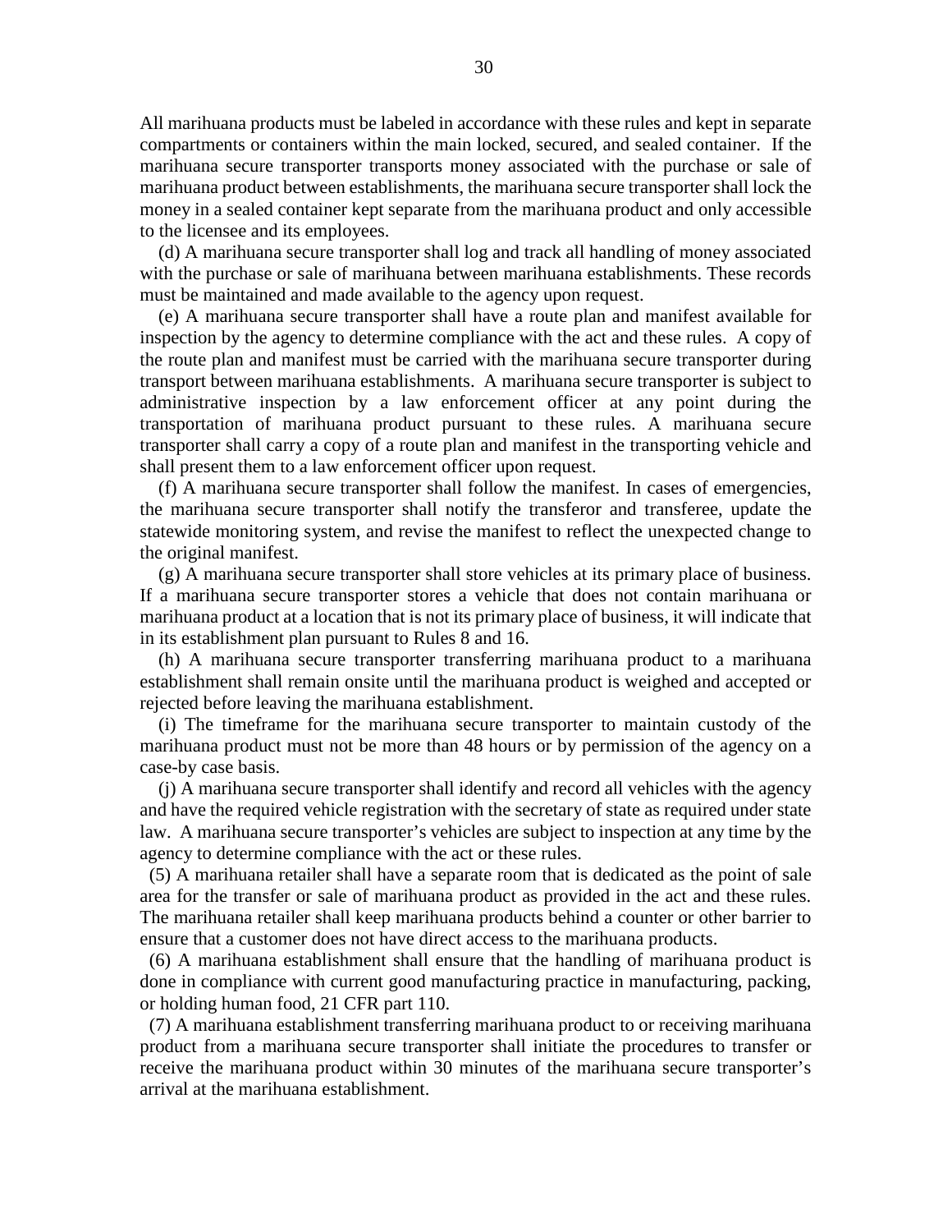All marihuana products must be labeled in accordance with these rules and kept in separate compartments or containers within the main locked, secured, and sealed container. If the marihuana secure transporter transports money associated with the purchase or sale of marihuana product between establishments, the marihuana secure transporter shall lock the money in a sealed container kept separate from the marihuana product and only accessible to the licensee and its employees.

(d) A marihuana secure transporter shall log and track all handling of money associated with the purchase or sale of marihuana between marihuana establishments. These records must be maintained and made available to the agency upon request.

(e) A marihuana secure transporter shall have a route plan and manifest available for inspection by the agency to determine compliance with the act and these rules. A copy of the route plan and manifest must be carried with the marihuana secure transporter during transport between marihuana establishments. A marihuana secure transporter is subject to administrative inspection by a law enforcement officer at any point during the transportation of marihuana product pursuant to these rules. A marihuana secure transporter shall carry a copy of a route plan and manifest in the transporting vehicle and shall present them to a law enforcement officer upon request.

(f) A marihuana secure transporter shall follow the manifest. In cases of emergencies, the marihuana secure transporter shall notify the transferor and transferee, update the statewide monitoring system, and revise the manifest to reflect the unexpected change to the original manifest.

(g) A marihuana secure transporter shall store vehicles at its primary place of business. If a marihuana secure transporter stores a vehicle that does not contain marihuana or marihuana product at a location that is not its primary place of business, it will indicate that in its establishment plan pursuant to Rules 8 and 16.

(h) A marihuana secure transporter transferring marihuana product to a marihuana establishment shall remain onsite until the marihuana product is weighed and accepted or rejected before leaving the marihuana establishment.

(i) The timeframe for the marihuana secure transporter to maintain custody of the marihuana product must not be more than 48 hours or by permission of the agency on a case-by case basis.

(j) A marihuana secure transporter shall identify and record all vehicles with the agency and have the required vehicle registration with the secretary of state as required under state law. A marihuana secure transporter's vehicles are subject to inspection at any time by the agency to determine compliance with the act or these rules.

(5) A marihuana retailer shall have a separate room that is dedicated as the point of sale area for the transfer or sale of marihuana product as provided in the act and these rules. The marihuana retailer shall keep marihuana products behind a counter or other barrier to ensure that a customer does not have direct access to the marihuana products.

(6) A marihuana establishment shall ensure that the handling of marihuana product is done in compliance with current good manufacturing practice in manufacturing, packing, or holding human food, 21 CFR part 110.

(7) A marihuana establishment transferring marihuana product to or receiving marihuana product from a marihuana secure transporter shall initiate the procedures to transfer or receive the marihuana product within 30 minutes of the marihuana secure transporter's arrival at the marihuana establishment.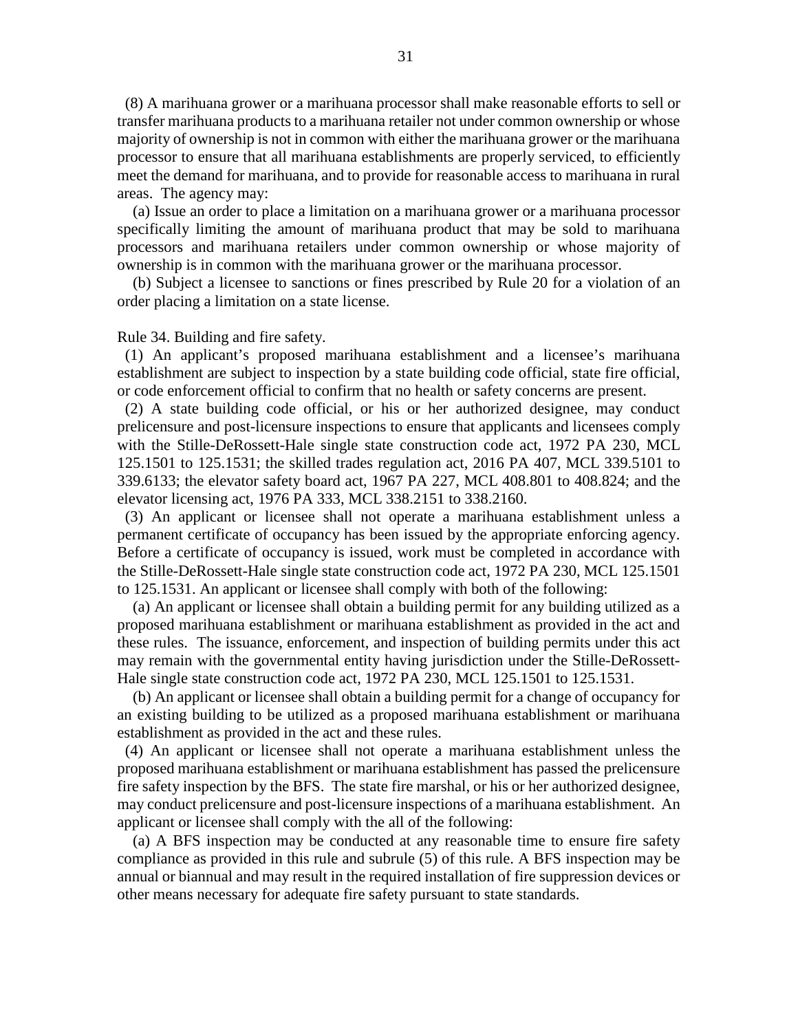(8) A marihuana grower or a marihuana processor shall make reasonable efforts to sell or transfer marihuana products to a marihuana retailer not under common ownership or whose majority of ownership is not in common with either the marihuana grower or the marihuana processor to ensure that all marihuana establishments are properly serviced, to efficiently meet the demand for marihuana, and to provide for reasonable access to marihuana in rural areas. The agency may:

(a) Issue an order to place a limitation on a marihuana grower or a marihuana processor specifically limiting the amount of marihuana product that may be sold to marihuana processors and marihuana retailers under common ownership or whose majority of ownership is in common with the marihuana grower or the marihuana processor.

(b) Subject a licensee to sanctions or fines prescribed by Rule 20 for a violation of an order placing a limitation on a state license.

Rule 34. Building and fire safety.

(1) An applicant's proposed marihuana establishment and a licensee's marihuana establishment are subject to inspection by a state building code official, state fire official, or code enforcement official to confirm that no health or safety concerns are present.

(2) A state building code official, or his or her authorized designee, may conduct prelicensure and post-licensure inspections to ensure that applicants and licensees comply with the Stille-DeRossett-Hale single state construction code act, 1972 PA 230, MCL 125.1501 to 125.1531; the skilled trades regulation act, 2016 PA 407, MCL 339.5101 to 339.6133; the elevator safety board act, 1967 PA 227, MCL 408.801 to 408.824; and the elevator licensing act, 1976 PA 333, MCL 338.2151 to 338.2160.

(3) An applicant or licensee shall not operate a marihuana establishment unless a permanent certificate of occupancy has been issued by the appropriate enforcing agency. Before a certificate of occupancy is issued, work must be completed in accordance with the Stille-DeRossett-Hale single state construction code act, 1972 PA 230, MCL 125.1501 to 125.1531. An applicant or licensee shall comply with both of the following:

(a) An applicant or licensee shall obtain a building permit for any building utilized as a proposed marihuana establishment or marihuana establishment as provided in the act and these rules. The issuance, enforcement, and inspection of building permits under this act may remain with the governmental entity having jurisdiction under the Stille-DeRossett-Hale single state construction code act, 1972 PA 230, MCL 125.1501 to 125.1531.

(b) An applicant or licensee shall obtain a building permit for a change of occupancy for an existing building to be utilized as a proposed marihuana establishment or marihuana establishment as provided in the act and these rules.

(4) An applicant or licensee shall not operate a marihuana establishment unless the proposed marihuana establishment or marihuana establishment has passed the prelicensure fire safety inspection by the BFS. The state fire marshal, or his or her authorized designee, may conduct prelicensure and post-licensure inspections of a marihuana establishment. An applicant or licensee shall comply with the all of the following:

(a) A BFS inspection may be conducted at any reasonable time to ensure fire safety compliance as provided in this rule and subrule (5) of this rule. A BFS inspection may be annual or biannual and may result in the required installation of fire suppression devices or other means necessary for adequate fire safety pursuant to state standards.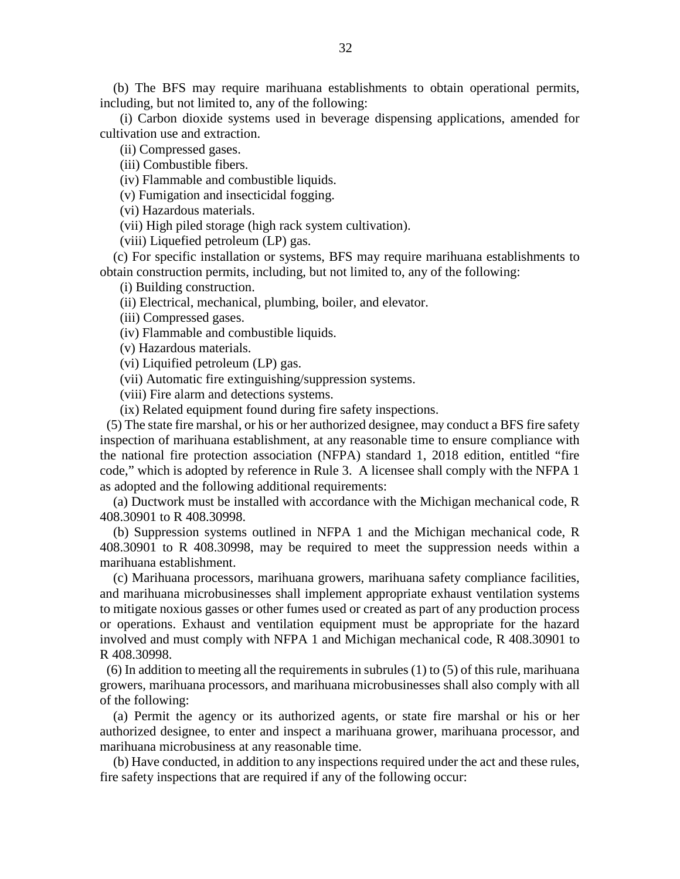(b) The BFS may require marihuana establishments to obtain operational permits, including, but not limited to, any of the following:

(i) Carbon dioxide systems used in beverage dispensing applications, amended for cultivation use and extraction.

(ii) Compressed gases.

(iii) Combustible fibers.

(iv) Flammable and combustible liquids.

(v) Fumigation and insecticidal fogging.

(vi) Hazardous materials.

(vii) High piled storage (high rack system cultivation).

(viii) Liquefied petroleum (LP) gas.

(c) For specific installation or systems, BFS may require marihuana establishments to obtain construction permits, including, but not limited to, any of the following:

(i) Building construction.

(ii) Electrical, mechanical, plumbing, boiler, and elevator.

(iii) Compressed gases.

(iv) Flammable and combustible liquids.

(v) Hazardous materials.

(vi) Liquified petroleum (LP) gas.

(vii) Automatic fire extinguishing/suppression systems.

(viii) Fire alarm and detections systems.

(ix) Related equipment found during fire safety inspections.

(5) The state fire marshal, or his or her authorized designee, may conduct a BFS fire safety inspection of marihuana establishment, at any reasonable time to ensure compliance with the national fire protection association (NFPA) standard 1, 2018 edition, entitled "fire code," which is adopted by reference in Rule 3. A licensee shall comply with the NFPA 1 as adopted and the following additional requirements:

(a) Ductwork must be installed with accordance with the Michigan mechanical code, R 408.30901 to R 408.30998.

(b) Suppression systems outlined in NFPA 1 and the Michigan mechanical code, R 408.30901 to R 408.30998, may be required to meet the suppression needs within a marihuana establishment.

(c) Marihuana processors, marihuana growers, marihuana safety compliance facilities, and marihuana microbusinesses shall implement appropriate exhaust ventilation systems to mitigate noxious gasses or other fumes used or created as part of any production process or operations. Exhaust and ventilation equipment must be appropriate for the hazard involved and must comply with NFPA 1 and Michigan mechanical code, R 408.30901 to R 408.30998.

(6) In addition to meeting all the requirements in subrules (1) to (5) of this rule, marihuana growers, marihuana processors, and marihuana microbusinesses shall also comply with all of the following:

(a) Permit the agency or its authorized agents, or state fire marshal or his or her authorized designee, to enter and inspect a marihuana grower, marihuana processor, and marihuana microbusiness at any reasonable time.

(b) Have conducted, in addition to any inspections required under the act and these rules, fire safety inspections that are required if any of the following occur: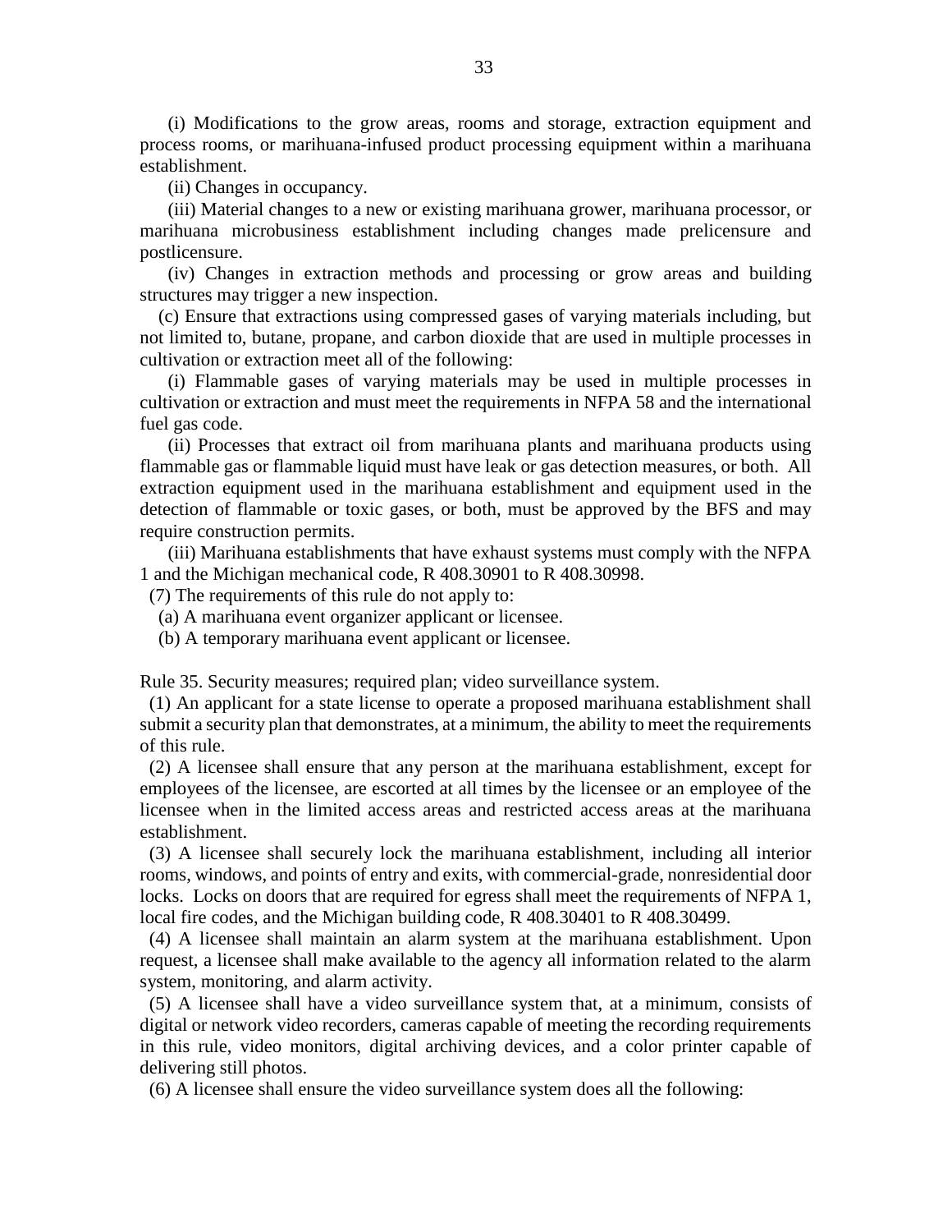(i) Modifications to the grow areas, rooms and storage, extraction equipment and process rooms, or marihuana-infused product processing equipment within a marihuana establishment.

(ii) Changes in occupancy.

(iii) Material changes to a new or existing marihuana grower, marihuana processor, or marihuana microbusiness establishment including changes made prelicensure and postlicensure.

(iv) Changes in extraction methods and processing or grow areas and building structures may trigger a new inspection.

(c) Ensure that extractions using compressed gases of varying materials including, but not limited to, butane, propane, and carbon dioxide that are used in multiple processes in cultivation or extraction meet all of the following:

(i) Flammable gases of varying materials may be used in multiple processes in cultivation or extraction and must meet the requirements in NFPA 58 and the international fuel gas code.

(ii) Processes that extract oil from marihuana plants and marihuana products using flammable gas or flammable liquid must have leak or gas detection measures, or both. All extraction equipment used in the marihuana establishment and equipment used in the detection of flammable or toxic gases, or both, must be approved by the BFS and may require construction permits.

(iii) Marihuana establishments that have exhaust systems must comply with the NFPA 1 and the Michigan mechanical code, R 408.30901 to R 408.30998.

(7) The requirements of this rule do not apply to:

(a) A marihuana event organizer applicant or licensee.

(b) A temporary marihuana event applicant or licensee.

Rule 35. Security measures; required plan; video surveillance system.

(1) An applicant for a state license to operate a proposed marihuana establishment shall submit a security plan that demonstrates, at a minimum, the ability to meet the requirements of this rule.

(2) A licensee shall ensure that any person at the marihuana establishment, except for employees of the licensee, are escorted at all times by the licensee or an employee of the licensee when in the limited access areas and restricted access areas at the marihuana establishment.

(3) A licensee shall securely lock the marihuana establishment, including all interior rooms, windows, and points of entry and exits, with commercial-grade, nonresidential door locks. Locks on doors that are required for egress shall meet the requirements of NFPA 1, local fire codes, and the Michigan building code, R 408.30401 to R 408.30499.

(4) A licensee shall maintain an alarm system at the marihuana establishment. Upon request, a licensee shall make available to the agency all information related to the alarm system, monitoring, and alarm activity.

(5) A licensee shall have a video surveillance system that, at a minimum, consists of digital or network video recorders, cameras capable of meeting the recording requirements in this rule, video monitors, digital archiving devices, and a color printer capable of delivering still photos.

(6) A licensee shall ensure the video surveillance system does all the following: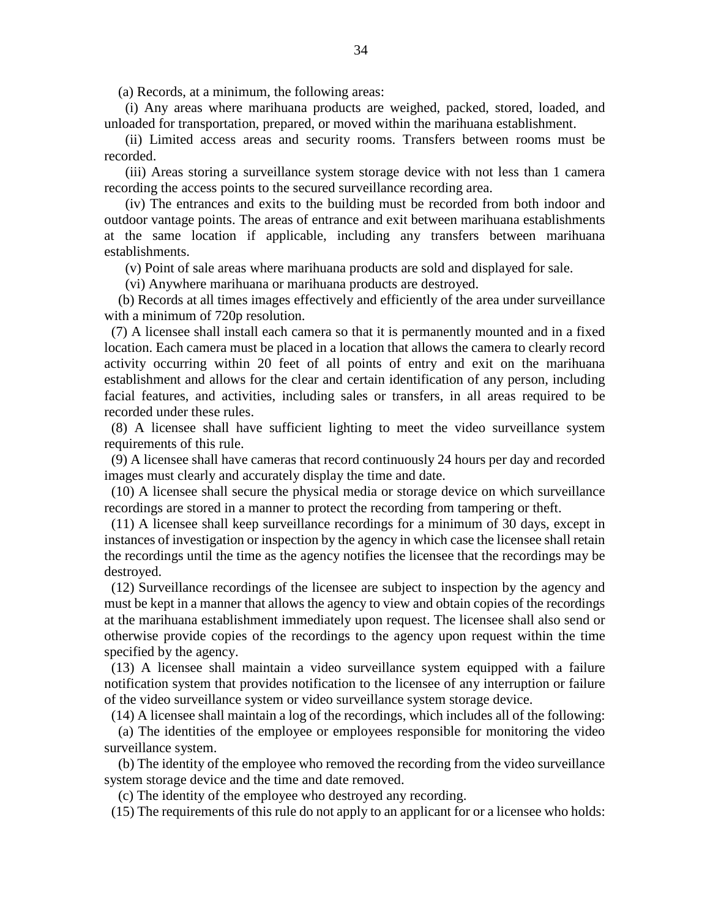(a) Records, at a minimum, the following areas:

(i) Any areas where marihuana products are weighed, packed, stored, loaded, and unloaded for transportation, prepared, or moved within the marihuana establishment.

(ii) Limited access areas and security rooms. Transfers between rooms must be recorded.

(iii) Areas storing a surveillance system storage device with not less than 1 camera recording the access points to the secured surveillance recording area.

(iv) The entrances and exits to the building must be recorded from both indoor and outdoor vantage points. The areas of entrance and exit between marihuana establishments at the same location if applicable, including any transfers between marihuana establishments.

(v) Point of sale areas where marihuana products are sold and displayed for sale.

(vi) Anywhere marihuana or marihuana products are destroyed.

(b) Records at all times images effectively and efficiently of the area under surveillance with a minimum of 720p resolution.

(7) A licensee shall install each camera so that it is permanently mounted and in a fixed location. Each camera must be placed in a location that allows the camera to clearly record activity occurring within 20 feet of all points of entry and exit on the marihuana establishment and allows for the clear and certain identification of any person, including facial features, and activities, including sales or transfers, in all areas required to be recorded under these rules.

(8) A licensee shall have sufficient lighting to meet the video surveillance system requirements of this rule.

(9) A licensee shall have cameras that record continuously 24 hours per day and recorded images must clearly and accurately display the time and date.

(10) A licensee shall secure the physical media or storage device on which surveillance recordings are stored in a manner to protect the recording from tampering or theft.

(11) A licensee shall keep surveillance recordings for a minimum of 30 days, except in instances of investigation or inspection by the agency in which case the licensee shall retain the recordings until the time as the agency notifies the licensee that the recordings may be destroyed.

(12) Surveillance recordings of the licensee are subject to inspection by the agency and must be kept in a manner that allows the agency to view and obtain copies of the recordings at the marihuana establishment immediately upon request. The licensee shall also send or otherwise provide copies of the recordings to the agency upon request within the time specified by the agency.

(13) A licensee shall maintain a video surveillance system equipped with a failure notification system that provides notification to the licensee of any interruption or failure of the video surveillance system or video surveillance system storage device.

(14) A licensee shall maintain a log of the recordings, which includes all of the following:

(a) The identities of the employee or employees responsible for monitoring the video surveillance system.

(b) The identity of the employee who removed the recording from the video surveillance system storage device and the time and date removed.

(c) The identity of the employee who destroyed any recording.

(15) The requirements of this rule do not apply to an applicant for or a licensee who holds: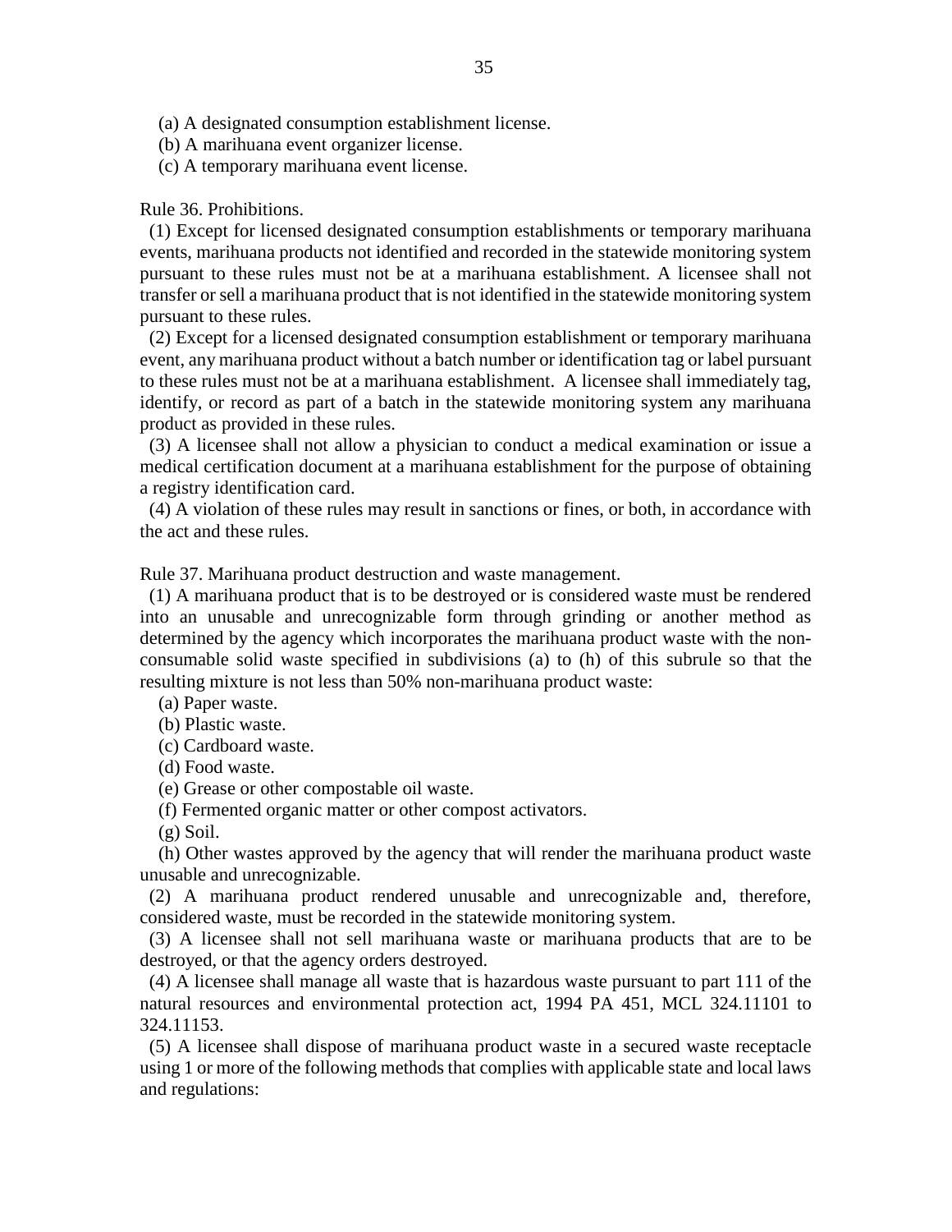(a) A designated consumption establishment license.

(b) A marihuana event organizer license.

(c) A temporary marihuana event license.

Rule 36. Prohibitions.

(1) Except for licensed designated consumption establishments or temporary marihuana events, marihuana products not identified and recorded in the statewide monitoring system pursuant to these rules must not be at a marihuana establishment. A licensee shall not transfer or sell a marihuana product that is not identified in the statewide monitoring system pursuant to these rules.

(2) Except for a licensed designated consumption establishment or temporary marihuana event, any marihuana product without a batch number or identification tag or label pursuant to these rules must not be at a marihuana establishment. A licensee shall immediately tag, identify, or record as part of a batch in the statewide monitoring system any marihuana product as provided in these rules.

(3) A licensee shall not allow a physician to conduct a medical examination or issue a medical certification document at a marihuana establishment for the purpose of obtaining a registry identification card.

(4) A violation of these rules may result in sanctions or fines, or both, in accordance with the act and these rules.

Rule 37. Marihuana product destruction and waste management.

(1) A marihuana product that is to be destroyed or is considered waste must be rendered into an unusable and unrecognizable form through grinding or another method as determined by the agency which incorporates the marihuana product waste with the non-consumable solid waste specified in subdivisions (a) to (h) of this subrule so that the resulting mixture is not less than 50% non-marihuana product waste:

(a) Paper waste.

(b) Plastic waste.

(c) Cardboard waste.

(d) Food waste.

(e) Grease or other compostable oil waste.

(f) Fermented organic matter or other compost activators.

(g) Soil.

(h) Other wastes approved by the agency that will render the marihuana product waste unusable and unrecognizable.

(2) A marihuana product rendered unusable and unrecognizable and, therefore, considered waste, must be recorded in the statewide monitoring system.

(3) A licensee shall not sell marihuana waste or marihuana products that are to be destroyed, or that the agency orders destroyed.

(4) A licensee shall manage all waste that is hazardous waste pursuant to part 111 of the natural resources and environmental protection act, 1994 PA 451, MCL 324.11101 to 324.11153.

(5) A licensee shall dispose of marihuana product waste in a secured waste receptacle using 1 or more of the following methods that complies with applicable state and local laws and regulations: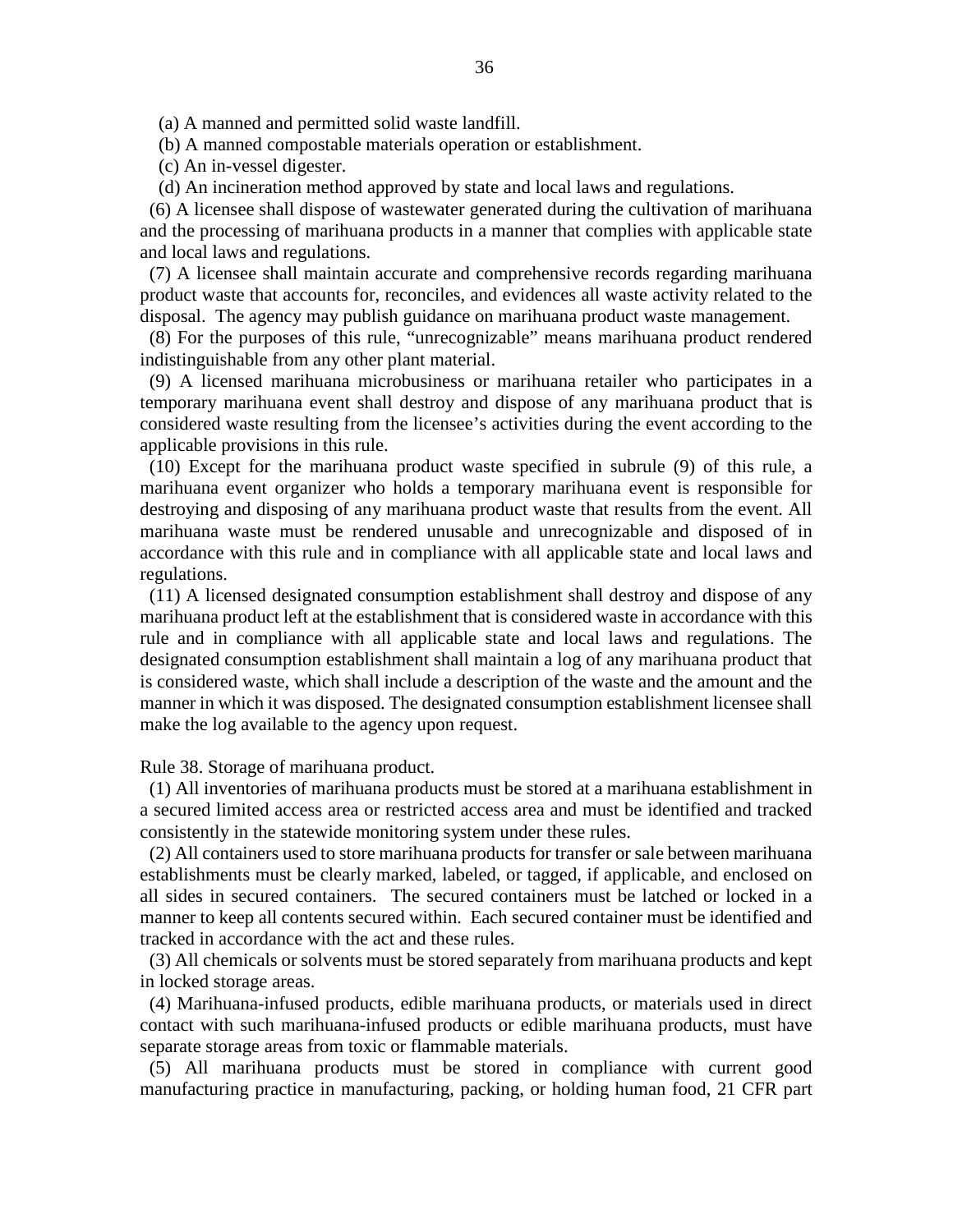(a) A manned and permitted solid waste landfill.

(b) A manned compostable materials operation or establishment.

(c) An in-vessel digester.

(d) An incineration method approved by state and local laws and regulations.

(6) A licensee shall dispose of wastewater generated during the cultivation of marihuana and the processing of marihuana products in a manner that complies with applicable state and local laws and regulations.

(7) A licensee shall maintain accurate and comprehensive records regarding marihuana product waste that accounts for, reconciles, and evidences all waste activity related to the disposal. The agency may publish guidance on marihuana product waste management.

(8) For the purposes of this rule, "unrecognizable" means marihuana product rendered indistinguishable from any other plant material.

(9) A licensed marihuana microbusiness or marihuana retailer who participates in a temporary marihuana event shall destroy and dispose of any marihuana product that is considered waste resulting from the licensee's activities during the event according to the applicable provisions in this rule.

(10) Except for the marihuana product waste specified in subrule (9) of this rule, a marihuana event organizer who holds a temporary marihuana event is responsible for destroying and disposing of any marihuana product waste that results from the event. All marihuana waste must be rendered unusable and unrecognizable and disposed of in accordance with this rule and in compliance with all applicable state and local laws and regulations.

(11) A licensed designated consumption establishment shall destroy and dispose of any marihuana product left at the establishment that is considered waste in accordance with this rule and in compliance with all applicable state and local laws and regulations. The designated consumption establishment shall maintain a log of any marihuana product that is considered waste, which shall include a description of the waste and the amount and the manner in which it was disposed. The designated consumption establishment licensee shall make the log available to the agency upon request.

Rule 38. Storage of marihuana product.

(1) All inventories of marihuana products must be stored at a marihuana establishment in a secured limited access area or restricted access area and must be identified and tracked consistently in the statewide monitoring system under these rules.

(2) All containers used to store marihuana products for transfer or sale between marihuana establishments must be clearly marked, labeled, or tagged, if applicable, and enclosed on all sides in secured containers. The secured containers must be latched or locked in a manner to keep all contents secured within. Each secured container must be identified and tracked in accordance with the act and these rules.

(3) All chemicals or solvents must be stored separately from marihuana products and kept in locked storage areas.

(4) Marihuana-infused products, edible marihuana products, or materials used in direct contact with such marihuana-infused products or edible marihuana products, must have separate storage areas from toxic or flammable materials.

(5) All marihuana products must be stored in compliance with current good manufacturing practice in manufacturing, packing, or holding human food, 21 CFR part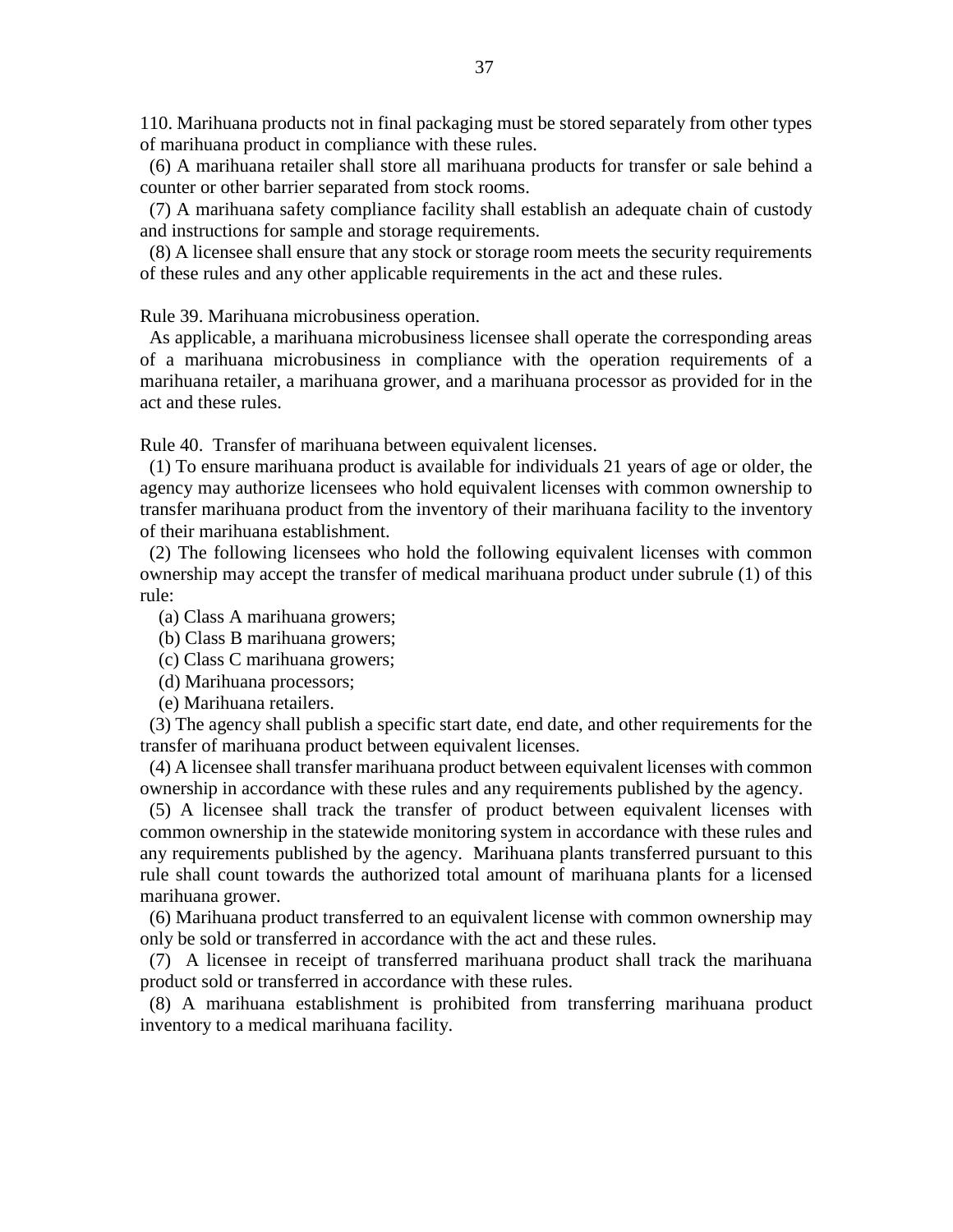110. Marihuana products not in final packaging must be stored separately from other types of marihuana product in compliance with these rules.

(6) A marihuana retailer shall store all marihuana products for transfer or sale behind a counter or other barrier separated from stock rooms.

(7) A marihuana safety compliance facility shall establish an adequate chain of custody and instructions for sample and storage requirements.

(8) A licensee shall ensure that any stock or storage room meets the security requirements of these rules and any other applicable requirements in the act and these rules.

Rule 39. Marihuana microbusiness operation.

As applicable, a marihuana microbusiness licensee shall operate the corresponding areas of a marihuana microbusiness in compliance with the operation requirements of a marihuana retailer, a marihuana grower, and a marihuana processor as provided for in the act and these rules.

Rule 40. Transfer of marihuana between equivalent licenses.

(1) To ensure marihuana product is available for individuals 21 years of age or older, the agency may authorize licensees who hold equivalent licenses with common ownership to transfer marihuana product from the inventory of their marihuana facility to the inventory of their marihuana establishment.

(2) The following licensees who hold the following equivalent licenses with common ownership may accept the transfer of medical marihuana product under subrule (1) of this rule:

(a) Class A marihuana growers;

(b) Class B marihuana growers;

(c) Class C marihuana growers;

(d) Marihuana processors;

(e) Marihuana retailers.

(3) The agency shall publish a specific start date, end date, and other requirements for the transfer of marihuana product between equivalent licenses.

(4) A licensee shall transfer marihuana product between equivalent licenses with common ownership in accordance with these rules and any requirements published by the agency.

(5) A licensee shall track the transfer of product between equivalent licenses with common ownership in the statewide monitoring system in accordance with these rules and any requirements published by the agency. Marihuana plants transferred pursuant to this rule shall count towards the authorized total amount of marihuana plants for a licensed marihuana grower.

(6) Marihuana product transferred to an equivalent license with common ownership may only be sold or transferred in accordance with the act and these rules.

(7) A licensee in receipt of transferred marihuana product shall track the marihuana product sold or transferred in accordance with these rules.

(8) A marihuana establishment is prohibited from transferring marihuana product inventory to a medical marihuana facility.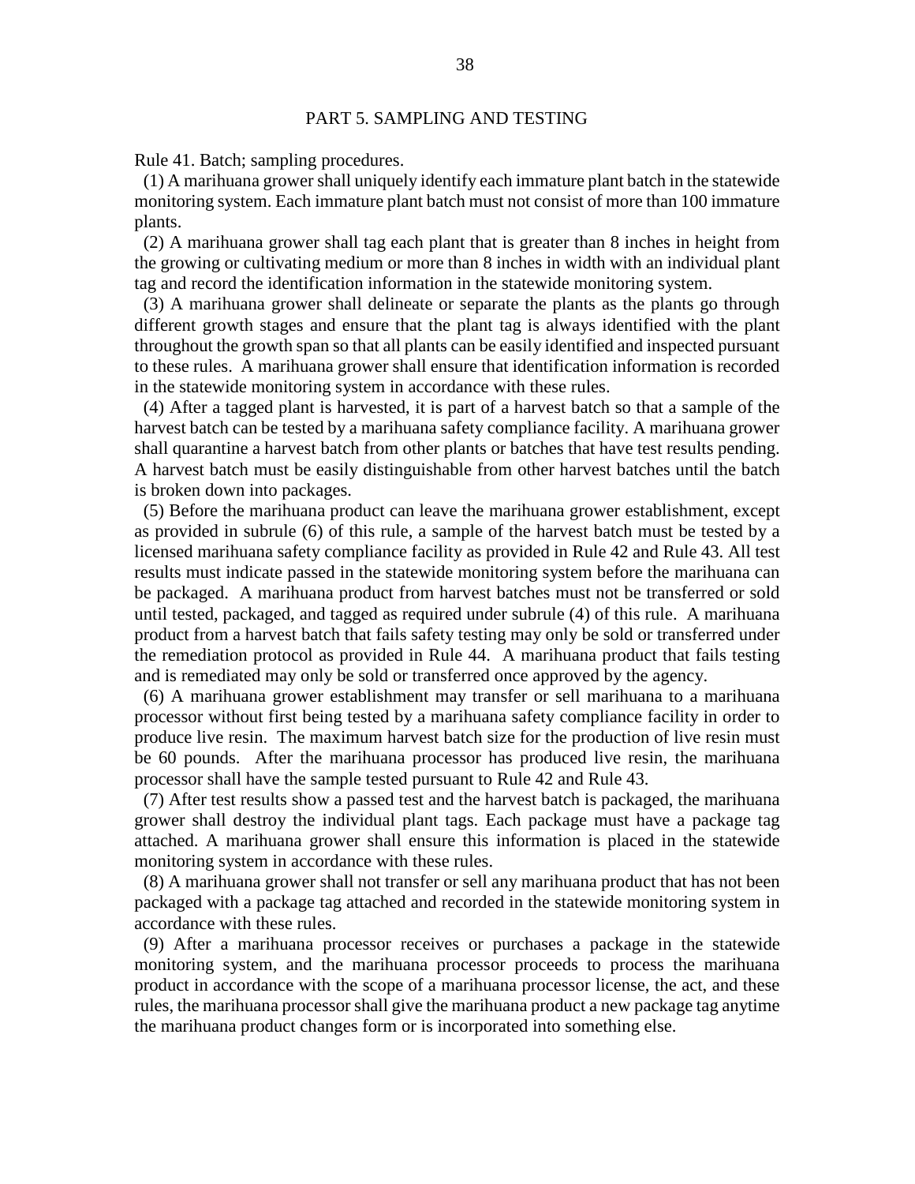## PART 5. SAMPLING AND TESTING

Rule 41. Batch; sampling procedures.

(1) A marihuana grower shall uniquely identify each immature plant batch in the statewide monitoring system. Each immature plant batch must not consist of more than 100 immature plants.

(2) A marihuana grower shall tag each plant that is greater than 8 inches in height from the growing or cultivating medium or more than 8 inches in width with an individual plant tag and record the identification information in the statewide monitoring system.

(3) A marihuana grower shall delineate or separate the plants as the plants go through different growth stages and ensure that the plant tag is always identified with the plant throughout the growth span so that all plants can be easily identified and inspected pursuant to these rules. A marihuana grower shall ensure that identification information is recorded in the statewide monitoring system in accordance with these rules.

(4) After a tagged plant is harvested, it is part of a harvest batch so that a sample of the harvest batch can be tested by a marihuana safety compliance facility. A marihuana grower shall quarantine a harvest batch from other plants or batches that have test results pending. A harvest batch must be easily distinguishable from other harvest batches until the batch is broken down into packages.

(5) Before the marihuana product can leave the marihuana grower establishment, except as provided in subrule (6) of this rule, a sample of the harvest batch must be tested by a licensed marihuana safety compliance facility as provided in Rule 42 and Rule 43. All test results must indicate passed in the statewide monitoring system before the marihuana can be packaged. A marihuana product from harvest batches must not be transferred or sold until tested, packaged, and tagged as required under subrule (4) of this rule. A marihuana product from a harvest batch that fails safety testing may only be sold or transferred under the remediation protocol as provided in Rule 44. A marihuana product that fails testing and is remediated may only be sold or transferred once approved by the agency.

(6) A marihuana grower establishment may transfer or sell marihuana to a marihuana processor without first being tested by a marihuana safety compliance facility in order to produce live resin. The maximum harvest batch size for the production of live resin must be 60 pounds. After the marihuana processor has produced live resin, the marihuana processor shall have the sample tested pursuant to Rule 42 and Rule 43.

(7) After test results show a passed test and the harvest batch is packaged, the marihuana grower shall destroy the individual plant tags. Each package must have a package tag attached. A marihuana grower shall ensure this information is placed in the statewide monitoring system in accordance with these rules.

(8) A marihuana grower shall not transfer or sell any marihuana product that has not been packaged with a package tag attached and recorded in the statewide monitoring system in accordance with these rules.

(9) After a marihuana processor receives or purchases a package in the statewide monitoring system, and the marihuana processor proceeds to process the marihuana product in accordance with the scope of a marihuana processor license, the act, and these rules, the marihuana processor shall give the marihuana product a new package tag anytime the marihuana product changes form or is incorporated into something else.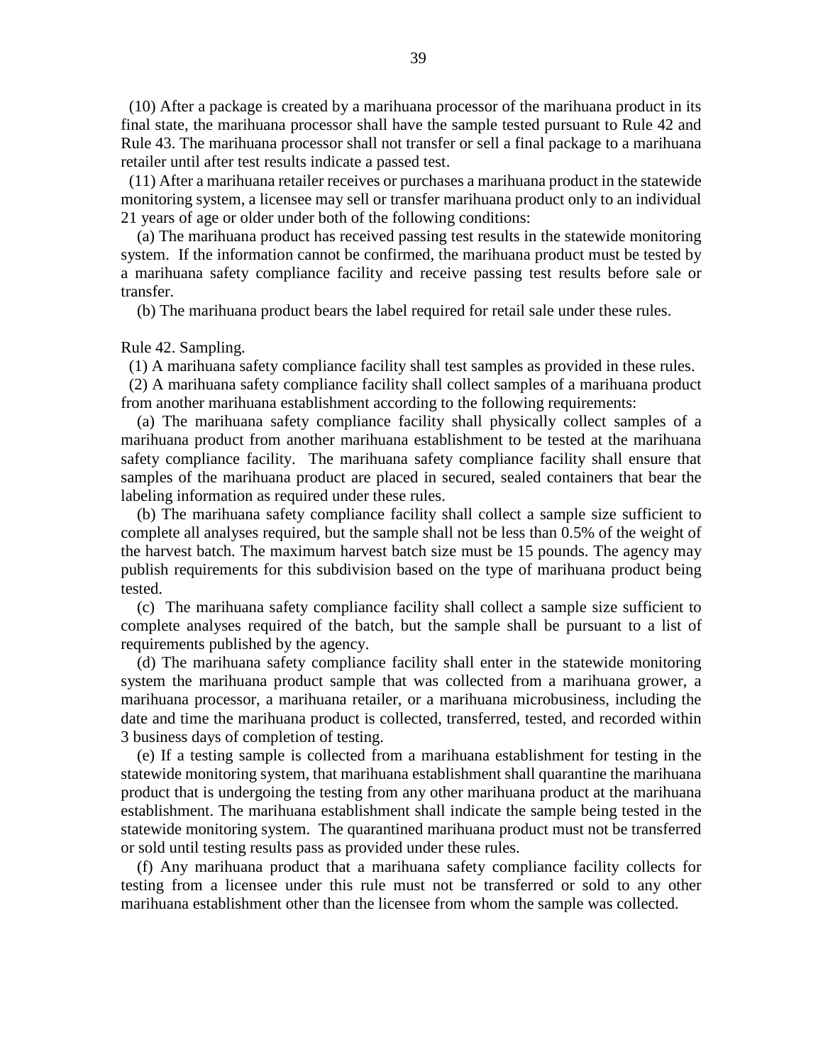(10) After a package is created by a marihuana processor of the marihuana product in its final state, the marihuana processor shall have the sample tested pursuant to Rule 42 and Rule 43. The marihuana processor shall not transfer or sell a final package to a marihuana retailer until after test results indicate a passed test.

(11) After a marihuana retailer receives or purchases a marihuana product in the statewide monitoring system, a licensee may sell or transfer marihuana product only to an individual 21 years of age or older under both of the following conditions:

(a) The marihuana product has received passing test results in the statewide monitoring system. If the information cannot be confirmed, the marihuana product must be tested by a marihuana safety compliance facility and receive passing test results before sale or transfer.

(b) The marihuana product bears the label required for retail sale under these rules.

Rule 42. Sampling.

(1) A marihuana safety compliance facility shall test samples as provided in these rules.

(2) A marihuana safety compliance facility shall collect samples of a marihuana product from another marihuana establishment according to the following requirements:

(a) The marihuana safety compliance facility shall physically collect samples of a marihuana product from another marihuana establishment to be tested at the marihuana safety compliance facility. The marihuana safety compliance facility shall ensure that samples of the marihuana product are placed in secured, sealed containers that bear the labeling information as required under these rules.

(b) The marihuana safety compliance facility shall collect a sample size sufficient to complete all analyses required, but the sample shall not be less than 0.5% of the weight of the harvest batch. The maximum harvest batch size must be 15 pounds. The agency may publish requirements for this subdivision based on the type of marihuana product being tested.

(c) The marihuana safety compliance facility shall collect a sample size sufficient to complete analyses required of the batch, but the sample shall be pursuant to a list of requirements published by the agency.

(d) The marihuana safety compliance facility shall enter in the statewide monitoring system the marihuana product sample that was collected from a marihuana grower, a marihuana processor, a marihuana retailer, or a marihuana microbusiness, including the date and time the marihuana product is collected, transferred, tested, and recorded within 3 business days of completion of testing.

(e) If a testing sample is collected from a marihuana establishment for testing in the statewide monitoring system, that marihuana establishment shall quarantine the marihuana product that is undergoing the testing from any other marihuana product at the marihuana establishment. The marihuana establishment shall indicate the sample being tested in the statewide monitoring system. The quarantined marihuana product must not be transferred or sold until testing results pass as provided under these rules.

(f) Any marihuana product that a marihuana safety compliance facility collects for testing from a licensee under this rule must not be transferred or sold to any other marihuana establishment other than the licensee from whom the sample was collected.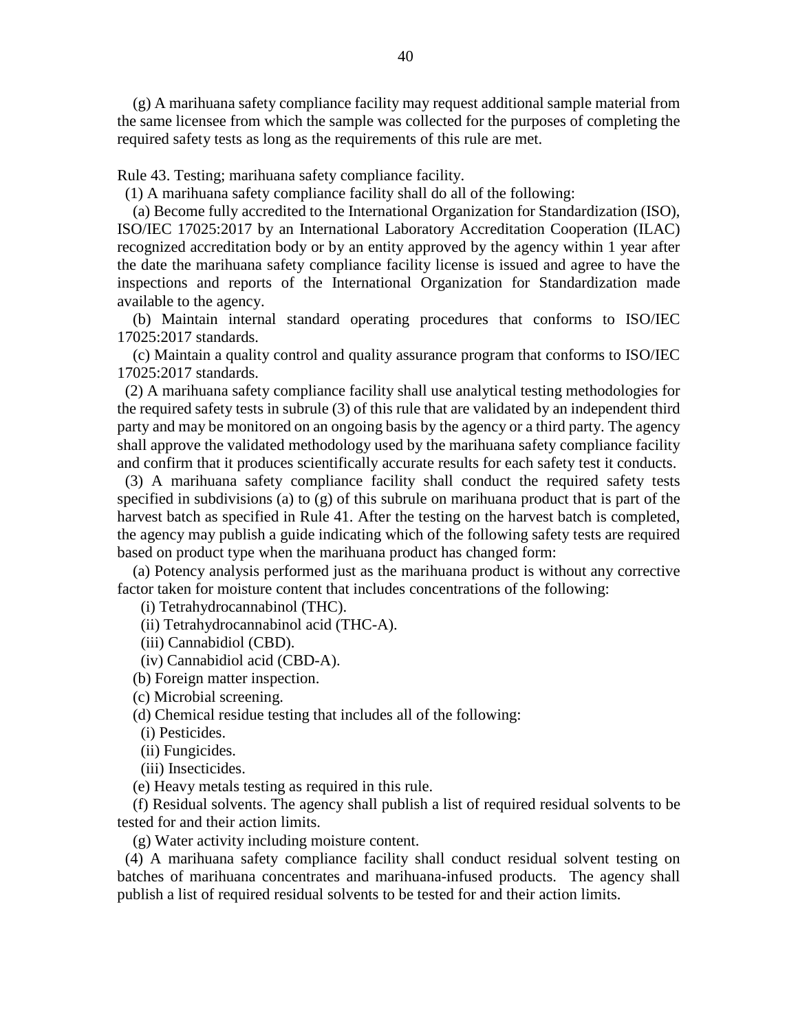(g) A marihuana safety compliance facility may request additional sample material from the same licensee from which the sample was collected for the purposes of completing the required safety tests as long as the requirements of this rule are met.

Rule 43. Testing; marihuana safety compliance facility.

(1) A marihuana safety compliance facility shall do all of the following:

(a) Become fully accredited to the International Organization for Standardization (ISO), ISO/IEC 17025:2017 by an International Laboratory Accreditation Cooperation (ILAC) recognized accreditation body or by an entity approved by the agency within 1 year after the date the marihuana safety compliance facility license is issued and agree to have the inspections and reports of the International Organization for Standardization made available to the agency.

(b) Maintain internal standard operating procedures that conforms to ISO/IEC 17025:2017 standards.

(c) Maintain a quality control and quality assurance program that conforms to ISO/IEC 17025:2017 standards.

(2) A marihuana safety compliance facility shall use analytical testing methodologies for the required safety tests in subrule (3) of this rule that are validated by an independent third party and may be monitored on an ongoing basis by the agency or a third party. The agency shall approve the validated methodology used by the marihuana safety compliance facility and confirm that it produces scientifically accurate results for each safety test it conducts.

(3) A marihuana safety compliance facility shall conduct the required safety tests specified in subdivisions (a) to (g) of this subrule on marihuana product that is part of the harvest batch as specified in Rule 41. After the testing on the harvest batch is completed, the agency may publish a guide indicating which of the following safety tests are required based on product type when the marihuana product has changed form:

(a) Potency analysis performed just as the marihuana product is without any corrective factor taken for moisture content that includes concentrations of the following:

(i) Tetrahydrocannabinol (THC).

(ii) Tetrahydrocannabinol acid (THC-A).

(iii) Cannabidiol (CBD).

(iv) Cannabidiol acid (CBD-A).

(b) Foreign matter inspection.

(c) Microbial screening.

(d) Chemical residue testing that includes all of the following:

(i) Pesticides.

(ii) Fungicides.

(iii) Insecticides.

(e) Heavy metals testing as required in this rule.

(f) Residual solvents. The agency shall publish a list of required residual solvents to be tested for and their action limits.

(g) Water activity including moisture content.

(4) A marihuana safety compliance facility shall conduct residual solvent testing on batches of marihuana concentrates and marihuana-infused products. The agency shall publish a list of required residual solvents to be tested for and their action limits.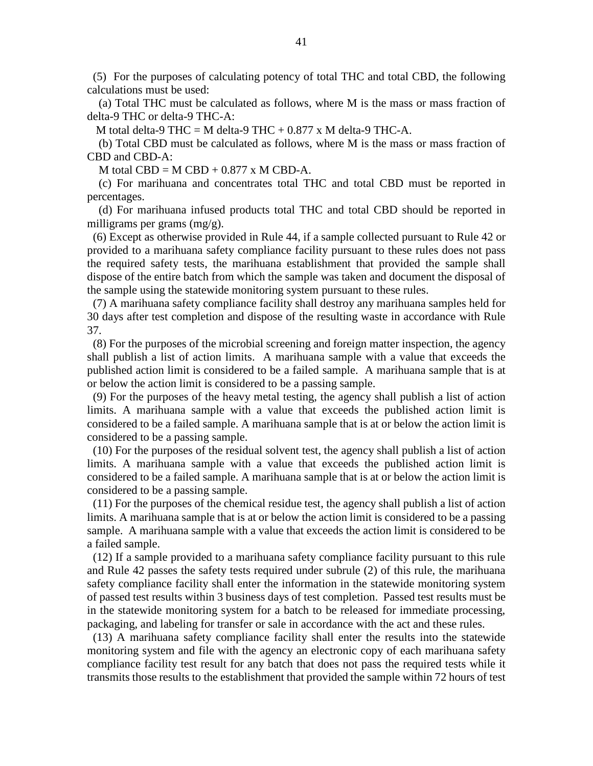(5) For the purposes of calculating potency of total THC and total CBD, the following calculations must be used:

(a) Total THC must be calculated as follows, where M is the mass or mass fraction of delta-9 THC or delta-9 THC-A:

M total delta-9 THC = M delta-9 THC + 0.877 x M delta-9 THC-A.

(b) Total CBD must be calculated as follows, where M is the mass or mass fraction of CBD and CBD-A:

M total CBD = M CBD + 0.877 x M CBD-A.

(c) For marihuana and concentrates total THC and total CBD must be reported in percentages.

(d) For marihuana infused products total THC and total CBD should be reported in milligrams per grams (mg/g).

(6) Except as otherwise provided in Rule 44, if a sample collected pursuant to Rule 42 or provided to a marihuana safety compliance facility pursuant to these rules does not pass the required safety tests, the marihuana establishment that provided the sample shall dispose of the entire batch from which the sample was taken and document the disposal of the sample using the statewide monitoring system pursuant to these rules.

(7) A marihuana safety compliance facility shall destroy any marihuana samples held for 30 days after test completion and dispose of the resulting waste in accordance with Rule 37.

(8) For the purposes of the microbial screening and foreign matter inspection, the agency shall publish a list of action limits. A marihuana sample with a value that exceeds the published action limit is considered to be a failed sample. A marihuana sample that is at or below the action limit is considered to be a passing sample.

(9) For the purposes of the heavy metal testing, the agency shall publish a list of action limits. A marihuana sample with a value that exceeds the published action limit is considered to be a failed sample. A marihuana sample that is at or below the action limit is considered to be a passing sample.

(10) For the purposes of the residual solvent test, the agency shall publish a list of action limits. A marihuana sample with a value that exceeds the published action limit is considered to be a failed sample. A marihuana sample that is at or below the action limit is considered to be a passing sample.

(11) For the purposes of the chemical residue test, the agency shall publish a list of action limits. A marihuana sample that is at or below the action limit is considered to be a passing sample. A marihuana sample with a value that exceeds the action limit is considered to be a failed sample.

(12) If a sample provided to a marihuana safety compliance facility pursuant to this rule and Rule 42 passes the safety tests required under subrule (2) of this rule, the marihuana safety compliance facility shall enter the information in the statewide monitoring system of passed test results within 3 business days of test completion. Passed test results must be in the statewide monitoring system for a batch to be released for immediate processing, packaging, and labeling for transfer or sale in accordance with the act and these rules.

(13) A marihuana safety compliance facility shall enter the results into the statewide monitoring system and file with the agency an electronic copy of each marihuana safety compliance facility test result for any batch that does not pass the required tests while it transmits those results to the establishment that provided the sample within 72 hours of test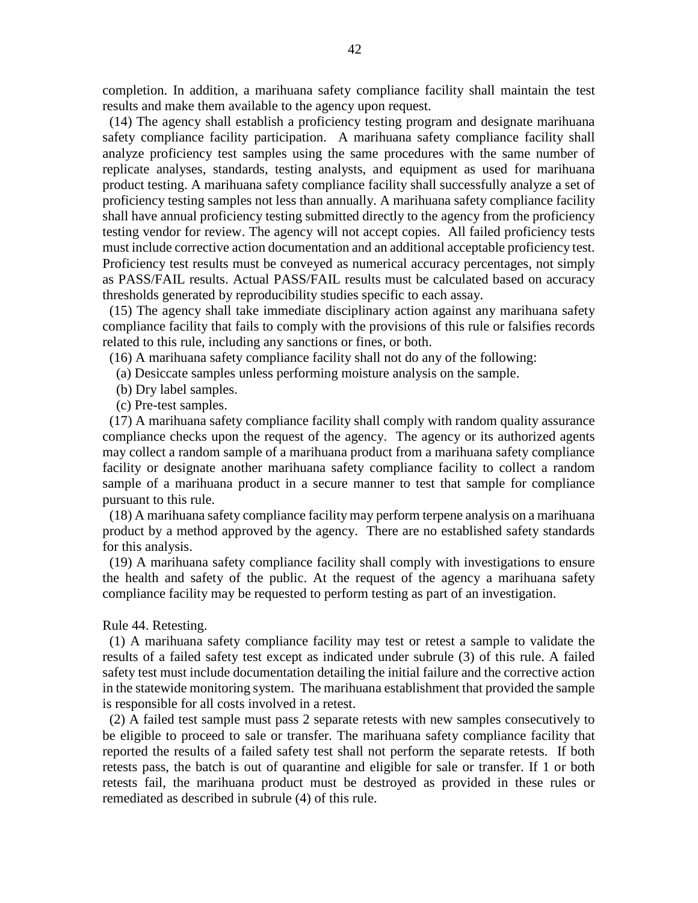completion. In addition, a marihuana safety compliance facility shall maintain the test results and make them available to the agency upon request.

(14) The agency shall establish a proficiency testing program and designate marihuana safety compliance facility participation. A marihuana safety compliance facility shall analyze proficiency test samples using the same procedures with the same number of replicate analyses, standards, testing analysts, and equipment as used for marihuana product testing. A marihuana safety compliance facility shall successfully analyze a set of proficiency testing samples not less than annually. A marihuana safety compliance facility shall have annual proficiency testing submitted directly to the agency from the proficiency testing vendor for review. The agency will not accept copies. All failed proficiency tests must include corrective action documentation and an additional acceptable proficiency test. Proficiency test results must be conveyed as numerical accuracy percentages, not simply as PASS/FAIL results. Actual PASS/FAIL results must be calculated based on accuracy thresholds generated by reproducibility studies specific to each assay.

(15) The agency shall take immediate disciplinary action against any marihuana safety compliance facility that fails to comply with the provisions of this rule or falsifies records related to this rule, including any sanctions or fines, or both.

(16) A marihuana safety compliance facility shall not do any of the following:

(a) Desiccate samples unless performing moisture analysis on the sample.

(b) Dry label samples.

(c) Pre-test samples.

(17) A marihuana safety compliance facility shall comply with random quality assurance compliance checks upon the request of the agency. The agency or its authorized agents may collect a random sample of a marihuana product from a marihuana safety compliance facility or designate another marihuana safety compliance facility to collect a random sample of a marihuana product in a secure manner to test that sample for compliance pursuant to this rule.

(18) A marihuana safety compliance facility may perform terpene analysis on a marihuana product by a method approved by the agency. There are no established safety standards for this analysis.

(19) A marihuana safety compliance facility shall comply with investigations to ensure the health and safety of the public. At the request of the agency a marihuana safety compliance facility may be requested to perform testing as part of an investigation.

Rule 44. Retesting.

(1) A marihuana safety compliance facility may test or retest a sample to validate the results of a failed safety test except as indicated under subrule (3) of this rule. A failed safety test must include documentation detailing the initial failure and the corrective action in the statewide monitoring system. The marihuana establishment that provided the sample is responsible for all costs involved in a retest.

(2) A failed test sample must pass 2 separate retests with new samples consecutively to be eligible to proceed to sale or transfer. The marihuana safety compliance facility that reported the results of a failed safety test shall not perform the separate retests. If both retests pass, the batch is out of quarantine and eligible for sale or transfer. If 1 or both retests fail, the marihuana product must be destroyed as provided in these rules or remediated as described in subrule (4) of this rule.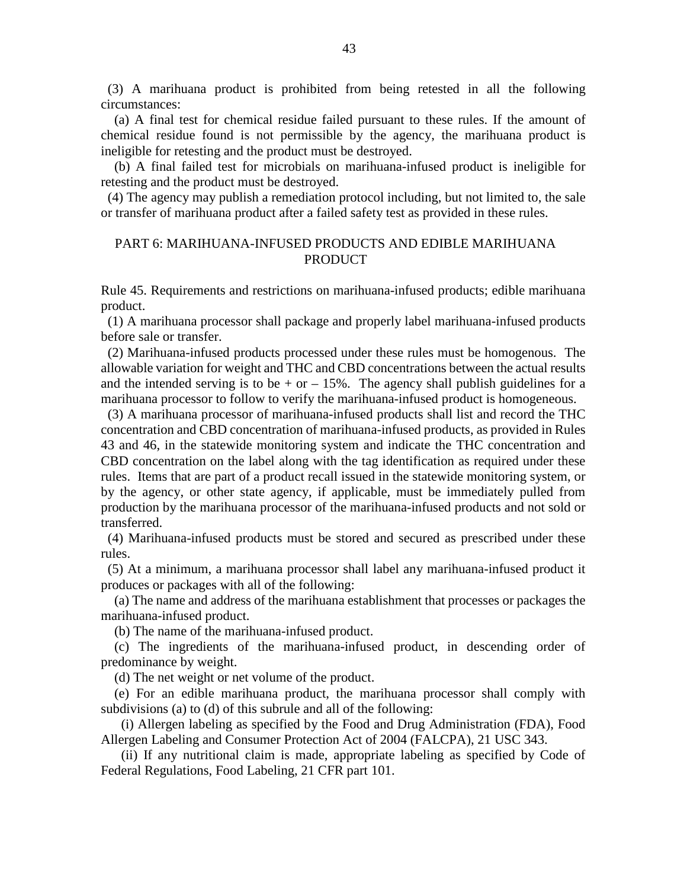(3) A marihuana product is prohibited from being retested in all the following circumstances:

(a) A final test for chemical residue failed pursuant to these rules. If the amount of chemical residue found is not permissible by the agency, the marihuana product is ineligible for retesting and the product must be destroyed.

(b) A final failed test for microbials on marihuana-infused product is ineligible for retesting and the product must be destroyed.

(4) The agency may publish a remediation protocol including, but not limited to, the sale or transfer of marihuana product after a failed safety test as provided in these rules.

## PART 6: MARIHUANA-INFUSED PRODUCTS AND EDIBLE MARIHUANA PRODUCT

Rule 45. Requirements and restrictions on marihuana-infused products; edible marihuana product.

(1) A marihuana processor shall package and properly label marihuana-infused products before sale or transfer.

(2) Marihuana-infused products processed under these rules must be homogenous. The allowable variation for weight and THC and CBD concentrations between the actual results and the intended serving is to be + or – 15%. The agency shall publish guidelines for a marihuana processor to follow to verify the marihuana-infused product is homogeneous.

(3) A marihuana processor of marihuana-infused products shall list and record the THC concentration and CBD concentration of marihuana-infused products, as provided in Rules 43 and 46, in the statewide monitoring system and indicate the THC concentration and CBD concentration on the label along with the tag identification as required under these rules. Items that are part of a product recall issued in the statewide monitoring system, or by the agency, or other state agency, if applicable, must be immediately pulled from production by the marihuana processor of the marihuana-infused products and not sold or transferred.

(4) Marihuana-infused products must be stored and secured as prescribed under these rules.

(5) At a minimum, a marihuana processor shall label any marihuana-infused product it produces or packages with all of the following:

(a) The name and address of the marihuana establishment that processes or packages the marihuana-infused product.

(b) The name of the marihuana-infused product.

(c) The ingredients of the marihuana-infused product, in descending order of predominance by weight.

(d) The net weight or net volume of the product.

(e) For an edible marihuana product, the marihuana processor shall comply with subdivisions (a) to (d) of this subrule and all of the following:

(i) Allergen labeling as specified by the Food and Drug Administration (FDA), Food Allergen Labeling and Consumer Protection Act of 2004 (FALCPA), 21 USC 343.

(ii) If any nutritional claim is made, appropriate labeling as specified by Code of Federal Regulations, Food Labeling, 21 CFR part 101.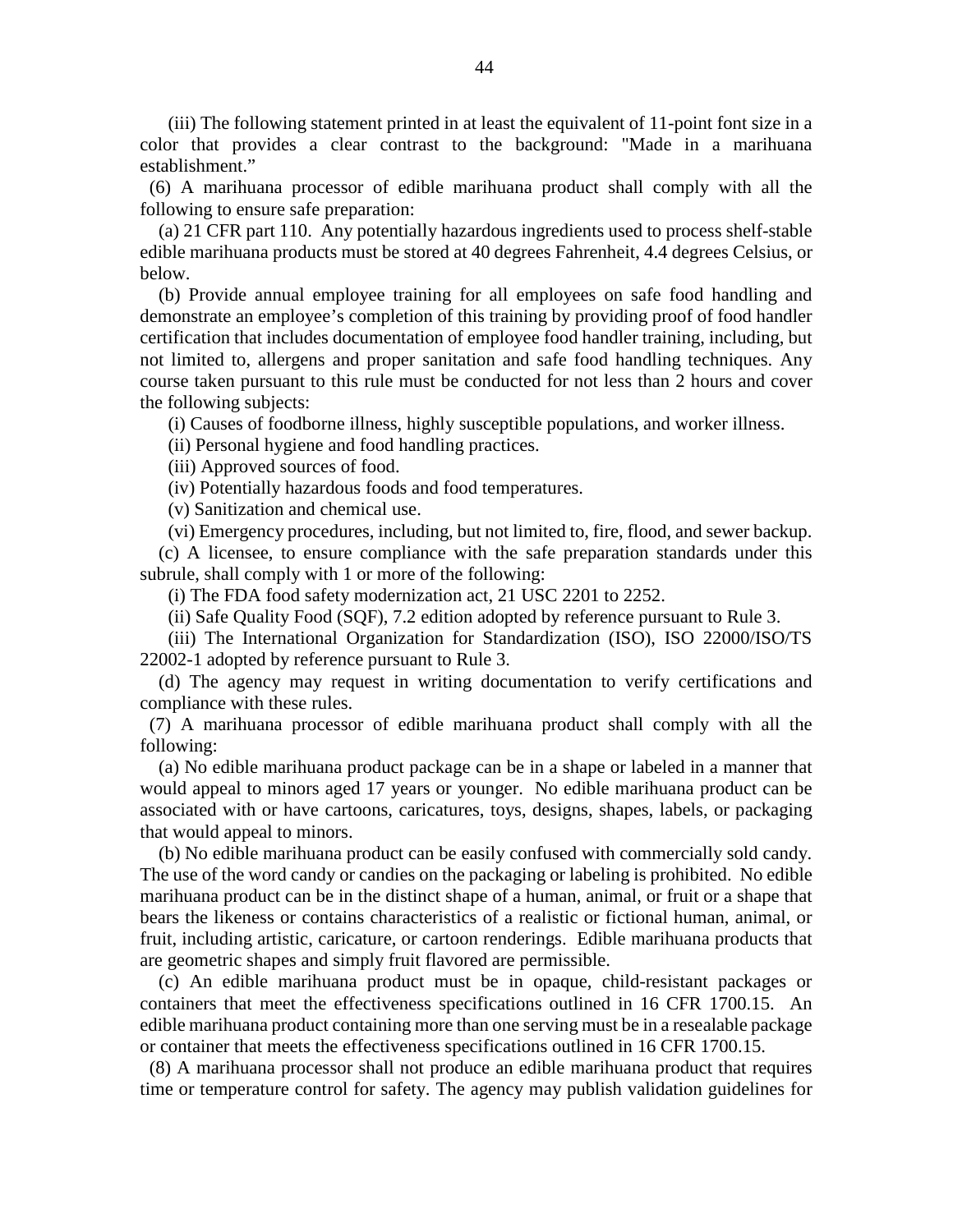(iii) The following statement printed in at least the equivalent of 11-point font size in a color that provides a clear contrast to the background: "Made in a marihuana establishment."

(6) A marihuana processor of edible marihuana product shall comply with all the following to ensure safe preparation:

(a) 21 CFR part 110. Any potentially hazardous ingredients used to process shelf-stable edible marihuana products must be stored at 40 degrees Fahrenheit, 4.4 degrees Celsius, or below.

(b) Provide annual employee training for all employees on safe food handling and demonstrate an employee's completion of this training by providing proof of food handler certification that includes documentation of employee food handler training, including, but not limited to, allergens and proper sanitation and safe food handling techniques. Any course taken pursuant to this rule must be conducted for not less than 2 hours and cover the following subjects:

(i) Causes of foodborne illness, highly susceptible populations, and worker illness.

(ii) Personal hygiene and food handling practices.

(iii) Approved sources of food.

(iv) Potentially hazardous foods and food temperatures.

(v) Sanitization and chemical use.

(vi) Emergency procedures, including, but not limited to, fire, flood, and sewer backup.

(c) A licensee, to ensure compliance with the safe preparation standards under this subrule, shall comply with 1 or more of the following:

(i) The FDA food safety modernization act, 21 USC 2201 to 2252.

(ii) Safe Quality Food (SQF), 7.2 edition adopted by reference pursuant to Rule 3.

(iii) The International Organization for Standardization (ISO), ISO 22000/ISO/TS 22002-1 adopted by reference pursuant to Rule 3.

(d) The agency may request in writing documentation to verify certifications and compliance with these rules.

(7) A marihuana processor of edible marihuana product shall comply with all the following:

(a) No edible marihuana product package can be in a shape or labeled in a manner that would appeal to minors aged 17 years or younger. No edible marihuana product can be associated with or have cartoons, caricatures, toys, designs, shapes, labels, or packaging that would appeal to minors.

(b) No edible marihuana product can be easily confused with commercially sold candy. The use of the word candy or candies on the packaging or labeling is prohibited. No edible marihuana product can be in the distinct shape of a human, animal, or fruit or a shape that bears the likeness or contains characteristics of a realistic or fictional human, animal, or fruit, including artistic, caricature, or cartoon renderings. Edible marihuana products that are geometric shapes and simply fruit flavored are permissible.

(c) An edible marihuana product must be in opaque, child-resistant packages or containers that meet the effectiveness specifications outlined in 16 CFR 1700.15. An edible marihuana product containing more than one serving must be in a resealable package or container that meets the effectiveness specifications outlined in 16 CFR 1700.15.

(8) A marihuana processor shall not produce an edible marihuana product that requires time or temperature control for safety. The agency may publish validation guidelines for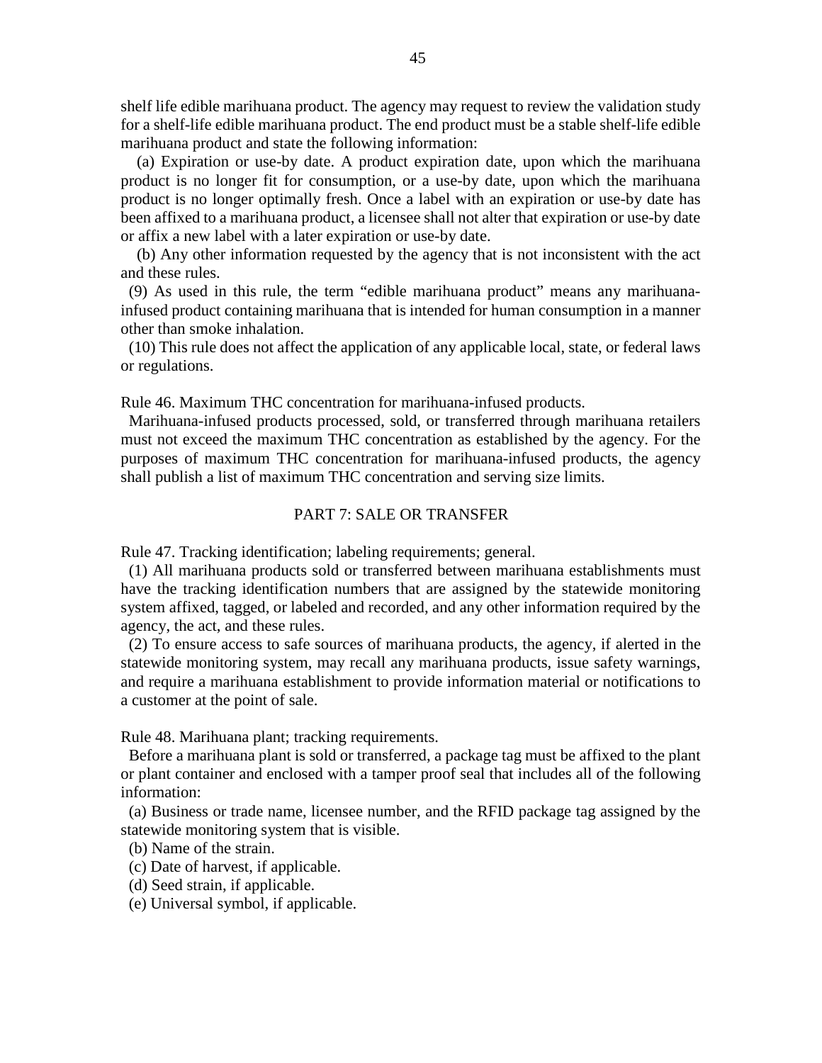shelf life edible marihuana product. The agency may request to review the validation study for a shelf-life edible marihuana product. The end product must be a stable shelf-life edible marihuana product and state the following information:

(a) Expiration or use-by date. A product expiration date, upon which the marihuana product is no longer fit for consumption, or a use-by date, upon which the marihuana product is no longer optimally fresh. Once a label with an expiration or use-by date has been affixed to a marihuana product, a licensee shall not alter that expiration or use-by date or affix a new label with a later expiration or use-by date.

(b) Any other information requested by the agency that is not inconsistent with the act and these rules.

(9) As used in this rule, the term "edible marihuana product" means any marihuana-infused product containing marihuana that is intended for human consumption in a manner other than smoke inhalation.

(10) This rule does not affect the application of any applicable local, state, or federal laws or regulations.

Rule 46. Maximum THC concentration for marihuana-infused products.

Marihuana-infused products processed, sold, or transferred through marihuana retailers must not exceed the maximum THC concentration as established by the agency. For the purposes of maximum THC concentration for marihuana-infused products, the agency shall publish a list of maximum THC concentration and serving size limits.

## PART 7: SALE OR TRANSFER

Rule 47. Tracking identification; labeling requirements; general.

(1) All marihuana products sold or transferred between marihuana establishments must have the tracking identification numbers that are assigned by the statewide monitoring system affixed, tagged, or labeled and recorded, and any other information required by the agency, the act, and these rules.

(2) To ensure access to safe sources of marihuana products, the agency, if alerted in the statewide monitoring system, may recall any marihuana products, issue safety warnings, and require a marihuana establishment to provide information material or notifications to a customer at the point of sale.

Rule 48. Marihuana plant; tracking requirements.

Before a marihuana plant is sold or transferred, a package tag must be affixed to the plant or plant container and enclosed with a tamper proof seal that includes all of the following information:

(a) Business or trade name, licensee number, and the RFID package tag assigned by the statewide monitoring system that is visible.

(b) Name of the strain.

(c) Date of harvest, if applicable.

(d) Seed strain, if applicable.

(e) Universal symbol, if applicable.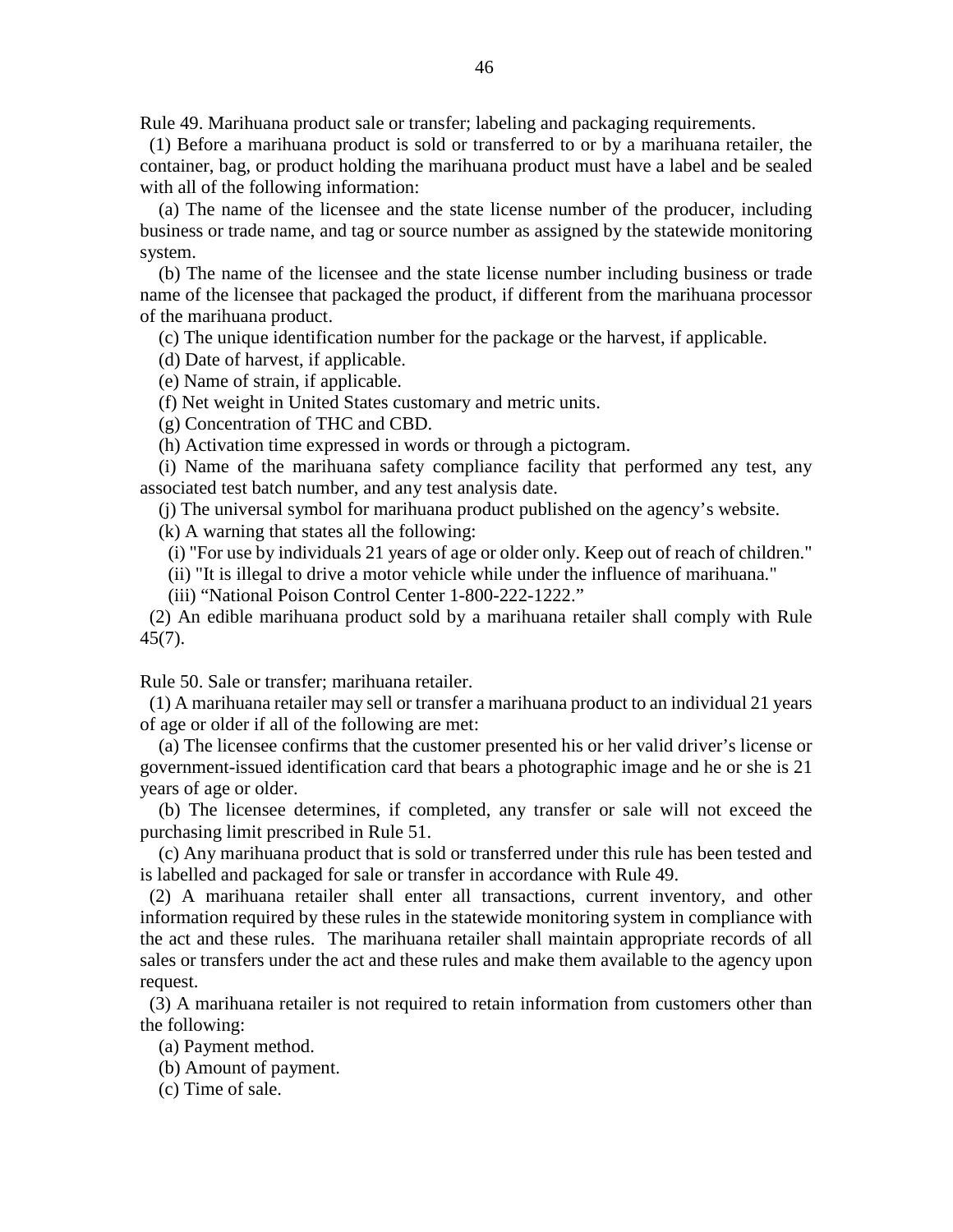Rule 49. Marihuana product sale or transfer; labeling and packaging requirements.

(1) Before a marihuana product is sold or transferred to or by a marihuana retailer, the container, bag, or product holding the marihuana product must have a label and be sealed with all of the following information:

(a) The name of the licensee and the state license number of the producer, including business or trade name, and tag or source number as assigned by the statewide monitoring system.

(b) The name of the licensee and the state license number including business or trade name of the licensee that packaged the product, if different from the marihuana processor of the marihuana product.

(c) The unique identification number for the package or the harvest, if applicable.

(d) Date of harvest, if applicable.

(e) Name of strain, if applicable.

(f) Net weight in United States customary and metric units.

(g) Concentration of THC and CBD.

(h) Activation time expressed in words or through a pictogram.

(i) Name of the marihuana safety compliance facility that performed any test, any associated test batch number, and any test analysis date.

(j) The universal symbol for marihuana product published on the agency's website.

(k) A warning that states all the following:

(i) "For use by individuals 21 years of age or older only. Keep out of reach of children."

(ii) "It is illegal to drive a motor vehicle while under the influence of marihuana."

(iii) "National Poison Control Center 1-800-222-1222."

(2) An edible marihuana product sold by a marihuana retailer shall comply with Rule 45(7).

Rule 50. Sale or transfer; marihuana retailer.

(1) A marihuana retailer may sell or transfer a marihuana product to an individual 21 years of age or older if all of the following are met:

(a) The licensee confirms that the customer presented his or her valid driver's license or government-issued identification card that bears a photographic image and he or she is 21 years of age or older.

(b) The licensee determines, if completed, any transfer or sale will not exceed the purchasing limit prescribed in Rule 51.

(c) Any marihuana product that is sold or transferred under this rule has been tested and is labelled and packaged for sale or transfer in accordance with Rule 49.

(2) A marihuana retailer shall enter all transactions, current inventory, and other information required by these rules in the statewide monitoring system in compliance with the act and these rules. The marihuana retailer shall maintain appropriate records of all sales or transfers under the act and these rules and make them available to the agency upon request.

(3) A marihuana retailer is not required to retain information from customers other than the following:

(a) Payment method.

(b) Amount of payment.

(c) Time of sale.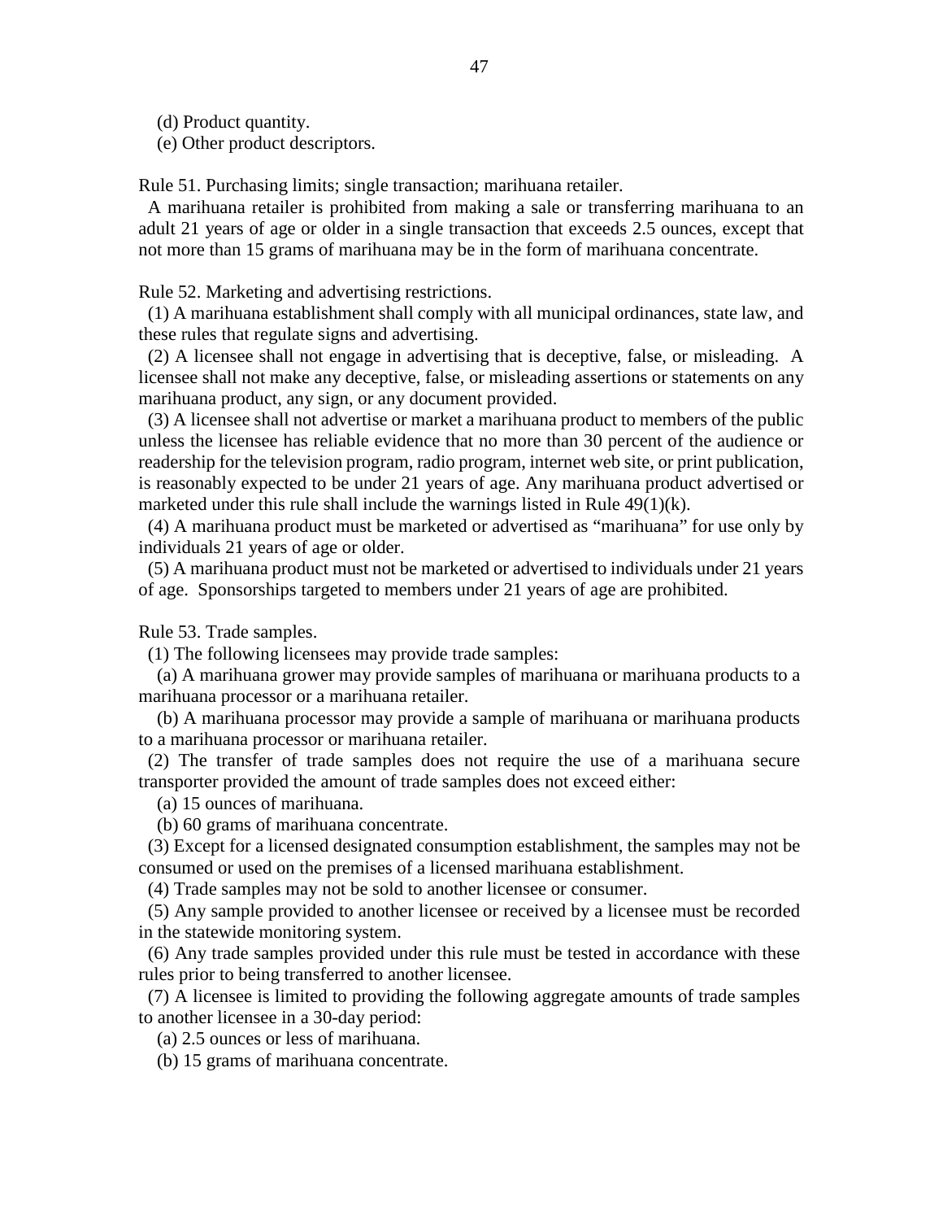(d) Product quantity.

(e) Other product descriptors.

Rule 51. Purchasing limits; single transaction; marihuana retailer.

A marihuana retailer is prohibited from making a sale or transferring marihuana to an adult 21 years of age or older in a single transaction that exceeds 2.5 ounces, except that not more than 15 grams of marihuana may be in the form of marihuana concentrate.

Rule 52. Marketing and advertising restrictions.

(1) A marihuana establishment shall comply with all municipal ordinances, state law, and these rules that regulate signs and advertising.

(2) A licensee shall not engage in advertising that is deceptive, false, or misleading. A licensee shall not make any deceptive, false, or misleading assertions or statements on any marihuana product, any sign, or any document provided.

(3) A licensee shall not advertise or market a marihuana product to members of the public unless the licensee has reliable evidence that no more than 30 percent of the audience or readership for the television program, radio program, internet web site, or print publication, is reasonably expected to be under 21 years of age. Any marihuana product advertised or marketed under this rule shall include the warnings listed in Rule 49(1)(k).

(4) A marihuana product must be marketed or advertised as "marihuana" for use only by individuals 21 years of age or older.

(5) A marihuana product must not be marketed or advertised to individuals under 21 years of age. Sponsorships targeted to members under 21 years of age are prohibited.

Rule 53. Trade samples.

(1) The following licensees may provide trade samples:

(a) A marihuana grower may provide samples of marihuana or marihuana products to a marihuana processor or a marihuana retailer.

(b) A marihuana processor may provide a sample of marihuana or marihuana products to a marihuana processor or marihuana retailer.

(2) The transfer of trade samples does not require the use of a marihuana secure transporter provided the amount of trade samples does not exceed either:

(a) 15 ounces of marihuana.

(b) 60 grams of marihuana concentrate.

(3) Except for a licensed designated consumption establishment, the samples may not be consumed or used on the premises of a licensed marihuana establishment.

(4) Trade samples may not be sold to another licensee or consumer.

(5) Any sample provided to another licensee or received by a licensee must be recorded in the statewide monitoring system.

(6) Any trade samples provided under this rule must be tested in accordance with these rules prior to being transferred to another licensee.

(7) A licensee is limited to providing the following aggregate amounts of trade samples to another licensee in a 30-day period:

(a) 2.5 ounces or less of marihuana.

(b) 15 grams of marihuana concentrate.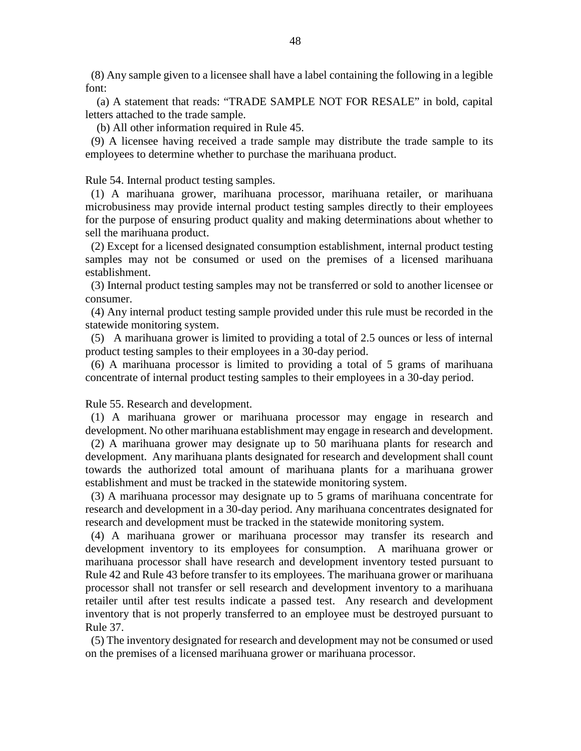(8) Any sample given to a licensee shall have a label containing the following in a legible font:

(a) A statement that reads: "TRADE SAMPLE NOT FOR RESALE" in bold, capital letters attached to the trade sample.

(b) All other information required in Rule 45.

(9) A licensee having received a trade sample may distribute the trade sample to its employees to determine whether to purchase the marihuana product.

Rule 54. Internal product testing samples.

(1) A marihuana grower, marihuana processor, marihuana retailer, or marihuana microbusiness may provide internal product testing samples directly to their employees for the purpose of ensuring product quality and making determinations about whether to sell the marihuana product.

(2) Except for a licensed designated consumption establishment, internal product testing samples may not be consumed or used on the premises of a licensed marihuana establishment.

(3) Internal product testing samples may not be transferred or sold to another licensee or consumer.

(4) Any internal product testing sample provided under this rule must be recorded in the statewide monitoring system.

(5) A marihuana grower is limited to providing a total of 2.5 ounces or less of internal product testing samples to their employees in a 30-day period.

(6) A marihuana processor is limited to providing a total of 5 grams of marihuana concentrate of internal product testing samples to their employees in a 30-day period.

Rule 55. Research and development.

(1) A marihuana grower or marihuana processor may engage in research and development. No other marihuana establishment may engage in research and development.

(2) A marihuana grower may designate up to 50 marihuana plants for research and development. Any marihuana plants designated for research and development shall count towards the authorized total amount of marihuana plants for a marihuana grower establishment and must be tracked in the statewide monitoring system.

(3) A marihuana processor may designate up to 5 grams of marihuana concentrate for research and development in a 30-day period. Any marihuana concentrates designated for research and development must be tracked in the statewide monitoring system.

(4) A marihuana grower or marihuana processor may transfer its research and development inventory to its employees for consumption. A marihuana grower or marihuana processor shall have research and development inventory tested pursuant to Rule 42 and Rule 43 before transfer to its employees. The marihuana grower or marihuana processor shall not transfer or sell research and development inventory to a marihuana retailer until after test results indicate a passed test. Any research and development inventory that is not properly transferred to an employee must be destroyed pursuant to Rule 37.

(5) The inventory designated for research and development may not be consumed or used on the premises of a licensed marihuana grower or marihuana processor.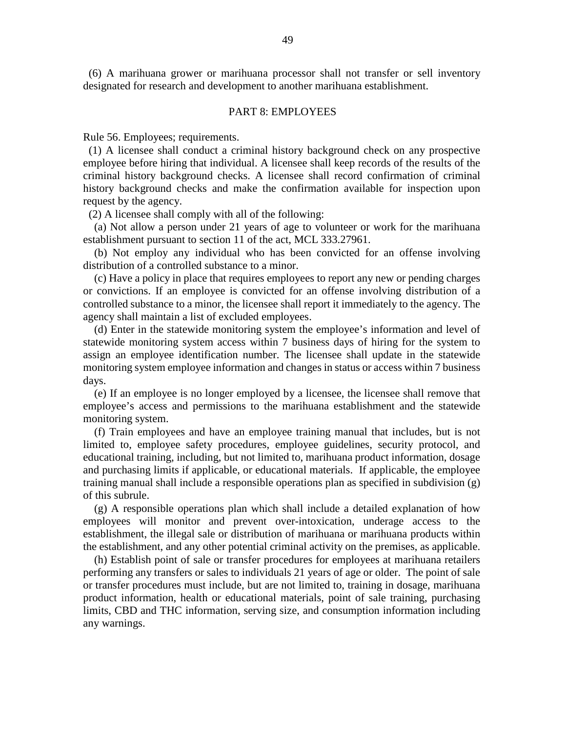(6) A marihuana grower or marihuana processor shall not transfer or sell inventory designated for research and development to another marihuana establishment.

## PART 8: EMPLOYEES

Rule 56. Employees; requirements.

(1) A licensee shall conduct a criminal history background check on any prospective employee before hiring that individual. A licensee shall keep records of the results of the criminal history background checks. A licensee shall record confirmation of criminal history background checks and make the confirmation available for inspection upon request by the agency.

(2) A licensee shall comply with all of the following:

(a) Not allow a person under 21 years of age to volunteer or work for the marihuana establishment pursuant to section 11 of the act, MCL 333.27961.

(b) Not employ any individual who has been convicted for an offense involving distribution of a controlled substance to a minor.

(c) Have a policy in place that requires employees to report any new or pending charges or convictions. If an employee is convicted for an offense involving distribution of a controlled substance to a minor, the licensee shall report it immediately to the agency. The agency shall maintain a list of excluded employees.

(d) Enter in the statewide monitoring system the employee's information and level of statewide monitoring system access within 7 business days of hiring for the system to assign an employee identification number. The licensee shall update in the statewide monitoring system employee information and changes in status or access within 7 business days.

(e) If an employee is no longer employed by a licensee, the licensee shall remove that employee's access and permissions to the marihuana establishment and the statewide monitoring system.

(f) Train employees and have an employee training manual that includes, but is not limited to, employee safety procedures, employee guidelines, security protocol, and educational training, including, but not limited to, marihuana product information, dosage and purchasing limits if applicable, or educational materials. If applicable, the employee training manual shall include a responsible operations plan as specified in subdivision (g) of this subrule.

(g) A responsible operations plan which shall include a detailed explanation of how employees will monitor and prevent over-intoxication, underage access to the establishment, the illegal sale or distribution of marihuana or marihuana products within the establishment, and any other potential criminal activity on the premises, as applicable.

(h) Establish point of sale or transfer procedures for employees at marihuana retailers performing any transfers or sales to individuals 21 years of age or older. The point of sale or transfer procedures must include, but are not limited to, training in dosage, marihuana product information, health or educational materials, point of sale training, purchasing limits, CBD and THC information, serving size, and consumption information including any warnings.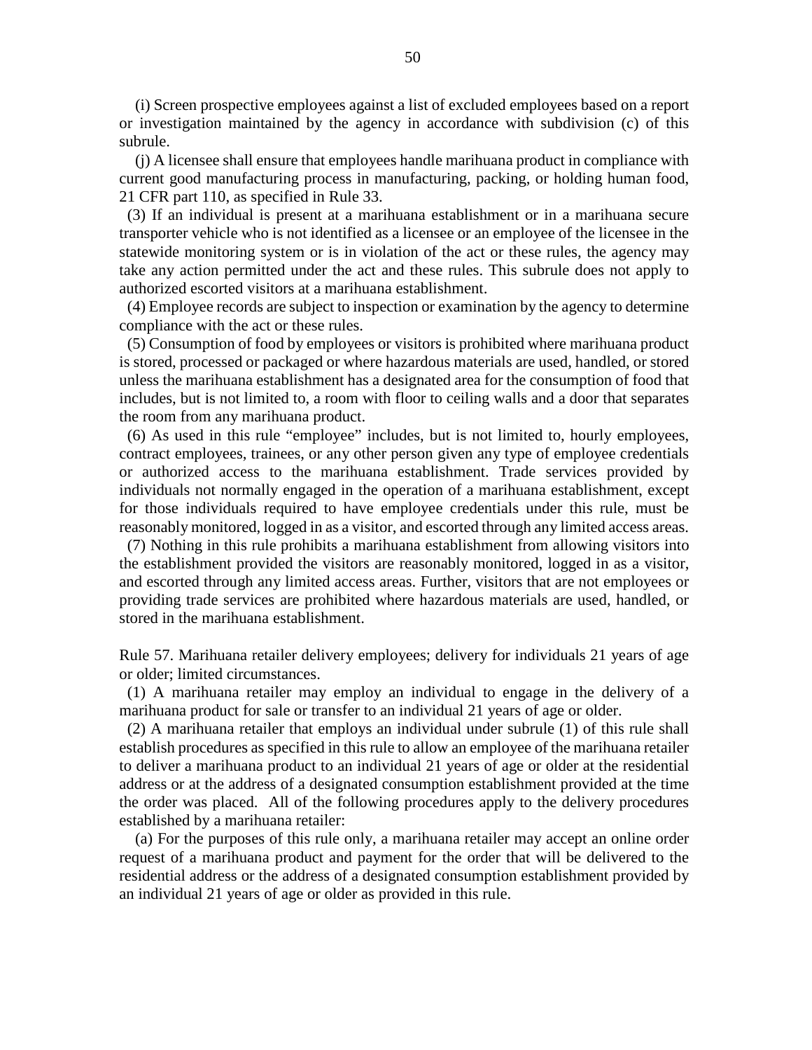(i) Screen prospective employees against a list of excluded employees based on a report or investigation maintained by the agency in accordance with subdivision (c) of this subrule.

(j) A licensee shall ensure that employees handle marihuana product in compliance with current good manufacturing process in manufacturing, packing, or holding human food, 21 CFR part 110, as specified in Rule 33.

(3) If an individual is present at a marihuana establishment or in a marihuana secure transporter vehicle who is not identified as a licensee or an employee of the licensee in the statewide monitoring system or is in violation of the act or these rules, the agency may take any action permitted under the act and these rules. This subrule does not apply to authorized escorted visitors at a marihuana establishment.

(4) Employee records are subject to inspection or examination by the agency to determine compliance with the act or these rules.

(5) Consumption of food by employees or visitors is prohibited where marihuana product is stored, processed or packaged or where hazardous materials are used, handled, or stored unless the marihuana establishment has a designated area for the consumption of food that includes, but is not limited to, a room with floor to ceiling walls and a door that separates the room from any marihuana product.

(6) As used in this rule "employee" includes, but is not limited to, hourly employees, contract employees, trainees, or any other person given any type of employee credentials or authorized access to the marihuana establishment. Trade services provided by individuals not normally engaged in the operation of a marihuana establishment, except for those individuals required to have employee credentials under this rule, must be reasonably monitored, logged in as a visitor, and escorted through any limited access areas.

(7) Nothing in this rule prohibits a marihuana establishment from allowing visitors into the establishment provided the visitors are reasonably monitored, logged in as a visitor, and escorted through any limited access areas. Further, visitors that are not employees or providing trade services are prohibited where hazardous materials are used, handled, or stored in the marihuana establishment.

Rule 57. Marihuana retailer delivery employees; delivery for individuals 21 years of age or older; limited circumstances.

(1) A marihuana retailer may employ an individual to engage in the delivery of a marihuana product for sale or transfer to an individual 21 years of age or older.

(2) A marihuana retailer that employs an individual under subrule (1) of this rule shall establish procedures as specified in this rule to allow an employee of the marihuana retailer to deliver a marihuana product to an individual 21 years of age or older at the residential address or at the address of a designated consumption establishment provided at the time the order was placed. All of the following procedures apply to the delivery procedures established by a marihuana retailer:

(a) For the purposes of this rule only, a marihuana retailer may accept an online order request of a marihuana product and payment for the order that will be delivered to the residential address or the address of a designated consumption establishment provided by an individual 21 years of age or older as provided in this rule.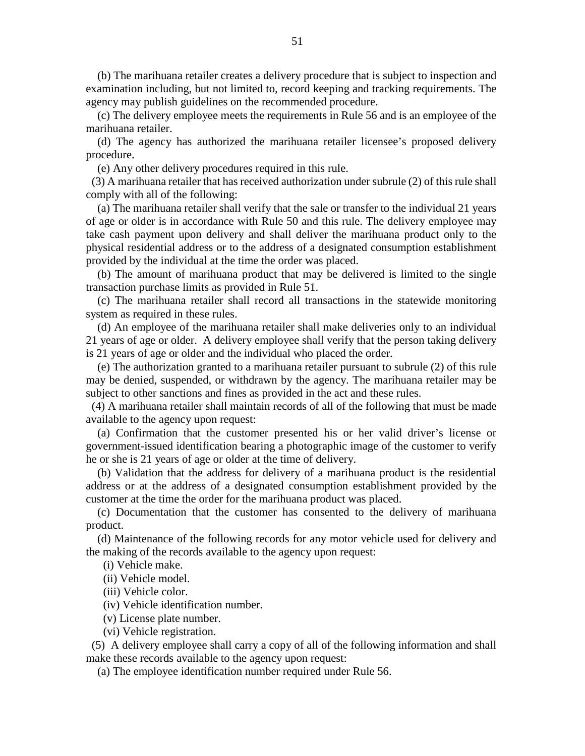(b) The marihuana retailer creates a delivery procedure that is subject to inspection and examination including, but not limited to, record keeping and tracking requirements. The agency may publish guidelines on the recommended procedure.

(c) The delivery employee meets the requirements in Rule 56 and is an employee of the marihuana retailer.

(d) The agency has authorized the marihuana retailer licensee's proposed delivery procedure.

(e) Any other delivery procedures required in this rule.

(3) A marihuana retailer that has received authorization under subrule (2) of this rule shall comply with all of the following:

(a) The marihuana retailer shall verify that the sale or transfer to the individual 21 years of age or older is in accordance with Rule 50 and this rule. The delivery employee may take cash payment upon delivery and shall deliver the marihuana product only to the physical residential address or to the address of a designated consumption establishment provided by the individual at the time the order was placed.

(b) The amount of marihuana product that may be delivered is limited to the single transaction purchase limits as provided in Rule 51.

(c) The marihuana retailer shall record all transactions in the statewide monitoring system as required in these rules.

(d) An employee of the marihuana retailer shall make deliveries only to an individual 21 years of age or older. A delivery employee shall verify that the person taking delivery is 21 years of age or older and the individual who placed the order.

(e) The authorization granted to a marihuana retailer pursuant to subrule (2) of this rule may be denied, suspended, or withdrawn by the agency. The marihuana retailer may be subject to other sanctions and fines as provided in the act and these rules.

(4) A marihuana retailer shall maintain records of all of the following that must be made available to the agency upon request:

(a) Confirmation that the customer presented his or her valid driver's license or government-issued identification bearing a photographic image of the customer to verify he or she is 21 years of age or older at the time of delivery.

(b) Validation that the address for delivery of a marihuana product is the residential address or at the address of a designated consumption establishment provided by the customer at the time the order for the marihuana product was placed.

(c) Documentation that the customer has consented to the delivery of marihuana product.

(d) Maintenance of the following records for any motor vehicle used for delivery and the making of the records available to the agency upon request:

(i) Vehicle make.

(ii) Vehicle model.

(iii) Vehicle color.

(iv) Vehicle identification number.

(v) License plate number.

(vi) Vehicle registration.

(5) A delivery employee shall carry a copy of all of the following information and shall make these records available to the agency upon request:

(a) The employee identification number required under Rule 56.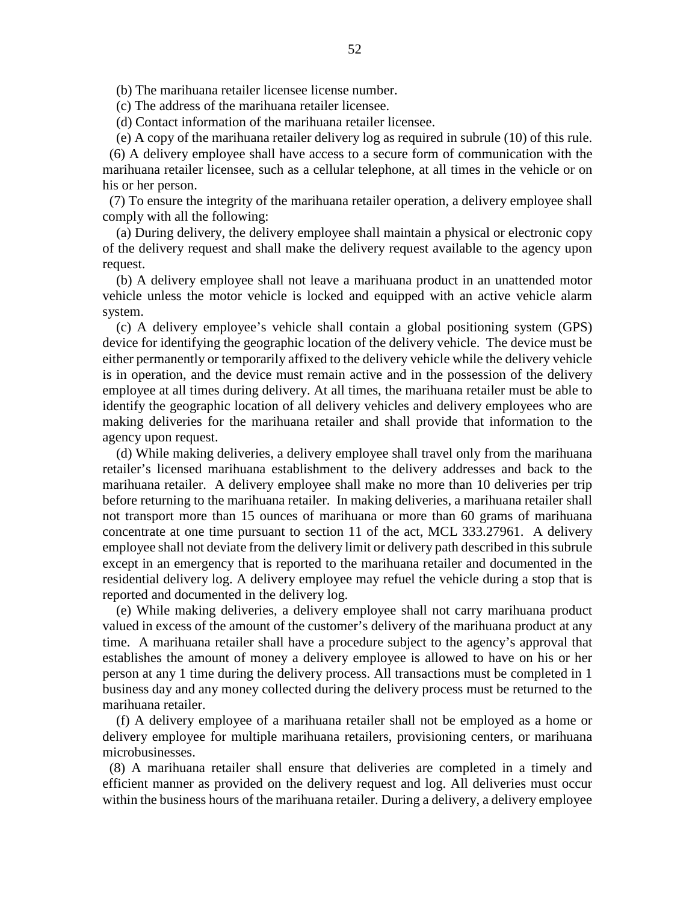(b) The marihuana retailer licensee license number.

(c) The address of the marihuana retailer licensee.

(d) Contact information of the marihuana retailer licensee.

(e) A copy of the marihuana retailer delivery log as required in subrule (10) of this rule.

(6) A delivery employee shall have access to a secure form of communication with the marihuana retailer licensee, such as a cellular telephone, at all times in the vehicle or on his or her person.

(7) To ensure the integrity of the marihuana retailer operation, a delivery employee shall comply with all the following:

(a) During delivery, the delivery employee shall maintain a physical or electronic copy of the delivery request and shall make the delivery request available to the agency upon request.

(b) A delivery employee shall not leave a marihuana product in an unattended motor vehicle unless the motor vehicle is locked and equipped with an active vehicle alarm system.

(c) A delivery employee's vehicle shall contain a global positioning system (GPS) device for identifying the geographic location of the delivery vehicle. The device must be either permanently or temporarily affixed to the delivery vehicle while the delivery vehicle is in operation, and the device must remain active and in the possession of the delivery employee at all times during delivery. At all times, the marihuana retailer must be able to identify the geographic location of all delivery vehicles and delivery employees who are making deliveries for the marihuana retailer and shall provide that information to the agency upon request.

(d) While making deliveries, a delivery employee shall travel only from the marihuana retailer's licensed marihuana establishment to the delivery addresses and back to the marihuana retailer. A delivery employee shall make no more than 10 deliveries per trip before returning to the marihuana retailer. In making deliveries, a marihuana retailer shall not transport more than 15 ounces of marihuana or more than 60 grams of marihuana concentrate at one time pursuant to section 11 of the act, MCL 333.27961. A delivery employee shall not deviate from the delivery limit or delivery path described in this subrule except in an emergency that is reported to the marihuana retailer and documented in the residential delivery log. A delivery employee may refuel the vehicle during a stop that is reported and documented in the delivery log.

(e) While making deliveries, a delivery employee shall not carry marihuana product valued in excess of the amount of the customer's delivery of the marihuana product at any time. A marihuana retailer shall have a procedure subject to the agency's approval that establishes the amount of money a delivery employee is allowed to have on his or her person at any 1 time during the delivery process. All transactions must be completed in 1 business day and any money collected during the delivery process must be returned to the marihuana retailer.

(f) A delivery employee of a marihuana retailer shall not be employed as a home or delivery employee for multiple marihuana retailers, provisioning centers, or marihuana microbusinesses.

(8) A marihuana retailer shall ensure that deliveries are completed in a timely and efficient manner as provided on the delivery request and log. All deliveries must occur within the business hours of the marihuana retailer. During a delivery, a delivery employee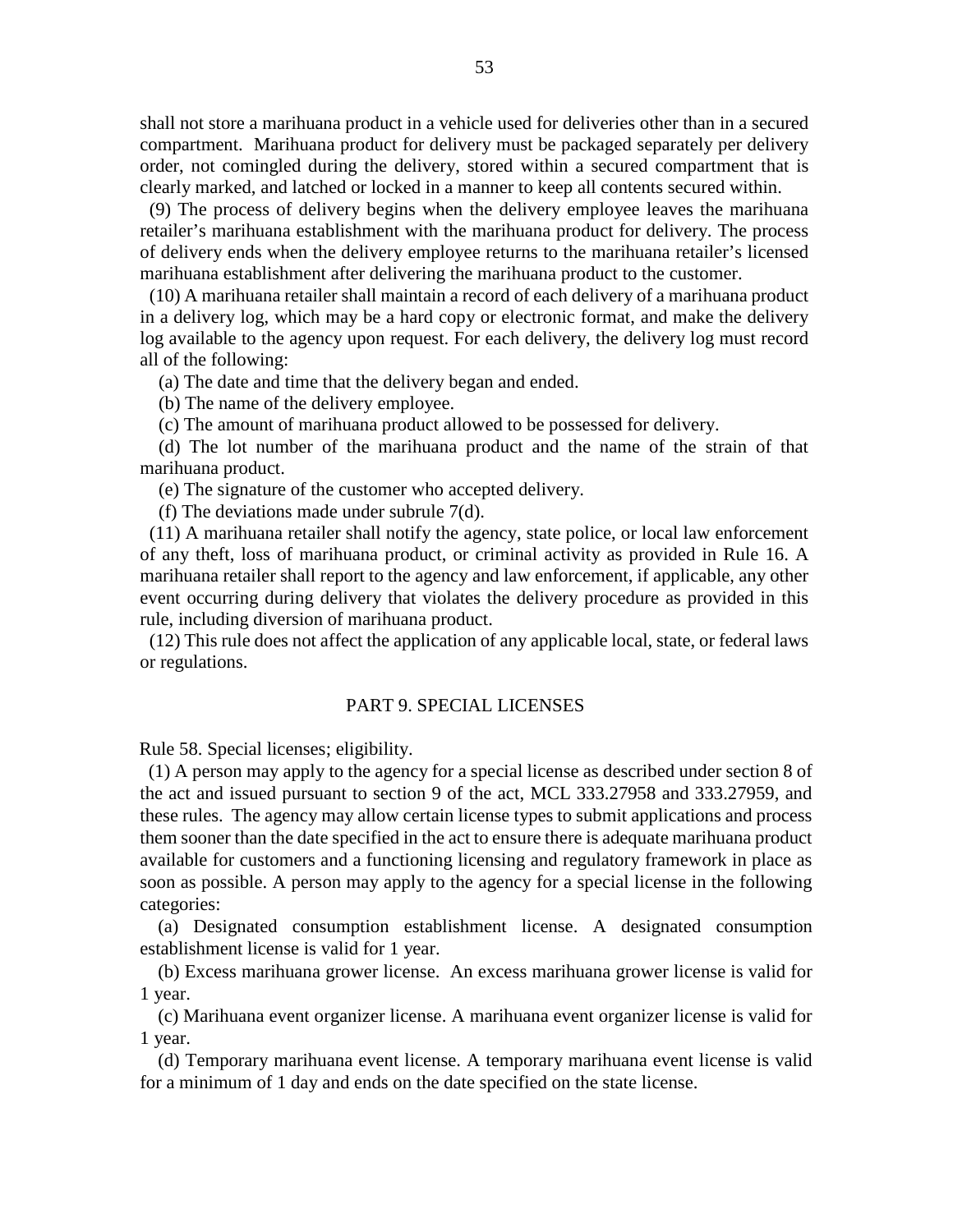shall not store a marihuana product in a vehicle used for deliveries other than in a secured compartment. Marihuana product for delivery must be packaged separately per delivery order, not comingled during the delivery, stored within a secured compartment that is clearly marked, and latched or locked in a manner to keep all contents secured within.

(9) The process of delivery begins when the delivery employee leaves the marihuana retailer's marihuana establishment with the marihuana product for delivery. The process of delivery ends when the delivery employee returns to the marihuana retailer's licensed marihuana establishment after delivering the marihuana product to the customer.

(10) A marihuana retailer shall maintain a record of each delivery of a marihuana product in a delivery log, which may be a hard copy or electronic format, and make the delivery log available to the agency upon request. For each delivery, the delivery log must record all of the following:

(a) The date and time that the delivery began and ended.

(b) The name of the delivery employee.

(c) The amount of marihuana product allowed to be possessed for delivery.

(d) The lot number of the marihuana product and the name of the strain of that marihuana product.

(e) The signature of the customer who accepted delivery.

(f) The deviations made under subrule 7(d).

(11) A marihuana retailer shall notify the agency, state police, or local law enforcement of any theft, loss of marihuana product, or criminal activity as provided in Rule 16. A marihuana retailer shall report to the agency and law enforcement, if applicable, any other event occurring during delivery that violates the delivery procedure as provided in this rule, including diversion of marihuana product.

(12) This rule does not affect the application of any applicable local, state, or federal laws or regulations.

## PART 9. SPECIAL LICENSES

Rule 58. Special licenses; eligibility.

(1) A person may apply to the agency for a special license as described under section 8 of the act and issued pursuant to section 9 of the act, MCL 333.27958 and 333.27959, and these rules. The agency may allow certain license types to submit applications and process them sooner than the date specified in the act to ensure there is adequate marihuana product available for customers and a functioning licensing and regulatory framework in place as soon as possible. A person may apply to the agency for a special license in the following categories:

(a) Designated consumption establishment license. A designated consumption establishment license is valid for 1 year.

(b) Excess marihuana grower license. An excess marihuana grower license is valid for 1 year.

(c) Marihuana event organizer license. A marihuana event organizer license is valid for 1 year.

(d) Temporary marihuana event license. A temporary marihuana event license is valid for a minimum of 1 day and ends on the date specified on the state license.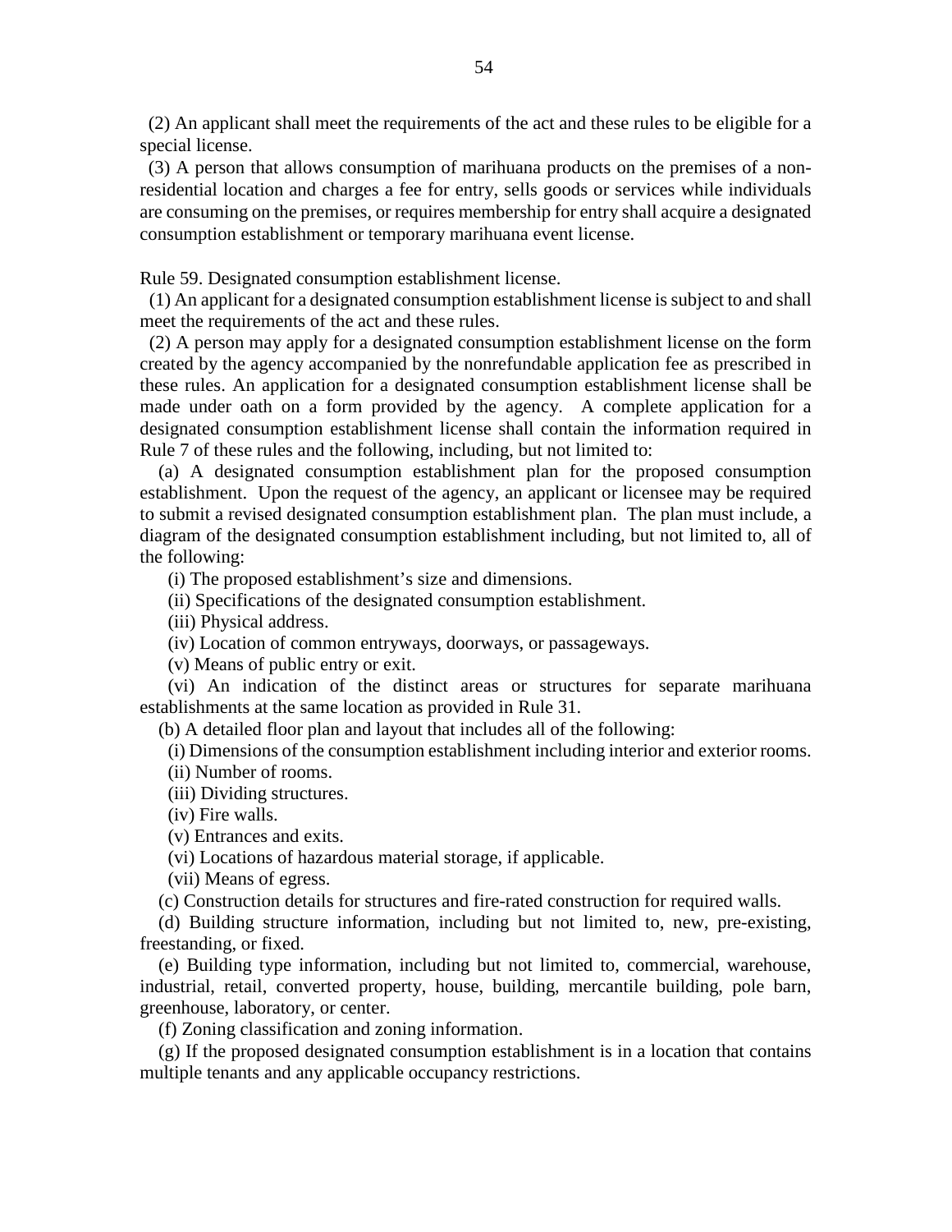(2) An applicant shall meet the requirements of the act and these rules to be eligible for a special license.

(3) A person that allows consumption of marihuana products on the premises of a non-residential location and charges a fee for entry, sells goods or services while individuals are consuming on the premises, or requires membership for entry shall acquire a designated consumption establishment or temporary marihuana event license.

Rule 59. Designated consumption establishment license.

(1) An applicant for a designated consumption establishment license is subject to and shall meet the requirements of the act and these rules.

(2) A person may apply for a designated consumption establishment license on the form created by the agency accompanied by the nonrefundable application fee as prescribed in these rules. An application for a designated consumption establishment license shall be made under oath on a form provided by the agency. A complete application for a designated consumption establishment license shall contain the information required in Rule 7 of these rules and the following, including, but not limited to:

(a) A designated consumption establishment plan for the proposed consumption establishment. Upon the request of the agency, an applicant or licensee may be required to submit a revised designated consumption establishment plan. The plan must include, a diagram of the designated consumption establishment including, but not limited to, all of the following:

(i) The proposed establishment's size and dimensions.

(ii) Specifications of the designated consumption establishment.

(iii) Physical address.

(iv) Location of common entryways, doorways, or passageways.

(v) Means of public entry or exit.

(vi) An indication of the distinct areas or structures for separate marihuana establishments at the same location as provided in Rule 31.

(b) A detailed floor plan and layout that includes all of the following:

(i) Dimensions of the consumption establishment including interior and exterior rooms.

(ii) Number of rooms.

(iii) Dividing structures.

(iv) Fire walls.

(v) Entrances and exits.

(vi) Locations of hazardous material storage, if applicable.

(vii) Means of egress.

(c) Construction details for structures and fire-rated construction for required walls.

(d) Building structure information, including but not limited to, new, pre-existing, freestanding, or fixed.

(e) Building type information, including but not limited to, commercial, warehouse, industrial, retail, converted property, house, building, mercantile building, pole barn, greenhouse, laboratory, or center.

(f) Zoning classification and zoning information.

(g) If the proposed designated consumption establishment is in a location that contains multiple tenants and any applicable occupancy restrictions.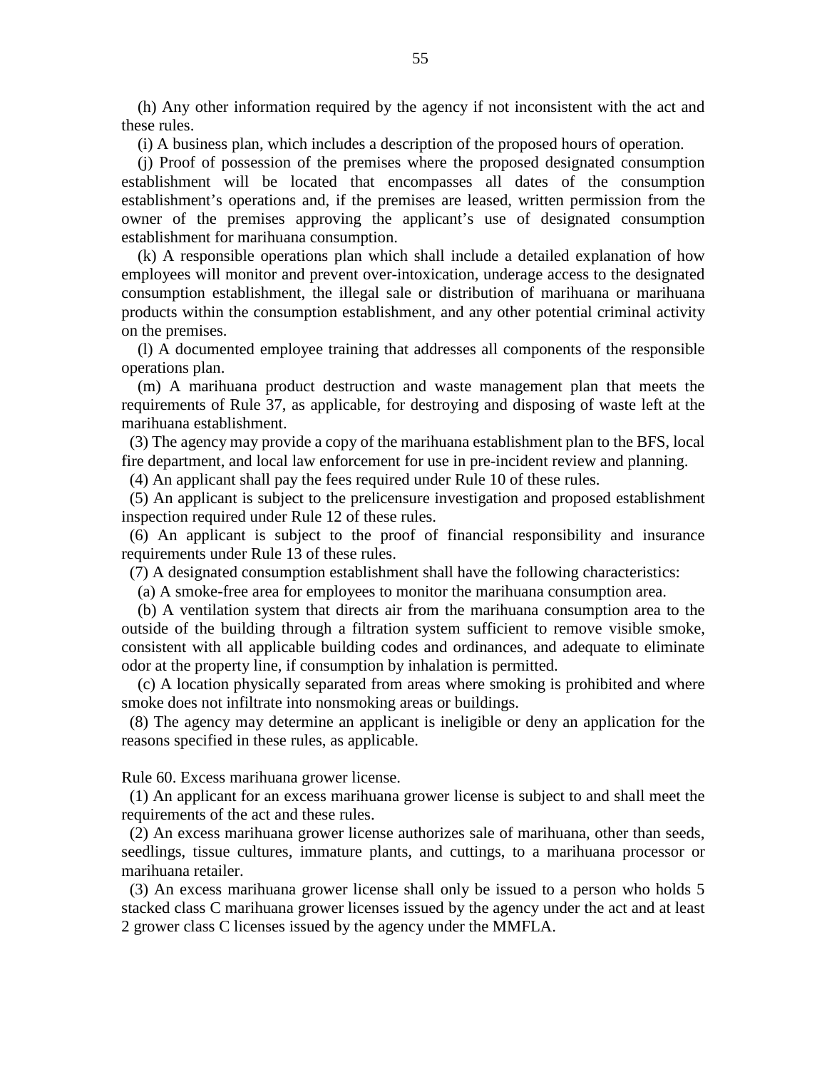(h) Any other information required by the agency if not inconsistent with the act and these rules.

(i) A business plan, which includes a description of the proposed hours of operation.

(j) Proof of possession of the premises where the proposed designated consumption establishment will be located that encompasses all dates of the consumption establishment's operations and, if the premises are leased, written permission from the owner of the premises approving the applicant's use of designated consumption establishment for marihuana consumption.

(k) A responsible operations plan which shall include a detailed explanation of how employees will monitor and prevent over-intoxication, underage access to the designated consumption establishment, the illegal sale or distribution of marihuana or marihuana products within the consumption establishment, and any other potential criminal activity on the premises.

(l) A documented employee training that addresses all components of the responsible operations plan.

(m) A marihuana product destruction and waste management plan that meets the requirements of Rule 37, as applicable, for destroying and disposing of waste left at the marihuana establishment.

(3) The agency may provide a copy of the marihuana establishment plan to the BFS, local fire department, and local law enforcement for use in pre-incident review and planning.

(4) An applicant shall pay the fees required under Rule 10 of these rules.

(5) An applicant is subject to the prelicensure investigation and proposed establishment inspection required under Rule 12 of these rules.

(6) An applicant is subject to the proof of financial responsibility and insurance requirements under Rule 13 of these rules.

(7) A designated consumption establishment shall have the following characteristics:

(a) A smoke-free area for employees to monitor the marihuana consumption area.

(b) A ventilation system that directs air from the marihuana consumption area to the outside of the building through a filtration system sufficient to remove visible smoke, consistent with all applicable building codes and ordinances, and adequate to eliminate odor at the property line, if consumption by inhalation is permitted.

(c) A location physically separated from areas where smoking is prohibited and where smoke does not infiltrate into nonsmoking areas or buildings.

(8) The agency may determine an applicant is ineligible or deny an application for the reasons specified in these rules, as applicable.

Rule 60. Excess marihuana grower license.

(1) An applicant for an excess marihuana grower license is subject to and shall meet the requirements of the act and these rules.

(2) An excess marihuana grower license authorizes sale of marihuana, other than seeds, seedlings, tissue cultures, immature plants, and cuttings, to a marihuana processor or marihuana retailer.

(3) An excess marihuana grower license shall only be issued to a person who holds 5 stacked class C marihuana grower licenses issued by the agency under the act and at least 2 grower class C licenses issued by the agency under the MMFLA.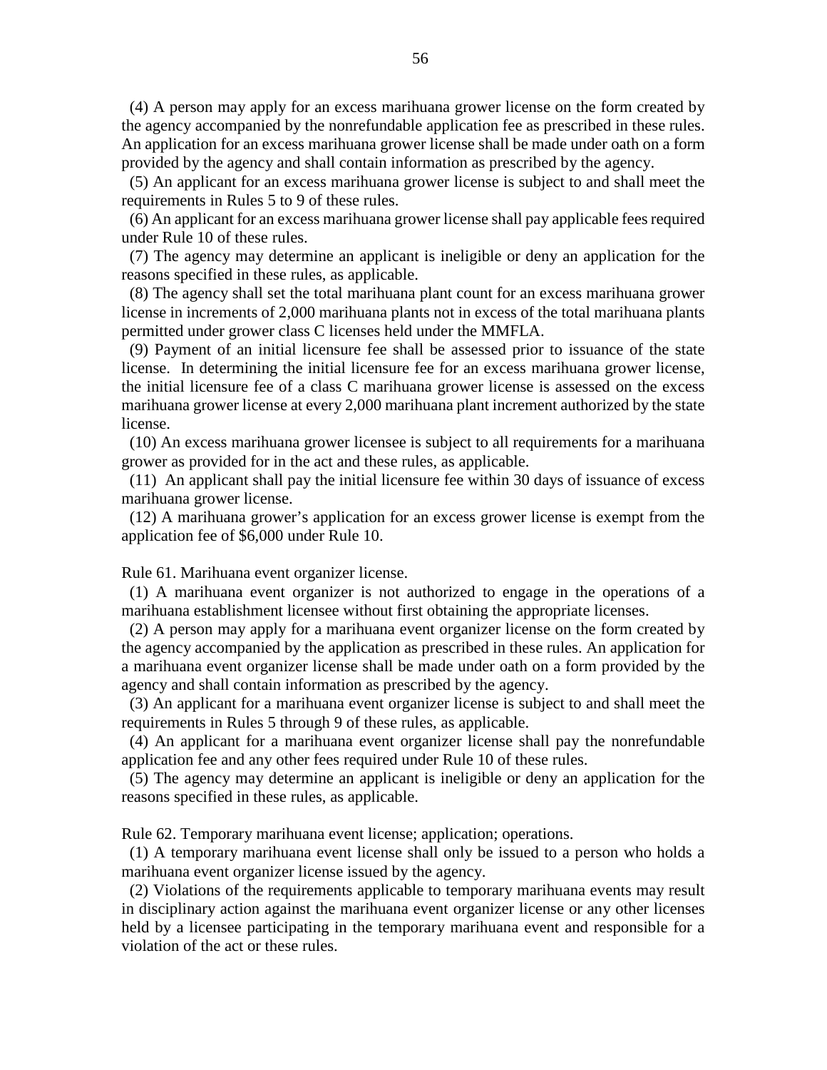(4) A person may apply for an excess marihuana grower license on the form created by the agency accompanied by the nonrefundable application fee as prescribed in these rules. An application for an excess marihuana grower license shall be made under oath on a form provided by the agency and shall contain information as prescribed by the agency.

(5) An applicant for an excess marihuana grower license is subject to and shall meet the requirements in Rules 5 to 9 of these rules.

(6) An applicant for an excess marihuana grower license shall pay applicable fees required under Rule 10 of these rules.

(7) The agency may determine an applicant is ineligible or deny an application for the reasons specified in these rules, as applicable.

(8) The agency shall set the total marihuana plant count for an excess marihuana grower license in increments of 2,000 marihuana plants not in excess of the total marihuana plants permitted under grower class C licenses held under the MMFLA.

(9) Payment of an initial licensure fee shall be assessed prior to issuance of the state license. In determining the initial licensure fee for an excess marihuana grower license, the initial licensure fee of a class C marihuana grower license is assessed on the excess marihuana grower license at every 2,000 marihuana plant increment authorized by the state license.

(10) An excess marihuana grower licensee is subject to all requirements for a marihuana grower as provided for in the act and these rules, as applicable.

(11) An applicant shall pay the initial licensure fee within 30 days of issuance of excess marihuana grower license.

(12) A marihuana grower's application for an excess grower license is exempt from the application fee of $6,000 under Rule 10.

Rule 61. Marihuana event organizer license.

(1) A marihuana event organizer is not authorized to engage in the operations of a marihuana establishment licensee without first obtaining the appropriate licenses.

(2) A person may apply for a marihuana event organizer license on the form created by the agency accompanied by the application as prescribed in these rules. An application for a marihuana event organizer license shall be made under oath on a form provided by the agency and shall contain information as prescribed by the agency.

(3) An applicant for a marihuana event organizer license is subject to and shall meet the requirements in Rules 5 through 9 of these rules, as applicable.

(4) An applicant for a marihuana event organizer license shall pay the nonrefundable application fee and any other fees required under Rule 10 of these rules.

(5) The agency may determine an applicant is ineligible or deny an application for the reasons specified in these rules, as applicable.

Rule 62. Temporary marihuana event license; application; operations.

(1) A temporary marihuana event license shall only be issued to a person who holds a marihuana event organizer license issued by the agency.

(2) Violations of the requirements applicable to temporary marihuana events may result in disciplinary action against the marihuana event organizer license or any other licenses held by a licensee participating in the temporary marihuana event and responsible for a violation of the act or these rules.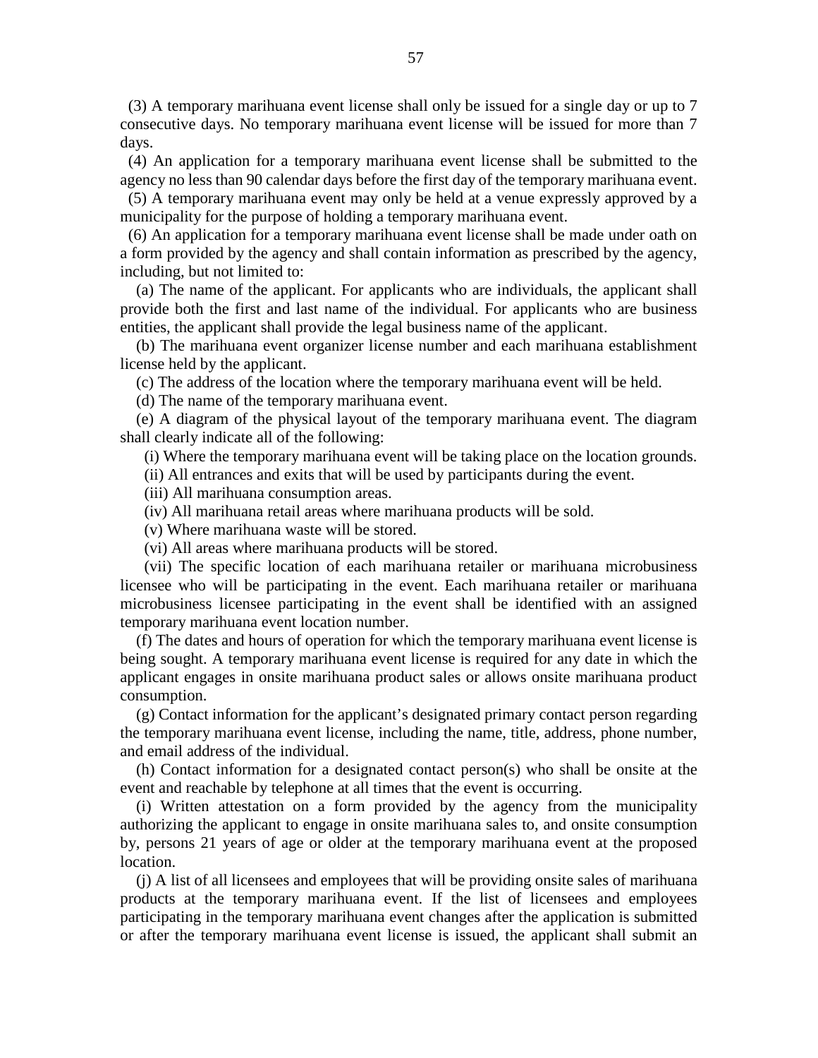(3) A temporary marihuana event license shall only be issued for a single day or up to 7 consecutive days. No temporary marihuana event license will be issued for more than 7 days.

(4) An application for a temporary marihuana event license shall be submitted to the agency no less than 90 calendar days before the first day of the temporary marihuana event.

(5) A temporary marihuana event may only be held at a venue expressly approved by a municipality for the purpose of holding a temporary marihuana event.

(6) An application for a temporary marihuana event license shall be made under oath on a form provided by the agency and shall contain information as prescribed by the agency, including, but not limited to:

(a) The name of the applicant. For applicants who are individuals, the applicant shall provide both the first and last name of the individual. For applicants who are business entities, the applicant shall provide the legal business name of the applicant.

(b) The marihuana event organizer license number and each marihuana establishment license held by the applicant.

(c) The address of the location where the temporary marihuana event will be held.

(d) The name of the temporary marihuana event.

(e) A diagram of the physical layout of the temporary marihuana event. The diagram shall clearly indicate all of the following:

(i) Where the temporary marihuana event will be taking place on the location grounds.

(ii) All entrances and exits that will be used by participants during the event.

(iii) All marihuana consumption areas.

(iv) All marihuana retail areas where marihuana products will be sold.

(v) Where marihuana waste will be stored.

(vi) All areas where marihuana products will be stored.

(vii) The specific location of each marihuana retailer or marihuana microbusiness licensee who will be participating in the event. Each marihuana retailer or marihuana microbusiness licensee participating in the event shall be identified with an assigned temporary marihuana event location number.

(f) The dates and hours of operation for which the temporary marihuana event license is being sought. A temporary marihuana event license is required for any date in which the applicant engages in onsite marihuana product sales or allows onsite marihuana product consumption.

(g) Contact information for the applicant's designated primary contact person regarding the temporary marihuana event license, including the name, title, address, phone number, and email address of the individual.

(h) Contact information for a designated contact person(s) who shall be onsite at the event and reachable by telephone at all times that the event is occurring.

(i) Written attestation on a form provided by the agency from the municipality authorizing the applicant to engage in onsite marihuana sales to, and onsite consumption by, persons 21 years of age or older at the temporary marihuana event at the proposed location.

(j) A list of all licensees and employees that will be providing onsite sales of marihuana products at the temporary marihuana event. If the list of licensees and employees participating in the temporary marihuana event changes after the application is submitted or after the temporary marihuana event license is issued, the applicant shall submit an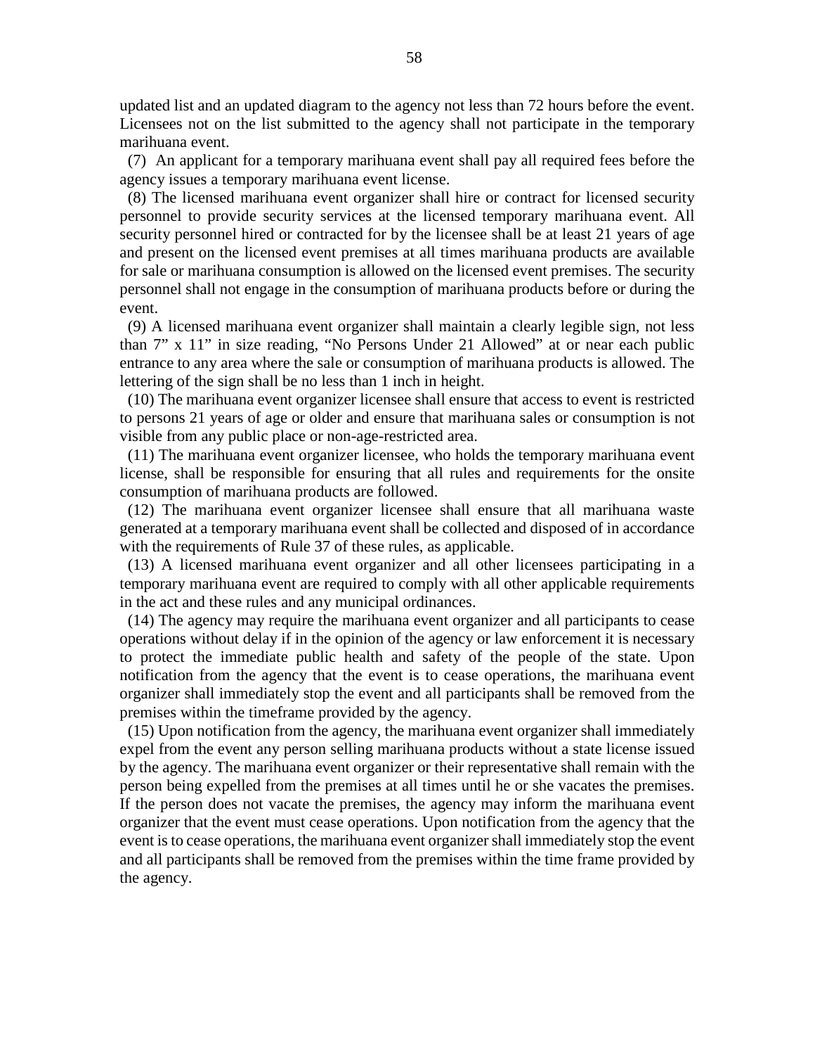updated list and an updated diagram to the agency not less than 72 hours before the event. Licensees not on the list submitted to the agency shall not participate in the temporary marihuana event.

(7) An applicant for a temporary marihuana event shall pay all required fees before the agency issues a temporary marihuana event license.

(8) The licensed marihuana event organizer shall hire or contract for licensed security personnel to provide security services at the licensed temporary marihuana event. All security personnel hired or contracted for by the licensee shall be at least 21 years of age and present on the licensed event premises at all times marihuana products are available for sale or marihuana consumption is allowed on the licensed event premises. The security personnel shall not engage in the consumption of marihuana products before or during the event.

(9) A licensed marihuana event organizer shall maintain a clearly legible sign, not less than 7" x 11" in size reading, "No Persons Under 21 Allowed" at or near each public entrance to any area where the sale or consumption of marihuana products is allowed. The lettering of the sign shall be no less than 1 inch in height.

(10) The marihuana event organizer licensee shall ensure that access to event is restricted to persons 21 years of age or older and ensure that marihuana sales or consumption is not visible from any public place or non-age-restricted area.

(11) The marihuana event organizer licensee, who holds the temporary marihuana event license, shall be responsible for ensuring that all rules and requirements for the onsite consumption of marihuana products are followed.

(12) The marihuana event organizer licensee shall ensure that all marihuana waste generated at a temporary marihuana event shall be collected and disposed of in accordance with the requirements of Rule 37 of these rules, as applicable.

(13) A licensed marihuana event organizer and all other licensees participating in a temporary marihuana event are required to comply with all other applicable requirements in the act and these rules and any municipal ordinances.

(14) The agency may require the marihuana event organizer and all participants to cease operations without delay if in the opinion of the agency or law enforcement it is necessary to protect the immediate public health and safety of the people of the state. Upon notification from the agency that the event is to cease operations, the marihuana event organizer shall immediately stop the event and all participants shall be removed from the premises within the timeframe provided by the agency.

(15) Upon notification from the agency, the marihuana event organizer shall immediately expel from the event any person selling marihuana products without a state license issued by the agency. The marihuana event organizer or their representative shall remain with the person being expelled from the premises at all times until he or she vacates the premises. If the person does not vacate the premises, the agency may inform the marihuana event organizer that the event must cease operations. Upon notification from the agency that the event is to cease operations, the marihuana event organizer shall immediately stop the event and all participants shall be removed from the premises within the time frame provided by the agency.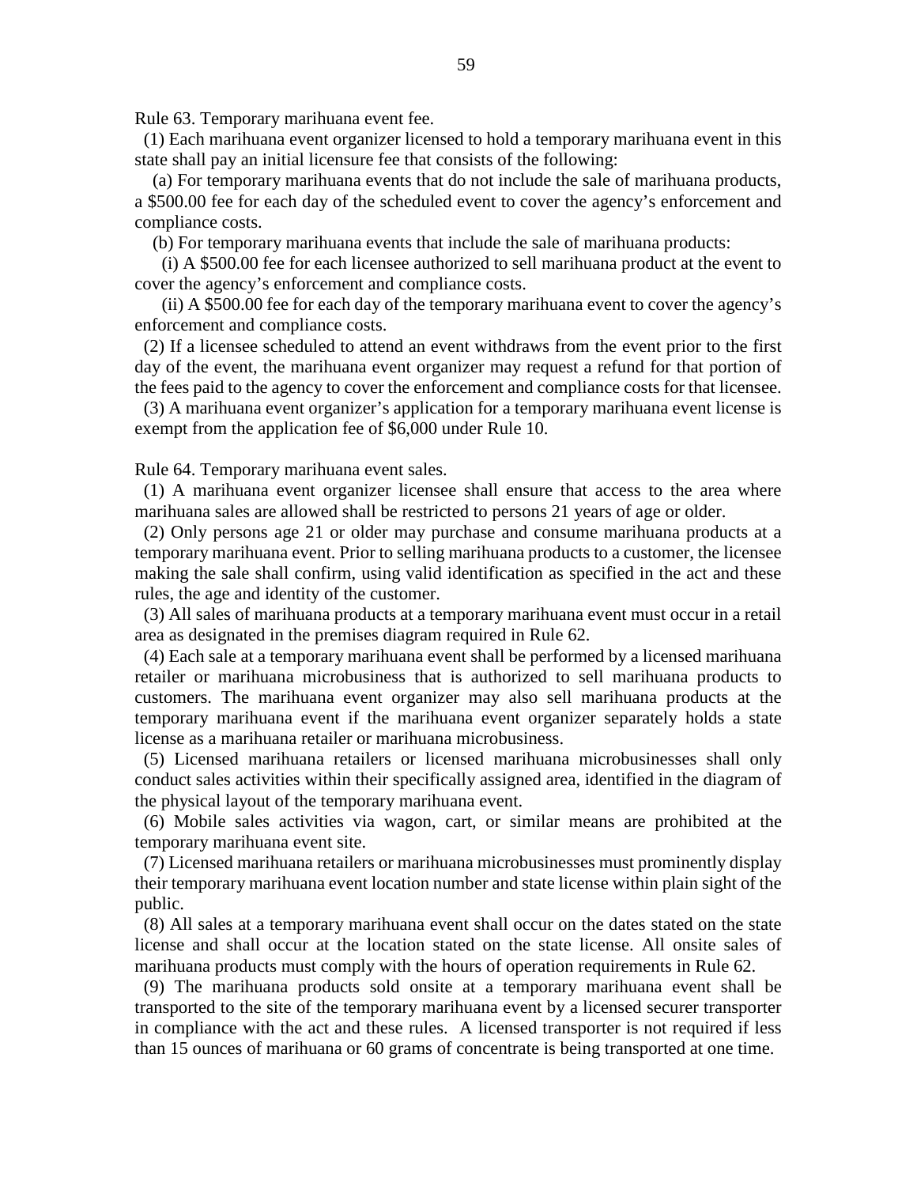Rule 63. Temporary marihuana event fee.

(1) Each marihuana event organizer licensed to hold a temporary marihuana event in this state shall pay an initial licensure fee that consists of the following:

(a) For temporary marihuana events that do not include the sale of marihuana products, a $500.00 fee for each day of the scheduled event to cover the agency's enforcement and compliance costs.

(b) For temporary marihuana events that include the sale of marihuana products:

(i) A $500.00 fee for each licensee authorized to sell marihuana product at the event to cover the agency's enforcement and compliance costs.

(ii) A $500.00 fee for each day of the temporary marihuana event to cover the agency's enforcement and compliance costs.

(2) If a licensee scheduled to attend an event withdraws from the event prior to the first day of the event, the marihuana event organizer may request a refund for that portion of the fees paid to the agency to cover the enforcement and compliance costs for that licensee.

(3) A marihuana event organizer's application for a temporary marihuana event license is exempt from the application fee of $6,000 under Rule 10.

Rule 64. Temporary marihuana event sales.

(1) A marihuana event organizer licensee shall ensure that access to the area where marihuana sales are allowed shall be restricted to persons 21 years of age or older.

(2) Only persons age 21 or older may purchase and consume marihuana products at a temporary marihuana event. Prior to selling marihuana products to a customer, the licensee making the sale shall confirm, using valid identification as specified in the act and these rules, the age and identity of the customer.

(3) All sales of marihuana products at a temporary marihuana event must occur in a retail area as designated in the premises diagram required in Rule 62.

(4) Each sale at a temporary marihuana event shall be performed by a licensed marihuana retailer or marihuana microbusiness that is authorized to sell marihuana products to customers. The marihuana event organizer may also sell marihuana products at the temporary marihuana event if the marihuana event organizer separately holds a state license as a marihuana retailer or marihuana microbusiness.

(5) Licensed marihuana retailers or licensed marihuana microbusinesses shall only conduct sales activities within their specifically assigned area, identified in the diagram of the physical layout of the temporary marihuana event.

(6) Mobile sales activities via wagon, cart, or similar means are prohibited at the temporary marihuana event site.

(7) Licensed marihuana retailers or marihuana microbusinesses must prominently display their temporary marihuana event location number and state license within plain sight of the public.

(8) All sales at a temporary marihuana event shall occur on the dates stated on the state license and shall occur at the location stated on the state license. All onsite sales of marihuana products must comply with the hours of operation requirements in Rule 62.

(9) The marihuana products sold onsite at a temporary marihuana event shall be transported to the site of the temporary marihuana event by a licensed securer transporter in compliance with the act and these rules. A licensed transporter is not required if less than 15 ounces of marihuana or 60 grams of concentrate is being transported at one time.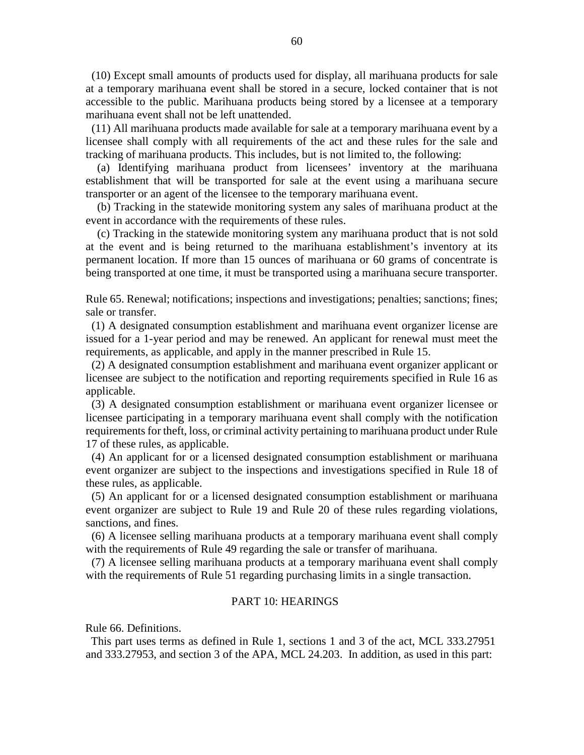(10) Except small amounts of products used for display, all marihuana products for sale at a temporary marihuana event shall be stored in a secure, locked container that is not accessible to the public. Marihuana products being stored by a licensee at a temporary marihuana event shall not be left unattended.

(11) All marihuana products made available for sale at a temporary marihuana event by a licensee shall comply with all requirements of the act and these rules for the sale and tracking of marihuana products. This includes, but is not limited to, the following:

(a) Identifying marihuana product from licensees' inventory at the marihuana establishment that will be transported for sale at the event using a marihuana secure transporter or an agent of the licensee to the temporary marihuana event.

(b) Tracking in the statewide monitoring system any sales of marihuana product at the event in accordance with the requirements of these rules.

(c) Tracking in the statewide monitoring system any marihuana product that is not sold at the event and is being returned to the marihuana establishment's inventory at its permanent location. If more than 15 ounces of marihuana or 60 grams of concentrate is being transported at one time, it must be transported using a marihuana secure transporter.

Rule 65. Renewal; notifications; inspections and investigations; penalties; sanctions; fines; sale or transfer.

(1) A designated consumption establishment and marihuana event organizer license are issued for a 1-year period and may be renewed. An applicant for renewal must meet the requirements, as applicable, and apply in the manner prescribed in Rule 15.

(2) A designated consumption establishment and marihuana event organizer applicant or licensee are subject to the notification and reporting requirements specified in Rule 16 as applicable.

(3) A designated consumption establishment or marihuana event organizer licensee or licensee participating in a temporary marihuana event shall comply with the notification requirements for theft, loss, or criminal activity pertaining to marihuana product under Rule 17 of these rules, as applicable.

(4) An applicant for or a licensed designated consumption establishment or marihuana event organizer are subject to the inspections and investigations specified in Rule 18 of these rules, as applicable.

(5) An applicant for or a licensed designated consumption establishment or marihuana event organizer are subject to Rule 19 and Rule 20 of these rules regarding violations, sanctions, and fines.

(6) A licensee selling marihuana products at a temporary marihuana event shall comply with the requirements of Rule 49 regarding the sale or transfer of marihuana.

(7) A licensee selling marihuana products at a temporary marihuana event shall comply with the requirements of Rule 51 regarding purchasing limits in a single transaction.

## PART 10: HEARINGS

Rule 66. Definitions.

This part uses terms as defined in Rule 1, sections 1 and 3 of the act, MCL 333.27951 and 333.27953, and section 3 of the APA, MCL 24.203. In addition, as used in this part: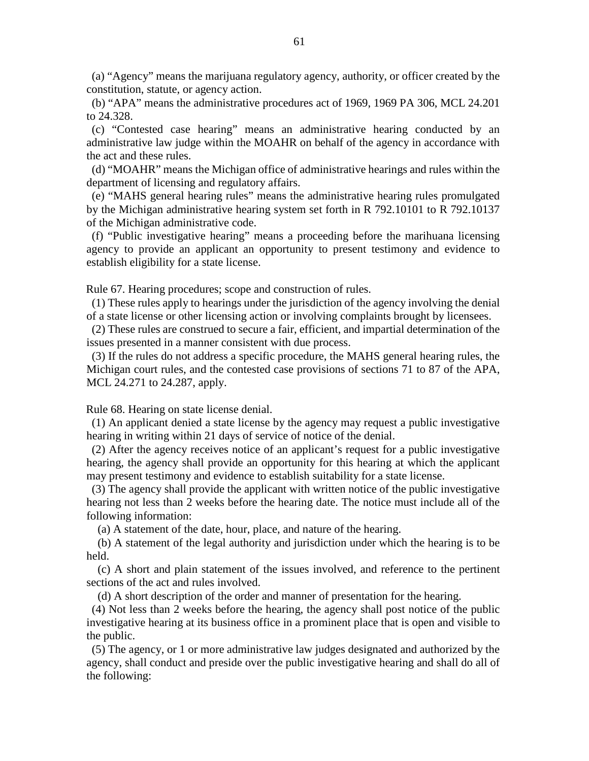(a) "Agency" means the marijuana regulatory agency, authority, or officer created by the constitution, statute, or agency action.

(b) "APA" means the administrative procedures act of 1969, 1969 PA 306, MCL 24.201 to 24.328.

(c) "Contested case hearing" means an administrative hearing conducted by an administrative law judge within the MOAHR on behalf of the agency in accordance with the act and these rules.

(d) "MOAHR" means the Michigan office of administrative hearings and rules within the department of licensing and regulatory affairs.

(e) "MAHS general hearing rules" means the administrative hearing rules promulgated by the Michigan administrative hearing system set forth in R 792.10101 to R 792.10137 of the Michigan administrative code.

(f) "Public investigative hearing" means a proceeding before the marihuana licensing agency to provide an applicant an opportunity to present testimony and evidence to establish eligibility for a state license.

Rule 67. Hearing procedures; scope and construction of rules.

(1) These rules apply to hearings under the jurisdiction of the agency involving the denial of a state license or other licensing action or involving complaints brought by licensees.

(2) These rules are construed to secure a fair, efficient, and impartial determination of the issues presented in a manner consistent with due process.

(3) If the rules do not address a specific procedure, the MAHS general hearing rules, the Michigan court rules, and the contested case provisions of sections 71 to 87 of the APA, MCL 24.271 to 24.287, apply.

Rule 68. Hearing on state license denial.

(1) An applicant denied a state license by the agency may request a public investigative hearing in writing within 21 days of service of notice of the denial.

(2) After the agency receives notice of an applicant's request for a public investigative hearing, the agency shall provide an opportunity for this hearing at which the applicant may present testimony and evidence to establish suitability for a state license.

(3) The agency shall provide the applicant with written notice of the public investigative hearing not less than 2 weeks before the hearing date. The notice must include all of the following information:

(a) A statement of the date, hour, place, and nature of the hearing.

(b) A statement of the legal authority and jurisdiction under which the hearing is to be held.

(c) A short and plain statement of the issues involved, and reference to the pertinent sections of the act and rules involved.

(d) A short description of the order and manner of presentation for the hearing.

(4) Not less than 2 weeks before the hearing, the agency shall post notice of the public investigative hearing at its business office in a prominent place that is open and visible to the public.

(5) The agency, or 1 or more administrative law judges designated and authorized by the agency, shall conduct and preside over the public investigative hearing and shall do all of the following: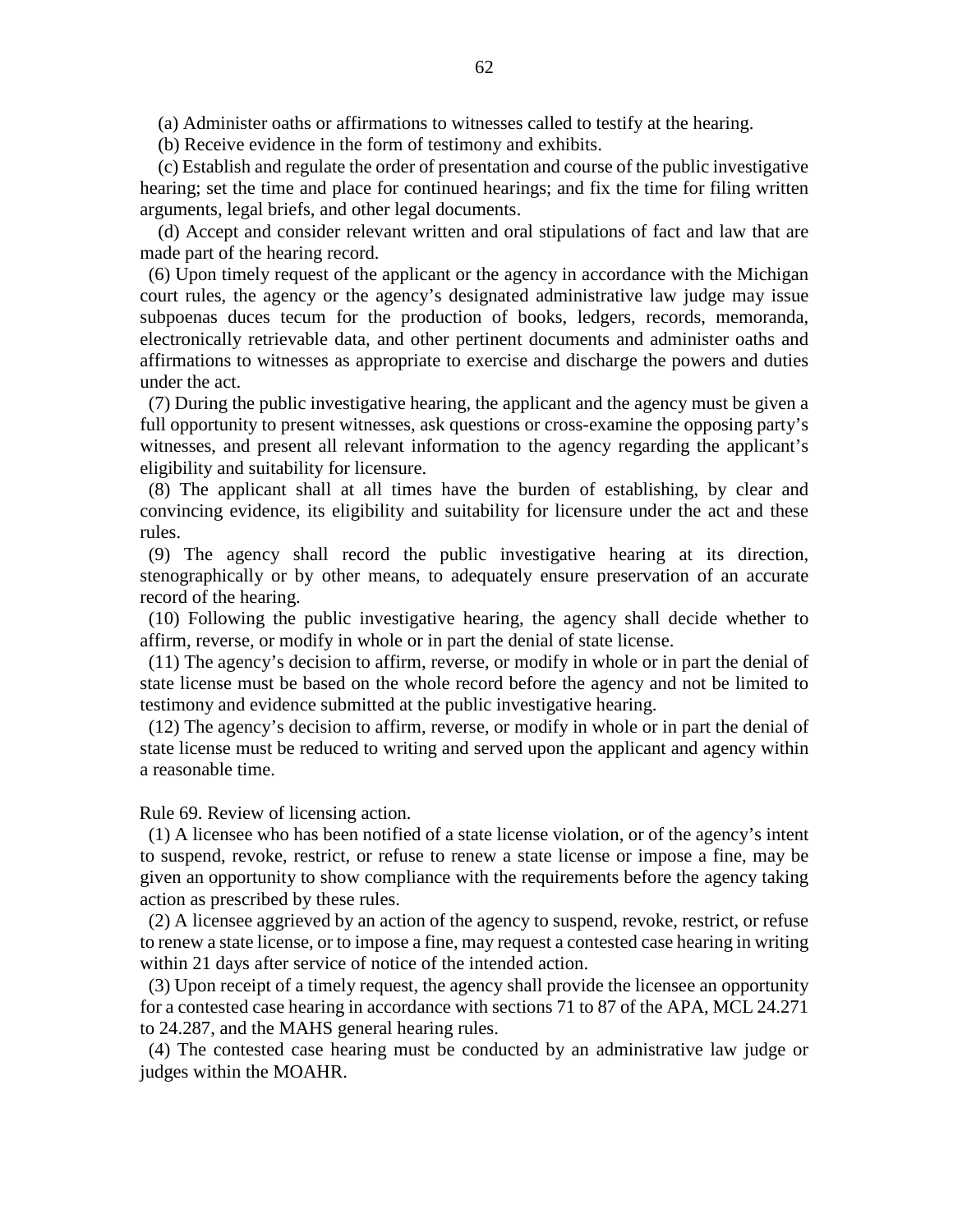(a) Administer oaths or affirmations to witnesses called to testify at the hearing.

(b) Receive evidence in the form of testimony and exhibits.

(c) Establish and regulate the order of presentation and course of the public investigative hearing; set the time and place for continued hearings; and fix the time for filing written arguments, legal briefs, and other legal documents.

(d) Accept and consider relevant written and oral stipulations of fact and law that are made part of the hearing record.

(6) Upon timely request of the applicant or the agency in accordance with the Michigan court rules, the agency or the agency's designated administrative law judge may issue subpoenas duces tecum for the production of books, ledgers, records, memoranda, electronically retrievable data, and other pertinent documents and administer oaths and affirmations to witnesses as appropriate to exercise and discharge the powers and duties under the act.

(7) During the public investigative hearing, the applicant and the agency must be given a full opportunity to present witnesses, ask questions or cross-examine the opposing party's witnesses, and present all relevant information to the agency regarding the applicant's eligibility and suitability for licensure.

(8) The applicant shall at all times have the burden of establishing, by clear and convincing evidence, its eligibility and suitability for licensure under the act and these rules.

(9) The agency shall record the public investigative hearing at its direction, stenographically or by other means, to adequately ensure preservation of an accurate record of the hearing.

(10) Following the public investigative hearing, the agency shall decide whether to affirm, reverse, or modify in whole or in part the denial of state license.

(11) The agency's decision to affirm, reverse, or modify in whole or in part the denial of state license must be based on the whole record before the agency and not be limited to testimony and evidence submitted at the public investigative hearing.

(12) The agency's decision to affirm, reverse, or modify in whole or in part the denial of state license must be reduced to writing and served upon the applicant and agency within a reasonable time.

Rule 69. Review of licensing action.

(1) A licensee who has been notified of a state license violation, or of the agency's intent to suspend, revoke, restrict, or refuse to renew a state license or impose a fine, may be given an opportunity to show compliance with the requirements before the agency taking action as prescribed by these rules.

(2) A licensee aggrieved by an action of the agency to suspend, revoke, restrict, or refuse to renew a state license, or to impose a fine, may request a contested case hearing in writing within 21 days after service of notice of the intended action.

(3) Upon receipt of a timely request, the agency shall provide the licensee an opportunity for a contested case hearing in accordance with sections 71 to 87 of the APA, MCL 24.271 to 24.287, and the MAHS general hearing rules.

(4) The contested case hearing must be conducted by an administrative law judge or judges within the MOAHR.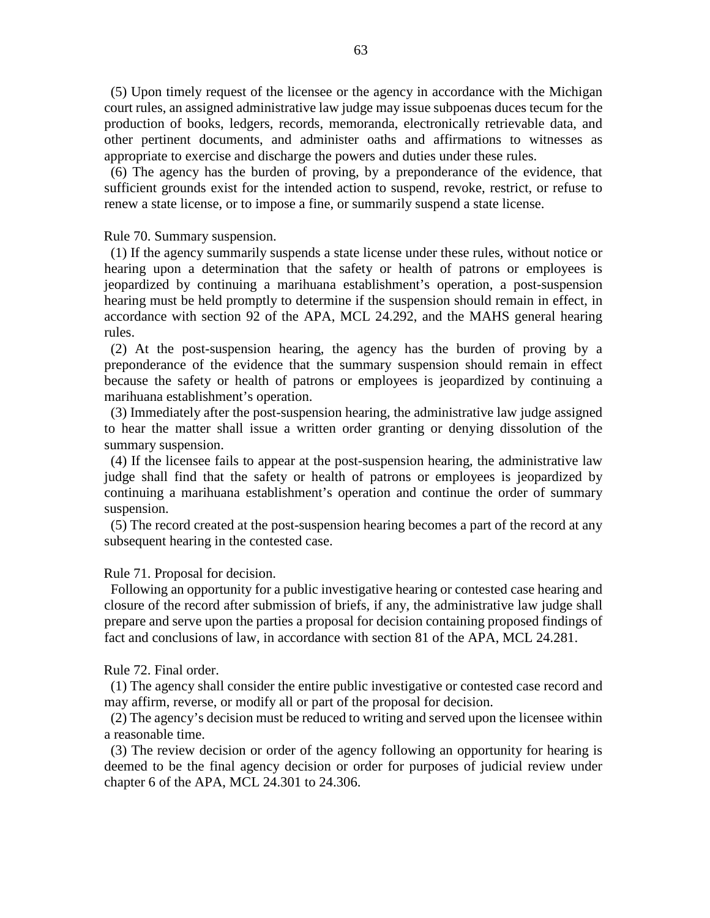(5) Upon timely request of the licensee or the agency in accordance with the Michigan court rules, an assigned administrative law judge may issue subpoenas duces tecum for the production of books, ledgers, records, memoranda, electronically retrievable data, and other pertinent documents, and administer oaths and affirmations to witnesses as appropriate to exercise and discharge the powers and duties under these rules.

(6) The agency has the burden of proving, by a preponderance of the evidence, that sufficient grounds exist for the intended action to suspend, revoke, restrict, or refuse to renew a state license, or to impose a fine, or summarily suspend a state license.

Rule 70. Summary suspension.

(1) If the agency summarily suspends a state license under these rules, without notice or hearing upon a determination that the safety or health of patrons or employees is jeopardized by continuing a marihuana establishment's operation, a post-suspension hearing must be held promptly to determine if the suspension should remain in effect, in accordance with section 92 of the APA, MCL 24.292, and the MAHS general hearing rules.

(2) At the post-suspension hearing, the agency has the burden of proving by a preponderance of the evidence that the summary suspension should remain in effect because the safety or health of patrons or employees is jeopardized by continuing a marihuana establishment's operation.

(3) Immediately after the post-suspension hearing, the administrative law judge assigned to hear the matter shall issue a written order granting or denying dissolution of the summary suspension.

(4) If the licensee fails to appear at the post-suspension hearing, the administrative law judge shall find that the safety or health of patrons or employees is jeopardized by continuing a marihuana establishment's operation and continue the order of summary suspension.

(5) The record created at the post-suspension hearing becomes a part of the record at any subsequent hearing in the contested case.

Rule 71. Proposal for decision.

Following an opportunity for a public investigative hearing or contested case hearing and closure of the record after submission of briefs, if any, the administrative law judge shall prepare and serve upon the parties a proposal for decision containing proposed findings of fact and conclusions of law, in accordance with section 81 of the APA, MCL 24.281.

Rule 72. Final order.

(1) The agency shall consider the entire public investigative or contested case record and may affirm, reverse, or modify all or part of the proposal for decision.

(2) The agency's decision must be reduced to writing and served upon the licensee within a reasonable time.

(3) The review decision or order of the agency following an opportunity for hearing is deemed to be the final agency decision or order for purposes of judicial review under chapter 6 of the APA, MCL 24.301 to 24.306.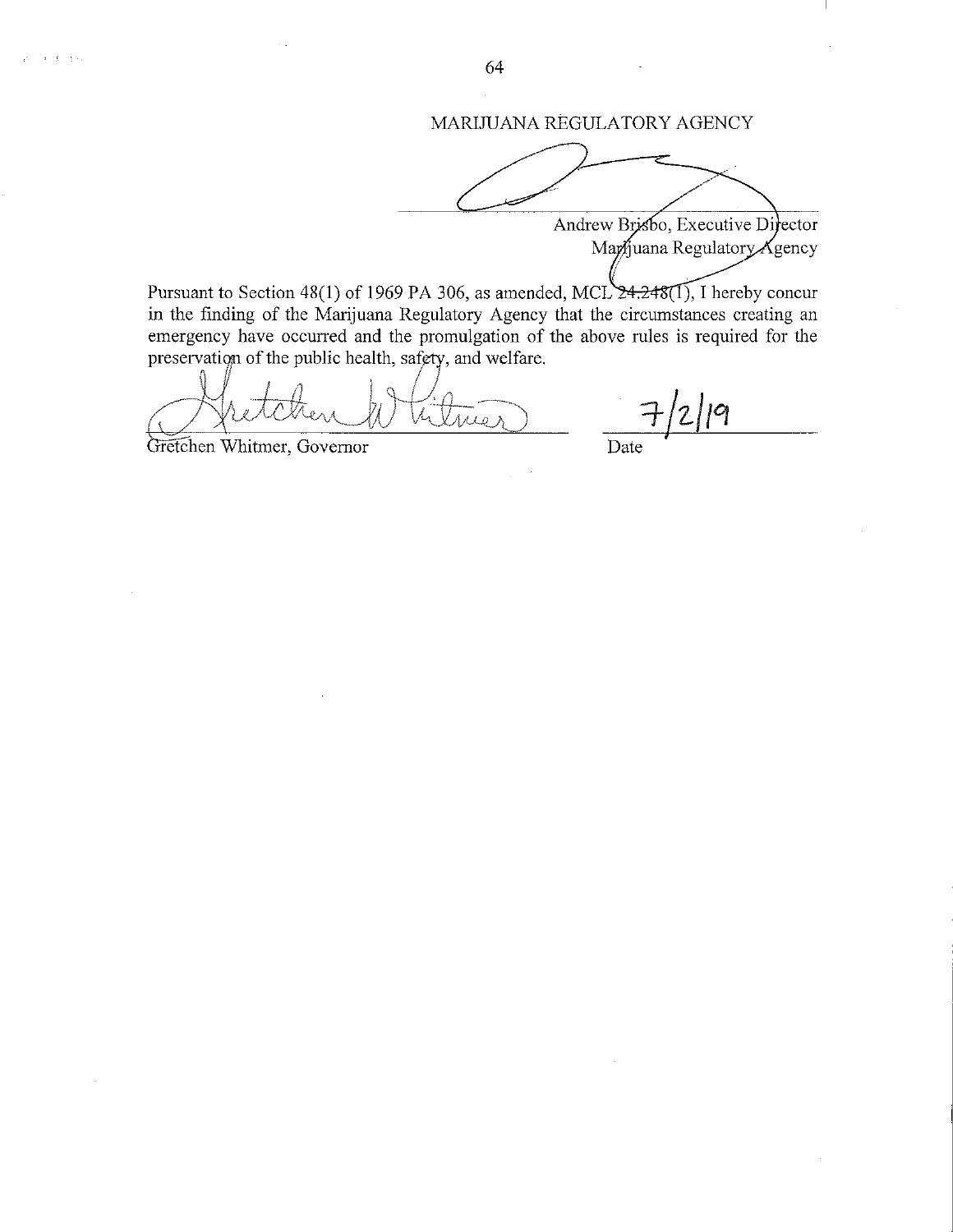MARIJUANA REGULATORY AGENCY

Andrew Brisbo, Executive Director
Marijuana Regulatory Agency

Pursuant to Section 48(1) of 1969 PA 306, as amended, MCL 24.248(1), I hereby concur in the finding of the Marijuana Regulatory Agency that the circumstances creating an emergency have occurred and the promulgation of the above rules is required for the preservation of the public health, safety, and welfare.

| | |
|---|---|
| Gretchen Whitmer, Governor | 7/2/19<br>Date |